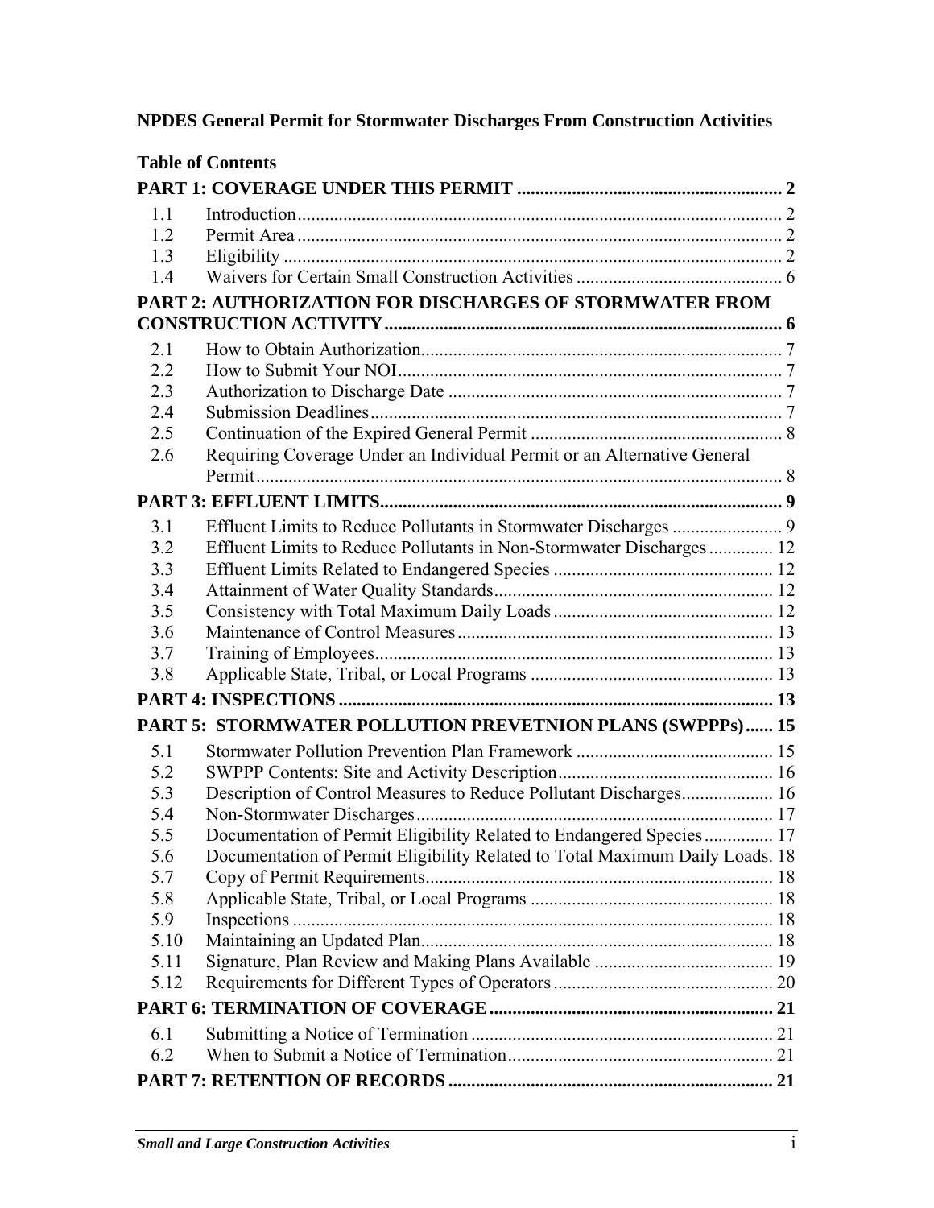**NPDES General Permit for Stormwater Discharges From Construction Activities**

**Table of Contents**

**PART 1: COVERAGE UNDER THIS PERMIT .......... 2**

- 1.1 Introduction .......... 2
- 1.2 Permit Area .......... 2
- 1.3 Eligibility .......... 2
- 1.4 Waivers for Certain Small Construction Activities .......... 6

**PART 2: AUTHORIZATION FOR DISCHARGES OF STORMWATER FROM CONSTRUCTION ACTIVITY .......... 6**

- 2.1 How to Obtain Authorization .......... 7
- 2.2 How to Submit Your NOI .......... 7
- 2.3 Authorization to Discharge Date .......... 7
- 2.4 Submission Deadlines .......... 7
- 2.5 Continuation of the Expired General Permit .......... 8
- 2.6 Requiring Coverage Under an Individual Permit or an Alternative General Permit .......... 8

**PART 3: EFFLUENT LIMITS .......... 9**

- 3.1 Effluent Limits to Reduce Pollutants in Stormwater Discharges .......... 9
- 3.2 Effluent Limits to Reduce Pollutants in Non-Stormwater Discharges .......... 12
- 3.3 Effluent Limits Related to Endangered Species .......... 12
- 3.4 Attainment of Water Quality Standards .......... 12
- 3.5 Consistency with Total Maximum Daily Loads .......... 12
- 3.6 Maintenance of Control Measures .......... 13
- 3.7 Training of Employees .......... 13
- 3.8 Applicable State, Tribal, or Local Programs .......... 13

**PART 4: INSPECTIONS .......... 13**

**PART 5: STORMWATER POLLUTION PREVETNION PLANS (SWPPPs) .......... 15**

- 5.1 Stormwater Pollution Prevention Plan Framework .......... 15
- 5.2 SWPPP Contents: Site and Activity Description .......... 16
- 5.3 Description of Control Measures to Reduce Pollutant Discharges .......... 16
- 5.4 Non-Stormwater Discharges .......... 17
- 5.5 Documentation of Permit Eligibility Related to Endangered Species .......... 17
- 5.6 Documentation of Permit Eligibility Related to Total Maximum Daily Loads. 18
- 5.7 Copy of Permit Requirements .......... 18
- 5.8 Applicable State, Tribal, or Local Programs .......... 18
- 5.9 Inspections .......... 18
- 5.10 Maintaining an Updated Plan .......... 18
- 5.11 Signature, Plan Review and Making Plans Available .......... 19
- 5.12 Requirements for Different Types of Operators .......... 20

**PART 6: TERMINATION OF COVERAGE .......... 21**

- 6.1 Submitting a Notice of Termination .......... 21
- 6.2 When to Submit a Notice of Termination .......... 21

**PART 7: RETENTION OF RECORDS .......... 21**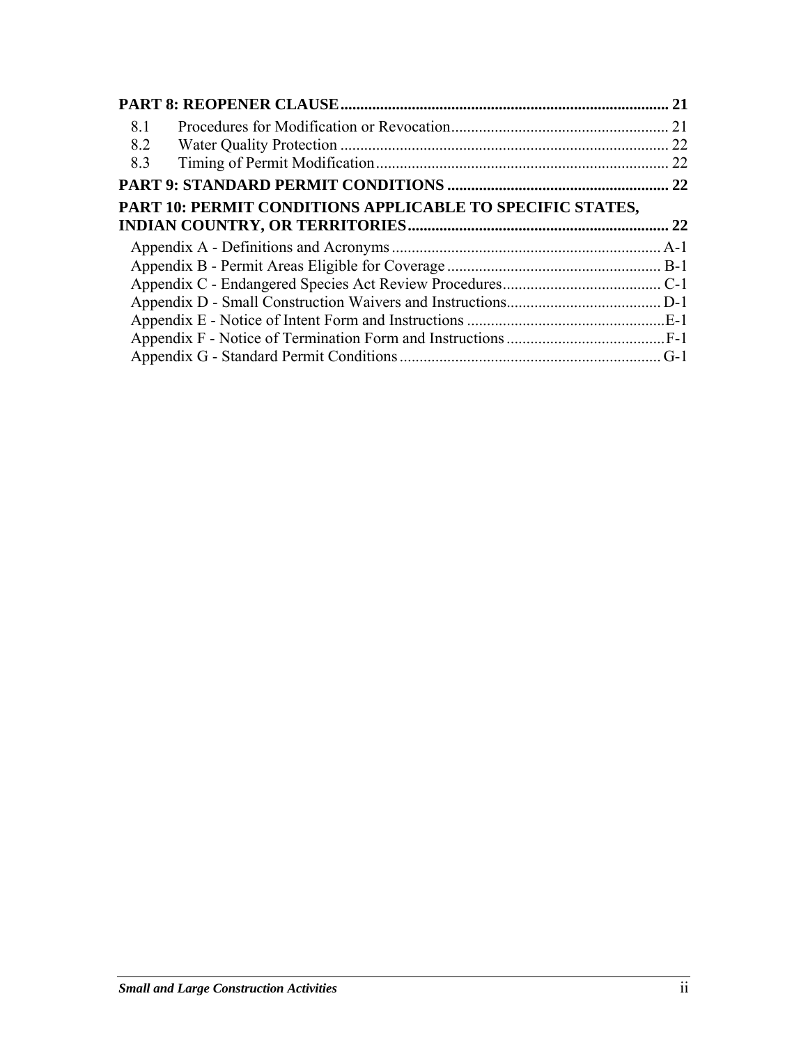**PART 8: REOPENER CLAUSE** .................................................................................. **21**

8.1 Procedures for Modification or Revocation ....................................................... 21

8.2 Water Quality Protection .................................................................................. 22

8.3 Timing of Permit Modification ......................................................................... 22

**PART 9: STANDARD PERMIT CONDITIONS** ....................................................... **22**

**PART 10: PERMIT CONDITIONS APPLICABLE TO SPECIFIC STATES, INDIAN COUNTRY, OR TERRITORIES** ................................................................. **22**

Appendix A - Definitions and Acronyms .................................................................... A-1

Appendix B - Permit Areas Eligible for Coverage ...................................................... B-1

Appendix C - Endangered Species Act Review Procedures ........................................ C-1

Appendix D - Small Construction Waivers and Instructions ....................................... D-1

Appendix E - Notice of Intent Form and Instructions .................................................. E-1

Appendix F - Notice of Termination Form and Instructions ........................................ F-1

Appendix G - Standard Permit Conditions .................................................................. G-1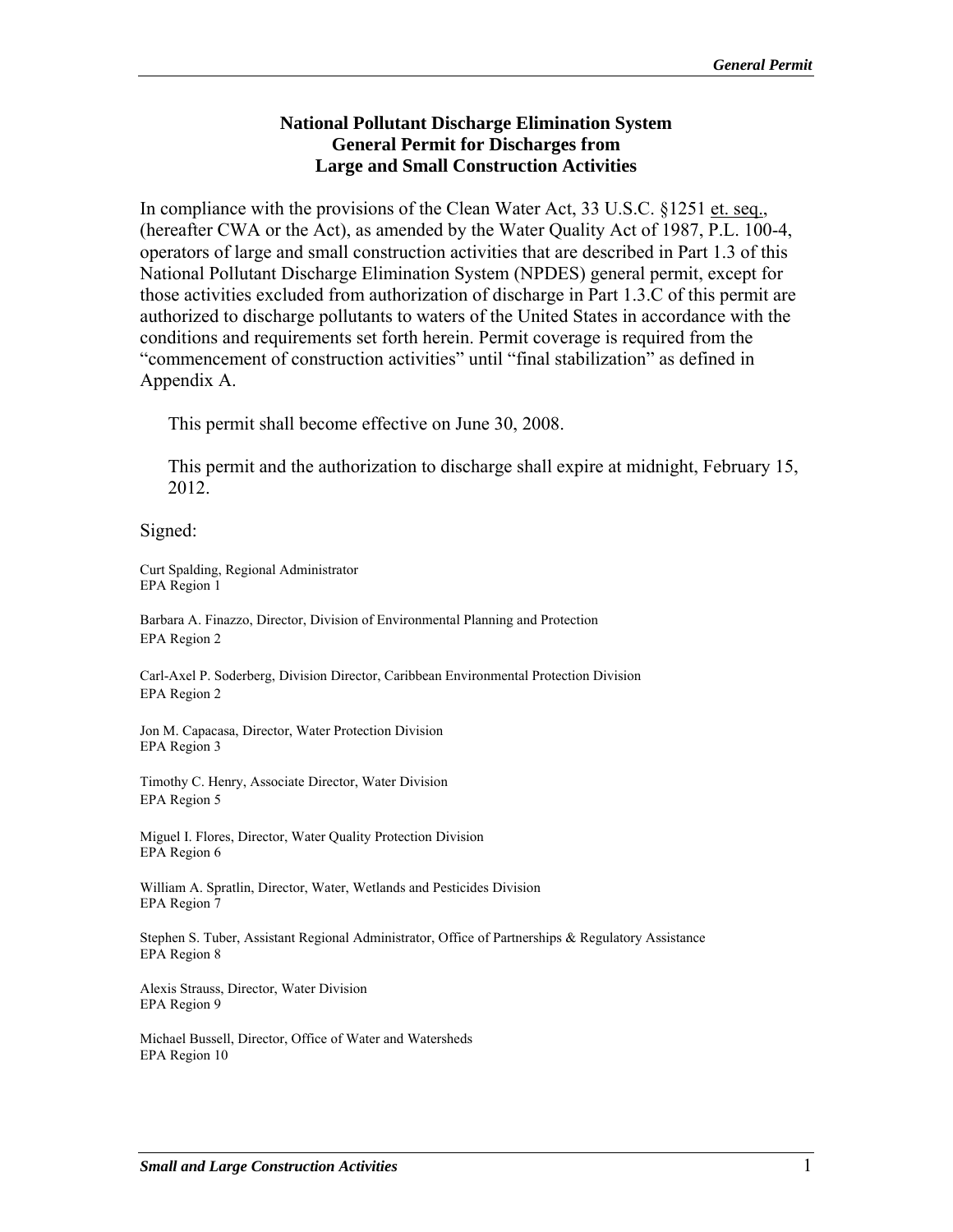# National Pollutant Discharge Elimination System General Permit for Discharges from Large and Small Construction Activities

In compliance with the provisions of the Clean Water Act, 33 U.S.C. §1251 et. seq., (hereafter CWA or the Act), as amended by the Water Quality Act of 1987, P.L. 100-4, operators of large and small construction activities that are described in Part 1.3 of this National Pollutant Discharge Elimination System (NPDES) general permit, except for those activities excluded from authorization of discharge in Part 1.3.C of this permit are authorized to discharge pollutants to waters of the United States in accordance with the conditions and requirements set forth herein. Permit coverage is required from the "commencement of construction activities" until "final stabilization" as defined in Appendix A.

This permit shall become effective on June 30, 2008.

This permit and the authorization to discharge shall expire at midnight, February 15, 2012.

Signed:

Curt Spalding, Regional Administrator
EPA Region 1

Barbara A. Finazzo, Director, Division of Environmental Planning and Protection
EPA Region 2

Carl-Axel P. Soderberg, Division Director, Caribbean Environmental Protection Division
EPA Region 2

Jon M. Capacasa, Director, Water Protection Division
EPA Region 3

Timothy C. Henry, Associate Director, Water Division
EPA Region 5

Miguel I. Flores, Director, Water Quality Protection Division
EPA Region 6

William A. Spratlin, Director, Water, Wetlands and Pesticides Division
EPA Region 7

Stephen S. Tuber, Assistant Regional Administrator, Office of Partnerships & Regulatory Assistance
EPA Region 8

Alexis Strauss, Director, Water Division
EPA Region 9

Michael Bussell, Director, Office of Water and Watersheds
EPA Region 10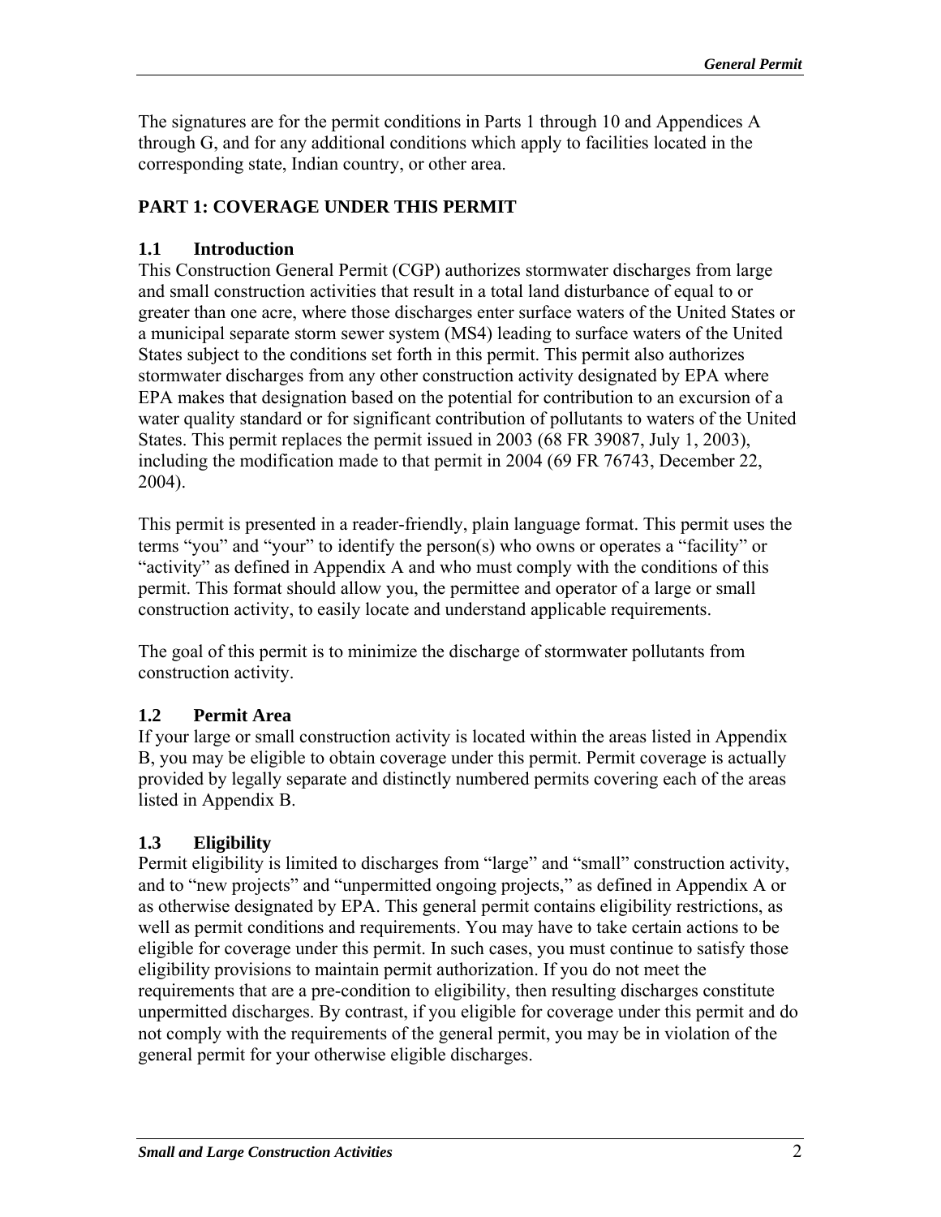The signatures are for the permit conditions in Parts 1 through 10 and Appendices A through G, and for any additional conditions which apply to facilities located in the corresponding state, Indian country, or other area.

## PART 1: COVERAGE UNDER THIS PERMIT

### 1.1 Introduction

This Construction General Permit (CGP) authorizes stormwater discharges from large and small construction activities that result in a total land disturbance of equal to or greater than one acre, where those discharges enter surface waters of the United States or a municipal separate storm sewer system (MS4) leading to surface waters of the United States subject to the conditions set forth in this permit. This permit also authorizes stormwater discharges from any other construction activity designated by EPA where EPA makes that designation based on the potential for contribution to an excursion of a water quality standard or for significant contribution of pollutants to waters of the United States. This permit replaces the permit issued in 2003 (68 FR 39087, July 1, 2003), including the modification made to that permit in 2004 (69 FR 76743, December 22, 2004).

This permit is presented in a reader-friendly, plain language format. This permit uses the terms "you" and "your" to identify the person(s) who owns or operates a "facility" or "activity" as defined in Appendix A and who must comply with the conditions of this permit. This format should allow you, the permittee and operator of a large or small construction activity, to easily locate and understand applicable requirements.

The goal of this permit is to minimize the discharge of stormwater pollutants from construction activity.

### 1.2 Permit Area

If your large or small construction activity is located within the areas listed in Appendix B, you may be eligible to obtain coverage under this permit. Permit coverage is actually provided by legally separate and distinctly numbered permits covering each of the areas listed in Appendix B.

### 1.3 Eligibility

Permit eligibility is limited to discharges from "large" and "small" construction activity, and to "new projects" and "unpermitted ongoing projects," as defined in Appendix A or as otherwise designated by EPA. This general permit contains eligibility restrictions, as well as permit conditions and requirements. You may have to take certain actions to be eligible for coverage under this permit. In such cases, you must continue to satisfy those eligibility provisions to maintain permit authorization. If you do not meet the requirements that are a pre-condition to eligibility, then resulting discharges constitute unpermitted discharges. By contrast, if you eligible for coverage under this permit and do not comply with the requirements of the general permit, you may be in violation of the general permit for your otherwise eligible discharges.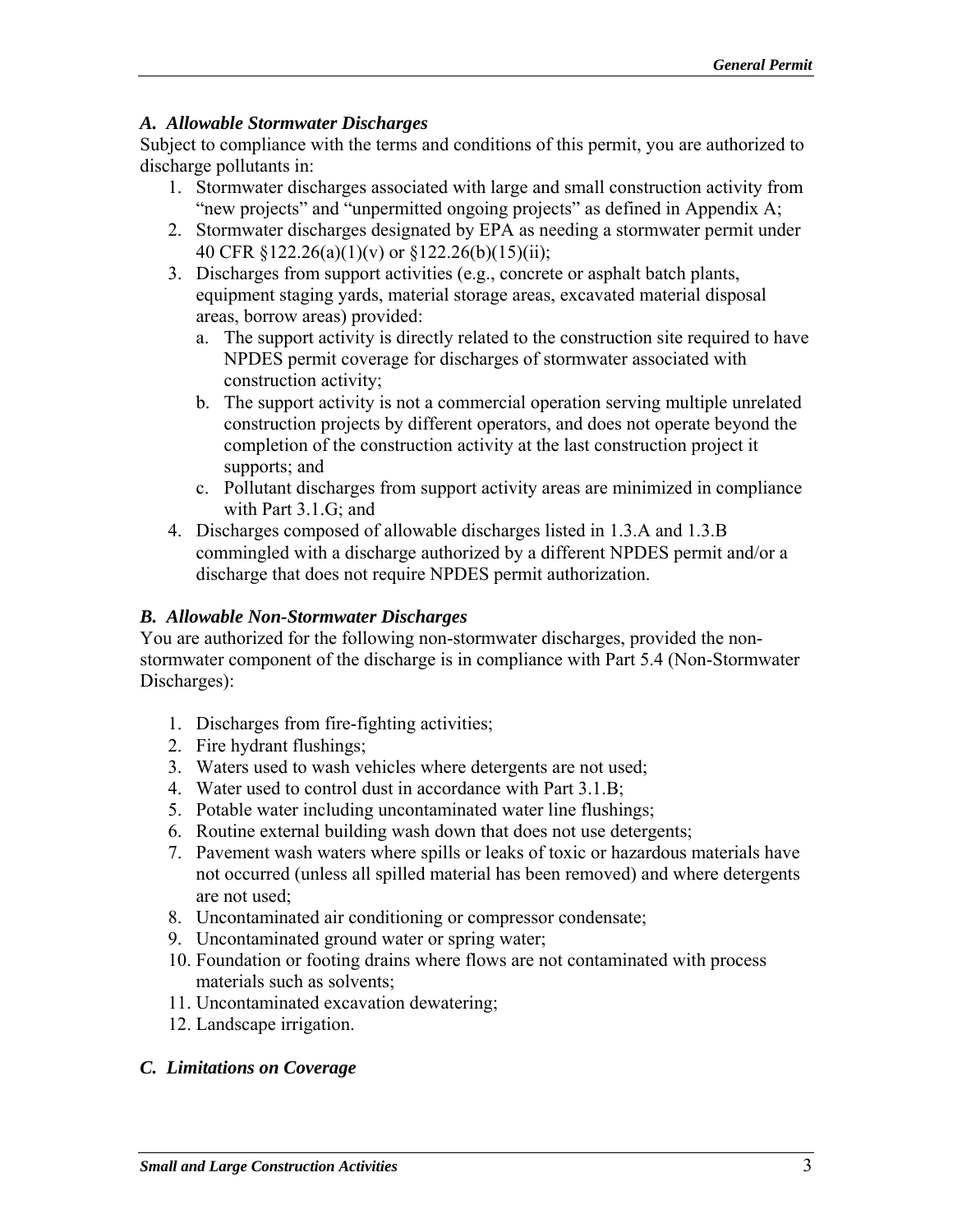### *A. Allowable Stormwater Discharges*

Subject to compliance with the terms and conditions of this permit, you are authorized to discharge pollutants in:

1. Stormwater discharges associated with large and small construction activity from "new projects" and "unpermitted ongoing projects" as defined in Appendix A;
2. Stormwater discharges designated by EPA as needing a stormwater permit under 40 CFR §122.26(a)(1)(v) or §122.26(b)(15)(ii);
3. Discharges from support activities (e.g., concrete or asphalt batch plants, equipment staging yards, material storage areas, excavated material disposal areas, borrow areas) provided:
   a. The support activity is directly related to the construction site required to have NPDES permit coverage for discharges of stormwater associated with construction activity;
   b. The support activity is not a commercial operation serving multiple unrelated construction projects by different operators, and does not operate beyond the completion of the construction activity at the last construction project it supports; and
   c. Pollutant discharges from support activity areas are minimized in compliance with Part 3.1.G; and
4. Discharges composed of allowable discharges listed in 1.3.A and 1.3.B commingled with a discharge authorized by a different NPDES permit and/or a discharge that does not require NPDES permit authorization.

### *B. Allowable Non-Stormwater Discharges*

You are authorized for the following non-stormwater discharges, provided the non-stormwater component of the discharge is in compliance with Part 5.4 (Non-Stormwater Discharges):

1. Discharges from fire-fighting activities;
2. Fire hydrant flushings;
3. Waters used to wash vehicles where detergents are not used;
4. Water used to control dust in accordance with Part 3.1.B;
5. Potable water including uncontaminated water line flushings;
6. Routine external building wash down that does not use detergents;
7. Pavement wash waters where spills or leaks of toxic or hazardous materials have not occurred (unless all spilled material has been removed) and where detergents are not used;
8. Uncontaminated air conditioning or compressor condensate;
9. Uncontaminated ground water or spring water;
10. Foundation or footing drains where flows are not contaminated with process materials such as solvents;
11. Uncontaminated excavation dewatering;
12. Landscape irrigation.

### *C. Limitations on Coverage*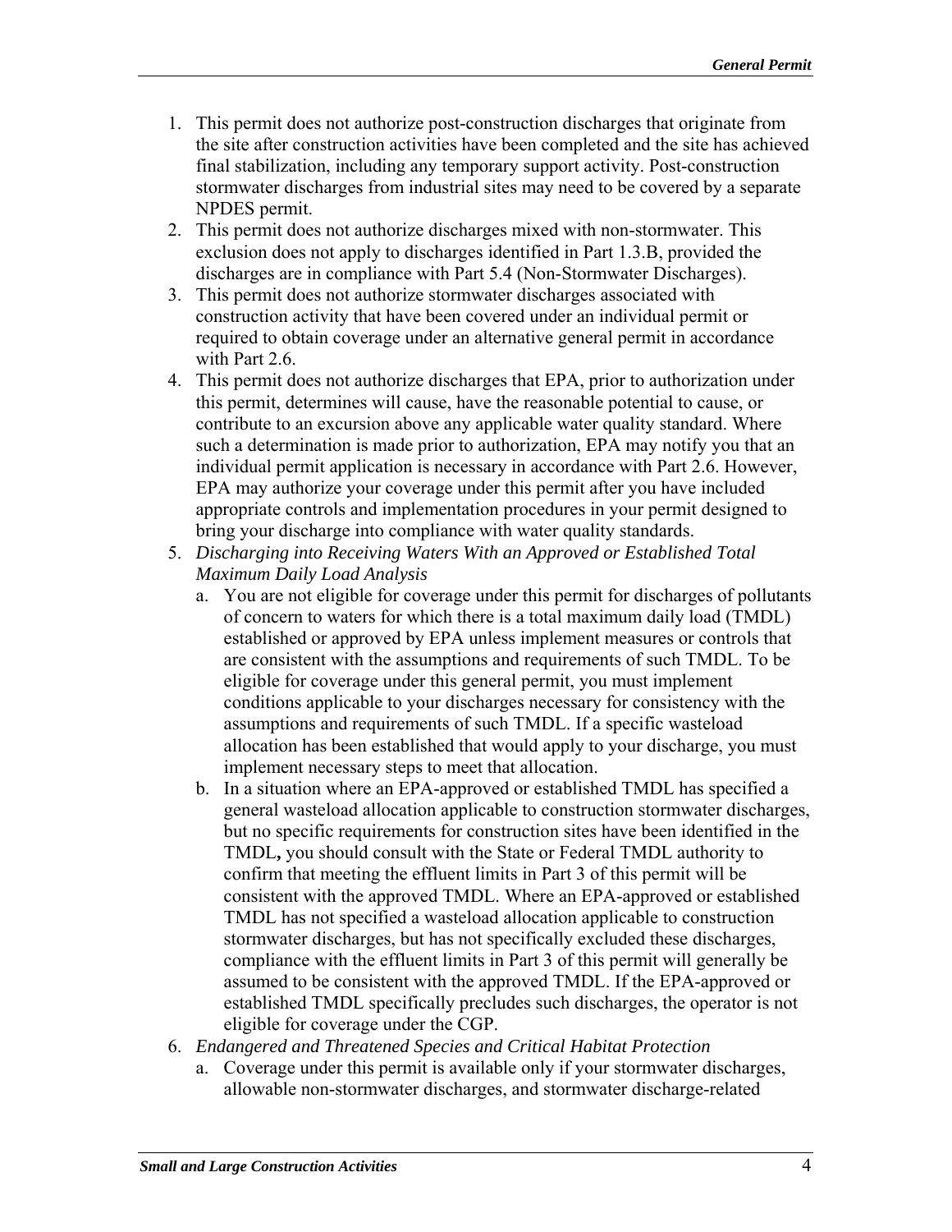1. This permit does not authorize post-construction discharges that originate from the site after construction activities have been completed and the site has achieved final stabilization, including any temporary support activity. Post-construction stormwater discharges from industrial sites may need to be covered by a separate NPDES permit.
2. This permit does not authorize discharges mixed with non-stormwater. This exclusion does not apply to discharges identified in Part 1.3.B, provided the discharges are in compliance with Part 5.4 (Non-Stormwater Discharges).
3. This permit does not authorize stormwater discharges associated with construction activity that have been covered under an individual permit or required to obtain coverage under an alternative general permit in accordance with Part 2.6.
4. This permit does not authorize discharges that EPA, prior to authorization under this permit, determines will cause, have the reasonable potential to cause, or contribute to an excursion above any applicable water quality standard. Where such a determination is made prior to authorization, EPA may notify you that an individual permit application is necessary in accordance with Part 2.6. However, EPA may authorize your coverage under this permit after you have included appropriate controls and implementation procedures in your permit designed to bring your discharge into compliance with water quality standards.
5. *Discharging into Receiving Waters With an Approved or Established Total Maximum Daily Load Analysis*
   a. You are not eligible for coverage under this permit for discharges of pollutants of concern to waters for which there is a total maximum daily load (TMDL) established or approved by EPA unless implement measures or controls that are consistent with the assumptions and requirements of such TMDL. To be eligible for coverage under this general permit, you must implement conditions applicable to your discharges necessary for consistency with the assumptions and requirements of such TMDL. If a specific wasteload allocation has been established that would apply to your discharge, you must implement necessary steps to meet that allocation.
   b. In a situation where an EPA-approved or established TMDL has specified a general wasteload allocation applicable to construction stormwater discharges, but no specific requirements for construction sites have been identified in the TMDL**,** you should consult with the State or Federal TMDL authority to confirm that meeting the effluent limits in Part 3 of this permit will be consistent with the approved TMDL. Where an EPA-approved or established TMDL has not specified a wasteload allocation applicable to construction stormwater discharges, but has not specifically excluded these discharges, compliance with the effluent limits in Part 3 of this permit will generally be assumed to be consistent with the approved TMDL. If the EPA-approved or established TMDL specifically precludes such discharges, the operator is not eligible for coverage under the CGP.
6. *Endangered and Threatened Species and Critical Habitat Protection*
   a. Coverage under this permit is available only if your stormwater discharges, allowable non-stormwater discharges, and stormwater discharge-related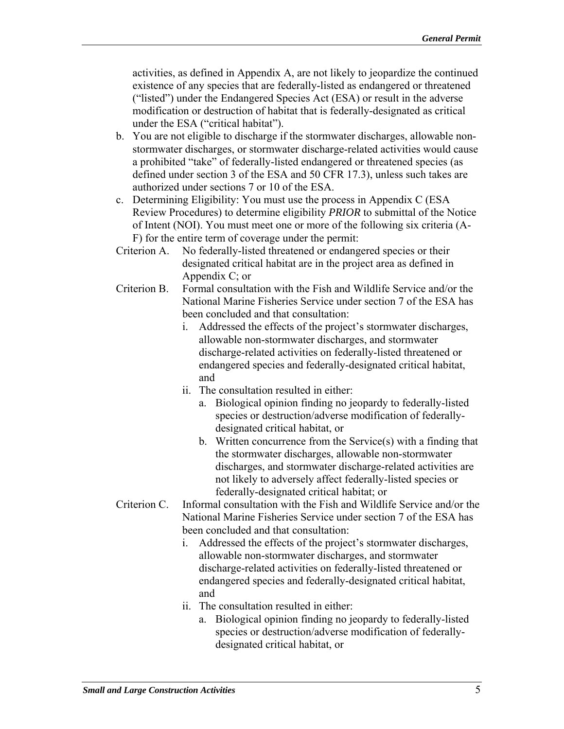activities, as defined in Appendix A, are not likely to jeopardize the continued existence of any species that are federally-listed as endangered or threatened ("listed") under the Endangered Species Act (ESA) or result in the adverse modification or destruction of habitat that is federally-designated as critical under the ESA ("critical habitat").

b. You are not eligible to discharge if the stormwater discharges, allowable non-stormwater discharges, or stormwater discharge-related activities would cause a prohibited "take" of federally-listed endangered or threatened species (as defined under section 3 of the ESA and 50 CFR 17.3), unless such takes are authorized under sections 7 or 10 of the ESA.

c. Determining Eligibility: You must use the process in Appendix C (ESA Review Procedures) to determine eligibility *PRIOR* to submittal of the Notice of Intent (NOI). You must meet one or more of the following six criteria (A-F) for the entire term of coverage under the permit:

Criterion A. No federally-listed threatened or endangered species or their designated critical habitat are in the project area as defined in Appendix C; or

Criterion B. Formal consultation with the Fish and Wildlife Service and/or the National Marine Fisheries Service under section 7 of the ESA has been concluded and that consultation:

i. Addressed the effects of the project's stormwater discharges, allowable non-stormwater discharges, and stormwater discharge-related activities on federally-listed threatened or endangered species and federally-designated critical habitat, and
ii. The consultation resulted in either:
   a. Biological opinion finding no jeopardy to federally-listed species or destruction/adverse modification of federally-designated critical habitat, or
   b. Written concurrence from the Service(s) with a finding that the stormwater discharges, allowable non-stormwater discharges, and stormwater discharge-related activities are not likely to adversely affect federally-listed species or federally-designated critical habitat; or

Criterion C. Informal consultation with the Fish and Wildlife Service and/or the National Marine Fisheries Service under section 7 of the ESA has been concluded and that consultation:

i. Addressed the effects of the project's stormwater discharges, allowable non-stormwater discharges, and stormwater discharge-related activities on federally-listed threatened or endangered species and federally-designated critical habitat, and
ii. The consultation resulted in either:
   a. Biological opinion finding no jeopardy to federally-listed species or destruction/adverse modification of federally-designated critical habitat, or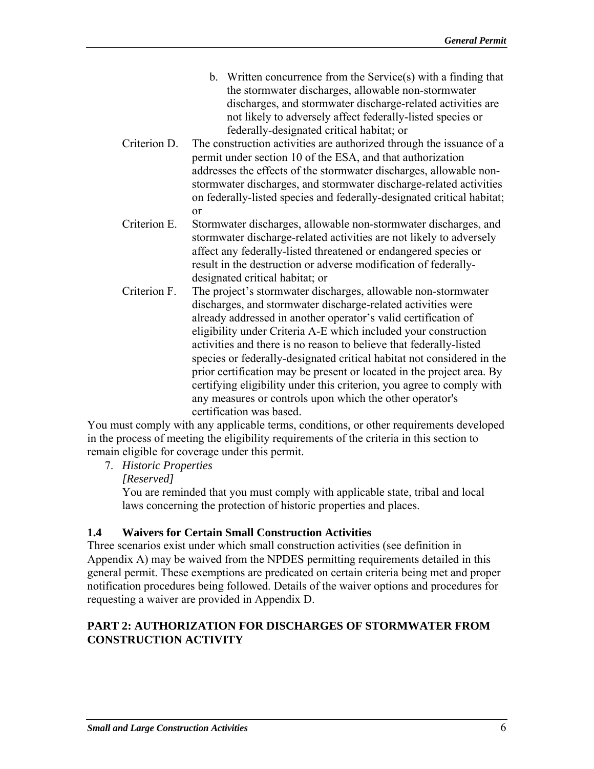b. Written concurrence from the Service(s) with a finding that the stormwater discharges, allowable non-stormwater discharges, and stormwater discharge-related activities are not likely to adversely affect federally-listed species or federally-designated critical habitat; or

Criterion D. The construction activities are authorized through the issuance of a permit under section 10 of the ESA, and that authorization addresses the effects of the stormwater discharges, allowable non-stormwater discharges, and stormwater discharge-related activities on federally-listed species and federally-designated critical habitat; or

Criterion E. Stormwater discharges, allowable non-stormwater discharges, and stormwater discharge-related activities are not likely to adversely affect any federally-listed threatened or endangered species or result in the destruction or adverse modification of federally-designated critical habitat; or

Criterion F. The project's stormwater discharges, allowable non-stormwater discharges, and stormwater discharge-related activities were already addressed in another operator's valid certification of eligibility under Criteria A-E which included your construction activities and there is no reason to believe that federally-listed species or federally-designated critical habitat not considered in the prior certification may be present or located in the project area. By certifying eligibility under this criterion, you agree to comply with any measures or controls upon which the other operator's certification was based.

You must comply with any applicable terms, conditions, or other requirements developed in the process of meeting the eligibility requirements of the criteria in this section to remain eligible for coverage under this permit.

7. *Historic Properties*
   *[Reserved]*
   You are reminded that you must comply with applicable state, tribal and local laws concerning the protection of historic properties and places.

### 1.4 Waivers for Certain Small Construction Activities

Three scenarios exist under which small construction activities (see definition in Appendix A) may be waived from the NPDES permitting requirements detailed in this general permit. These exemptions are predicated on certain criteria being met and proper notification procedures being followed. Details of the waiver options and procedures for requesting a waiver are provided in Appendix D.

## PART 2: AUTHORIZATION FOR DISCHARGES OF STORMWATER FROM CONSTRUCTION ACTIVITY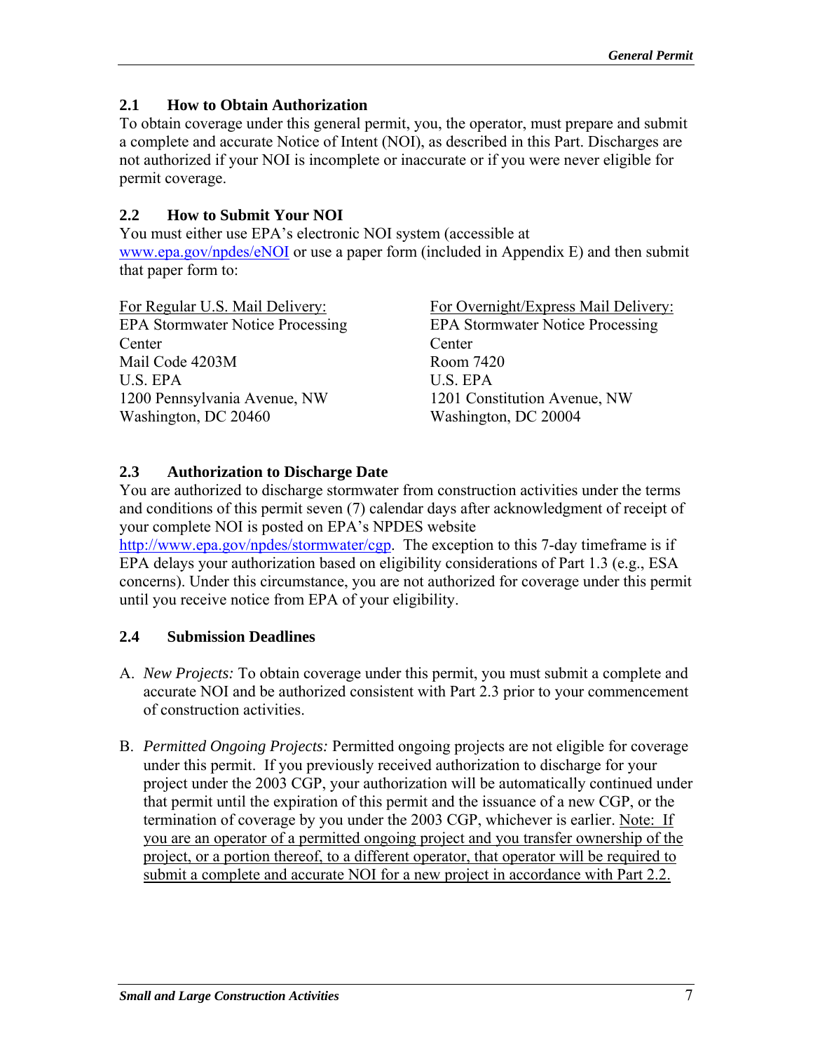## 2.1 How to Obtain Authorization

To obtain coverage under this general permit, you, the operator, must prepare and submit a complete and accurate Notice of Intent (NOI), as described in this Part. Discharges are not authorized if your NOI is incomplete or inaccurate or if you were never eligible for permit coverage.

## 2.2 How to Submit Your NOI

You must either use EPA's electronic NOI system (accessible at www.epa.gov/npdes/eNOI or use a paper form (included in Appendix E) and then submit that paper form to:

For Regular U.S. Mail Delivery:
EPA Stormwater Notice Processing Center
Mail Code 4203M
U.S. EPA
1200 Pennsylvania Avenue, NW
Washington, DC 20460

For Overnight/Express Mail Delivery:
EPA Stormwater Notice Processing Center
Room 7420
U.S. EPA
1201 Constitution Avenue, NW
Washington, DC 20004

## 2.3 Authorization to Discharge Date

You are authorized to discharge stormwater from construction activities under the terms and conditions of this permit seven (7) calendar days after acknowledgment of receipt of your complete NOI is posted on EPA's NPDES website http://www.epa.gov/npdes/stormwater/cgp. The exception to this 7-day timeframe is if EPA delays your authorization based on eligibility considerations of Part 1.3 (e.g., ESA concerns). Under this circumstance, you are not authorized for coverage under this permit until you receive notice from EPA of your eligibility.

## 2.4 Submission Deadlines

A. *New Projects:* To obtain coverage under this permit, you must submit a complete and accurate NOI and be authorized consistent with Part 2.3 prior to your commencement of construction activities.

B. *Permitted Ongoing Projects:* Permitted ongoing projects are not eligible for coverage under this permit. If you previously received authorization to discharge for your project under the 2003 CGP, your authorization will be automatically continued under that permit until the expiration of this permit and the issuance of a new CGP, or the termination of coverage by you under the 2003 CGP, whichever is earlier. Note: If you are an operator of a permitted ongoing project and you transfer ownership of the project, or a portion thereof, to a different operator, that operator will be required to submit a complete and accurate NOI for a new project in accordance with Part 2.2.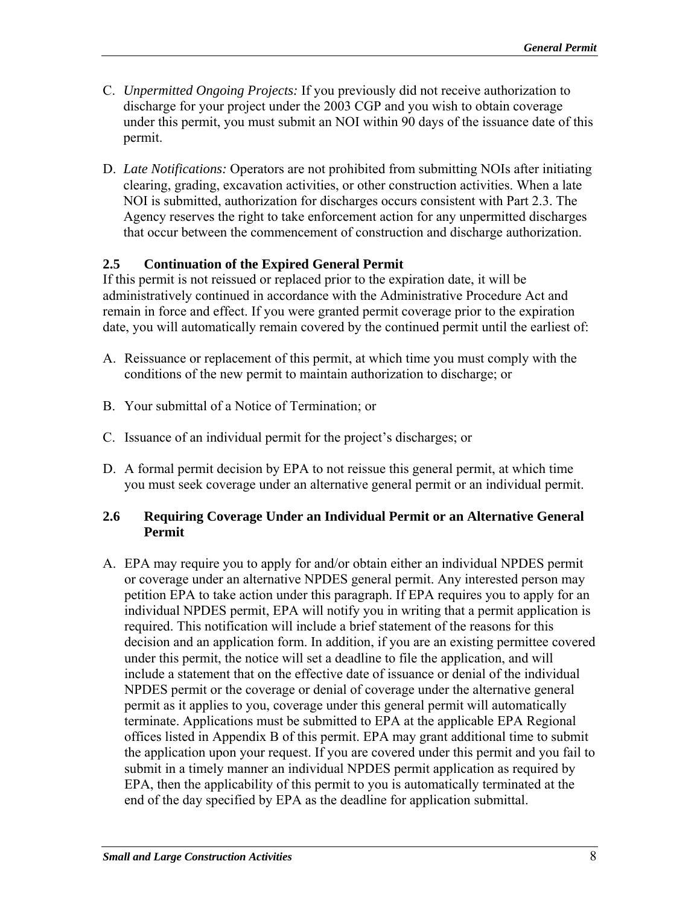C. *Unpermitted Ongoing Projects:* If you previously did not receive authorization to discharge for your project under the 2003 CGP and you wish to obtain coverage under this permit, you must submit an NOI within 90 days of the issuance date of this permit.

D. *Late Notifications:* Operators are not prohibited from submitting NOIs after initiating clearing, grading, excavation activities, or other construction activities. When a late NOI is submitted, authorization for discharges occurs consistent with Part 2.3. The Agency reserves the right to take enforcement action for any unpermitted discharges that occur between the commencement of construction and discharge authorization.

### 2.5 Continuation of the Expired General Permit

If this permit is not reissued or replaced prior to the expiration date, it will be administratively continued in accordance with the Administrative Procedure Act and remain in force and effect. If you were granted permit coverage prior to the expiration date, you will automatically remain covered by the continued permit until the earliest of:

A. Reissuance or replacement of this permit, at which time you must comply with the conditions of the new permit to maintain authorization to discharge; or

B. Your submittal of a Notice of Termination; or

C. Issuance of an individual permit for the project's discharges; or

D. A formal permit decision by EPA to not reissue this general permit, at which time you must seek coverage under an alternative general permit or an individual permit.

### 2.6 Requiring Coverage Under an Individual Permit or an Alternative General Permit

A. EPA may require you to apply for and/or obtain either an individual NPDES permit or coverage under an alternative NPDES general permit. Any interested person may petition EPA to take action under this paragraph. If EPA requires you to apply for an individual NPDES permit, EPA will notify you in writing that a permit application is required. This notification will include a brief statement of the reasons for this decision and an application form. In addition, if you are an existing permittee covered under this permit, the notice will set a deadline to file the application, and will include a statement that on the effective date of issuance or denial of the individual NPDES permit or the coverage or denial of coverage under the alternative general permit as it applies to you, coverage under this general permit will automatically terminate. Applications must be submitted to EPA at the applicable EPA Regional offices listed in Appendix B of this permit. EPA may grant additional time to submit the application upon your request. If you are covered under this permit and you fail to submit in a timely manner an individual NPDES permit application as required by EPA, then the applicability of this permit to you is automatically terminated at the end of the day specified by EPA as the deadline for application submittal.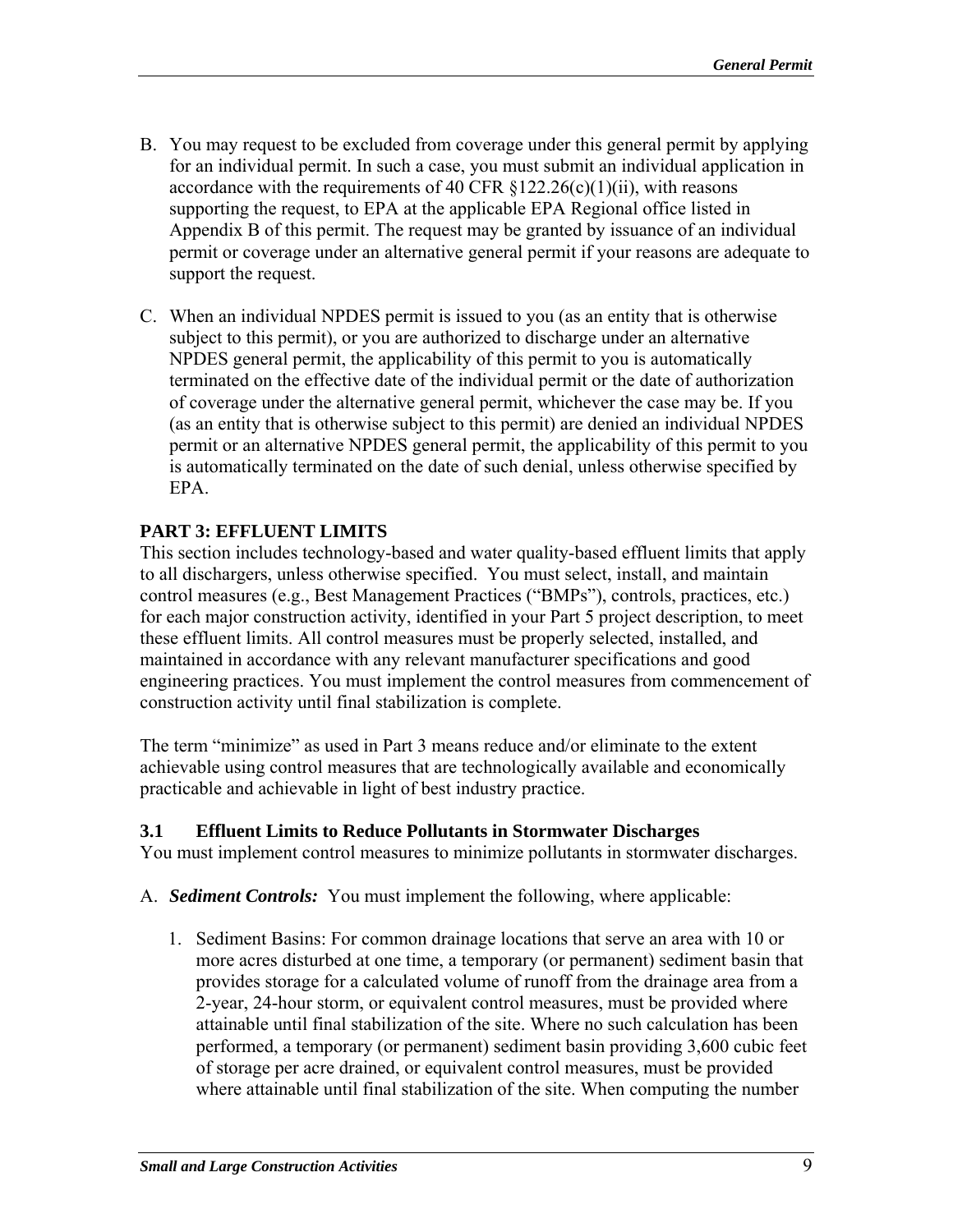B. You may request to be excluded from coverage under this general permit by applying for an individual permit. In such a case, you must submit an individual application in accordance with the requirements of 40 CFR §122.26(c)(1)(ii), with reasons supporting the request, to EPA at the applicable EPA Regional office listed in Appendix B of this permit. The request may be granted by issuance of an individual permit or coverage under an alternative general permit if your reasons are adequate to support the request.

C. When an individual NPDES permit is issued to you (as an entity that is otherwise subject to this permit), or you are authorized to discharge under an alternative NPDES general permit, the applicability of this permit to you is automatically terminated on the effective date of the individual permit or the date of authorization of coverage under the alternative general permit, whichever the case may be. If you (as an entity that is otherwise subject to this permit) are denied an individual NPDES permit or an alternative NPDES general permit, the applicability of this permit to you is automatically terminated on the date of such denial, unless otherwise specified by EPA.

## PART 3: EFFLUENT LIMITS

This section includes technology-based and water quality-based effluent limits that apply to all dischargers, unless otherwise specified. You must select, install, and maintain control measures (e.g., Best Management Practices ("BMPs"), controls, practices, etc.) for each major construction activity, identified in your Part 5 project description, to meet these effluent limits. All control measures must be properly selected, installed, and maintained in accordance with any relevant manufacturer specifications and good engineering practices. You must implement the control measures from commencement of construction activity until final stabilization is complete.

The term "minimize" as used in Part 3 means reduce and/or eliminate to the extent achievable using control measures that are technologically available and economically practicable and achievable in light of best industry practice.

### 3.1 Effluent Limits to Reduce Pollutants in Stormwater Discharges

You must implement control measures to minimize pollutants in stormwater discharges.

A. ***Sediment Controls:*** You must implement the following, where applicable:

1. Sediment Basins: For common drainage locations that serve an area with 10 or more acres disturbed at one time, a temporary (or permanent) sediment basin that provides storage for a calculated volume of runoff from the drainage area from a 2-year, 24-hour storm, or equivalent control measures, must be provided where attainable until final stabilization of the site. Where no such calculation has been performed, a temporary (or permanent) sediment basin providing 3,600 cubic feet of storage per acre drained, or equivalent control measures, must be provided where attainable until final stabilization of the site. When computing the number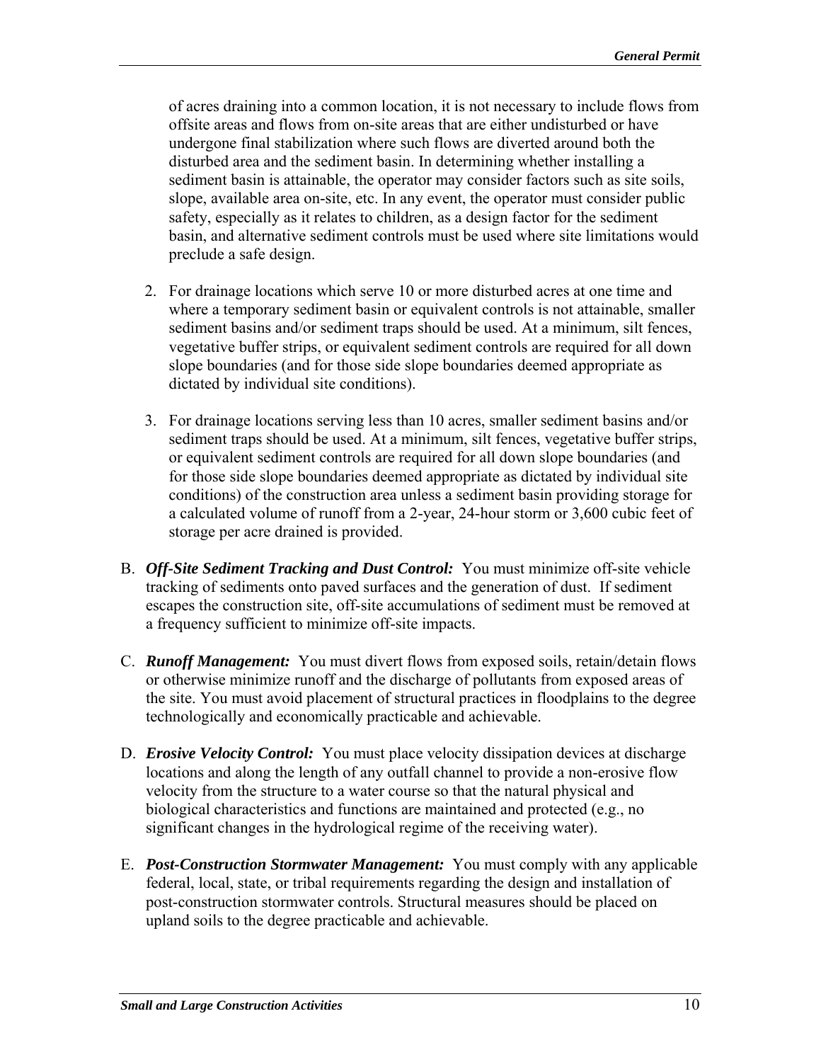of acres draining into a common location, it is not necessary to include flows from offsite areas and flows from on-site areas that are either undisturbed or have undergone final stabilization where such flows are diverted around both the disturbed area and the sediment basin. In determining whether installing a sediment basin is attainable, the operator may consider factors such as site soils, slope, available area on-site, etc. In any event, the operator must consider public safety, especially as it relates to children, as a design factor for the sediment basin, and alternative sediment controls must be used where site limitations would preclude a safe design.

2. For drainage locations which serve 10 or more disturbed acres at one time and where a temporary sediment basin or equivalent controls is not attainable, smaller sediment basins and/or sediment traps should be used. At a minimum, silt fences, vegetative buffer strips, or equivalent sediment controls are required for all down slope boundaries (and for those side slope boundaries deemed appropriate as dictated by individual site conditions).

3. For drainage locations serving less than 10 acres, smaller sediment basins and/or sediment traps should be used. At a minimum, silt fences, vegetative buffer strips, or equivalent sediment controls are required for all down slope boundaries (and for those side slope boundaries deemed appropriate as dictated by individual site conditions) of the construction area unless a sediment basin providing storage for a calculated volume of runoff from a 2-year, 24-hour storm or 3,600 cubic feet of storage per acre drained is provided.

B. ***Off-Site Sediment Tracking and Dust Control:*** You must minimize off-site vehicle tracking of sediments onto paved surfaces and the generation of dust. If sediment escapes the construction site, off-site accumulations of sediment must be removed at a frequency sufficient to minimize off-site impacts.

C. ***Runoff Management:*** You must divert flows from exposed soils, retain/detain flows or otherwise minimize runoff and the discharge of pollutants from exposed areas of the site. You must avoid placement of structural practices in floodplains to the degree technologically and economically practicable and achievable.

D. ***Erosive Velocity Control:*** You must place velocity dissipation devices at discharge locations and along the length of any outfall channel to provide a non-erosive flow velocity from the structure to a water course so that the natural physical and biological characteristics and functions are maintained and protected (e.g., no significant changes in the hydrological regime of the receiving water).

E. ***Post-Construction Stormwater Management:*** You must comply with any applicable federal, local, state, or tribal requirements regarding the design and installation of post-construction stormwater controls. Structural measures should be placed on upland soils to the degree practicable and achievable.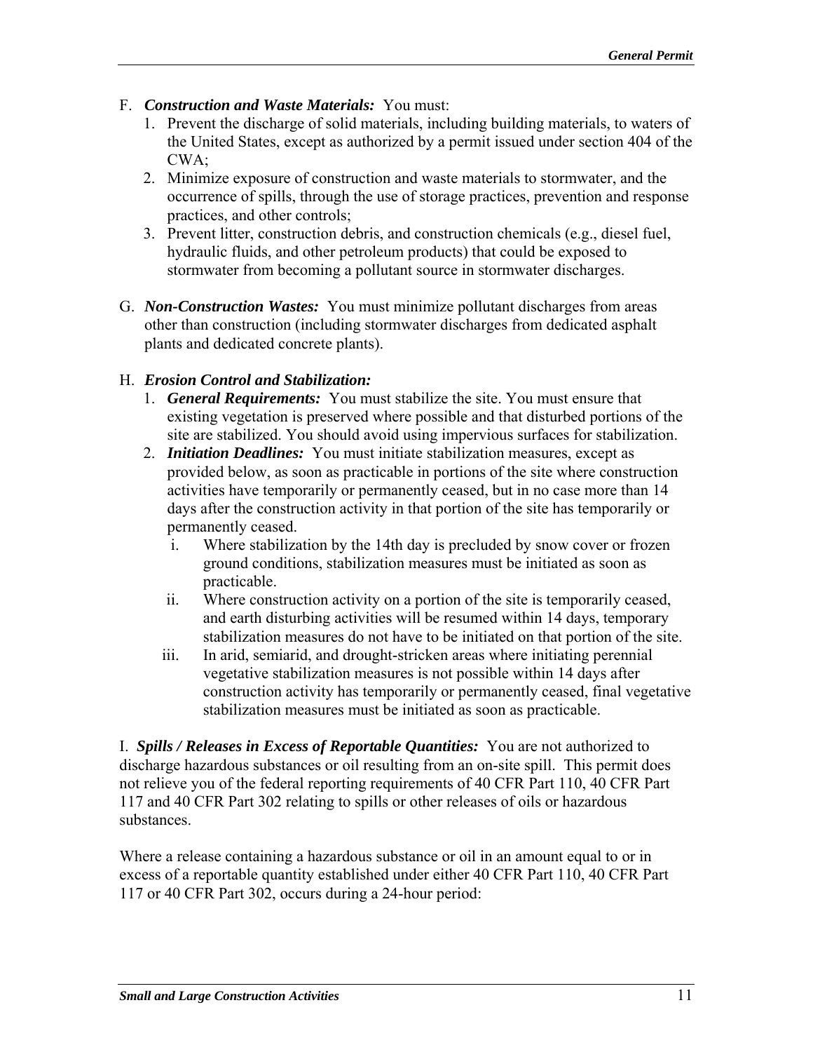F. ***Construction and Waste Materials:*** You must:

1. Prevent the discharge of solid materials, including building materials, to waters of the United States, except as authorized by a permit issued under section 404 of the CWA;
2. Minimize exposure of construction and waste materials to stormwater, and the occurrence of spills, through the use of storage practices, prevention and response practices, and other controls;
3. Prevent litter, construction debris, and construction chemicals (e.g., diesel fuel, hydraulic fluids, and other petroleum products) that could be exposed to stormwater from becoming a pollutant source in stormwater discharges.

G. ***Non-Construction Wastes:*** You must minimize pollutant discharges from areas other than construction (including stormwater discharges from dedicated asphalt plants and dedicated concrete plants).

H. ***Erosion Control and Stabilization:***

1. ***General Requirements:*** You must stabilize the site. You must ensure that existing vegetation is preserved where possible and that disturbed portions of the site are stabilized. You should avoid using impervious surfaces for stabilization.
2. ***Initiation Deadlines:*** You must initiate stabilization measures, except as provided below, as soon as practicable in portions of the site where construction activities have temporarily or permanently ceased, but in no case more than 14 days after the construction activity in that portion of the site has temporarily or permanently ceased.
   - i. Where stabilization by the 14th day is precluded by snow cover or frozen ground conditions, stabilization measures must be initiated as soon as practicable.
   - ii. Where construction activity on a portion of the site is temporarily ceased, and earth disturbing activities will be resumed within 14 days, temporary stabilization measures do not have to be initiated on that portion of the site.
   - iii. In arid, semiarid, and drought-stricken areas where initiating perennial vegetative stabilization measures is not possible within 14 days after construction activity has temporarily or permanently ceased, final vegetative stabilization measures must be initiated as soon as practicable.

I. ***Spills / Releases in Excess of Reportable Quantities:*** You are not authorized to discharge hazardous substances or oil resulting from an on-site spill. This permit does not relieve you of the federal reporting requirements of 40 CFR Part 110, 40 CFR Part 117 and 40 CFR Part 302 relating to spills or other releases of oils or hazardous substances.

Where a release containing a hazardous substance or oil in an amount equal to or in excess of a reportable quantity established under either 40 CFR Part 110, 40 CFR Part 117 or 40 CFR Part 302, occurs during a 24-hour period: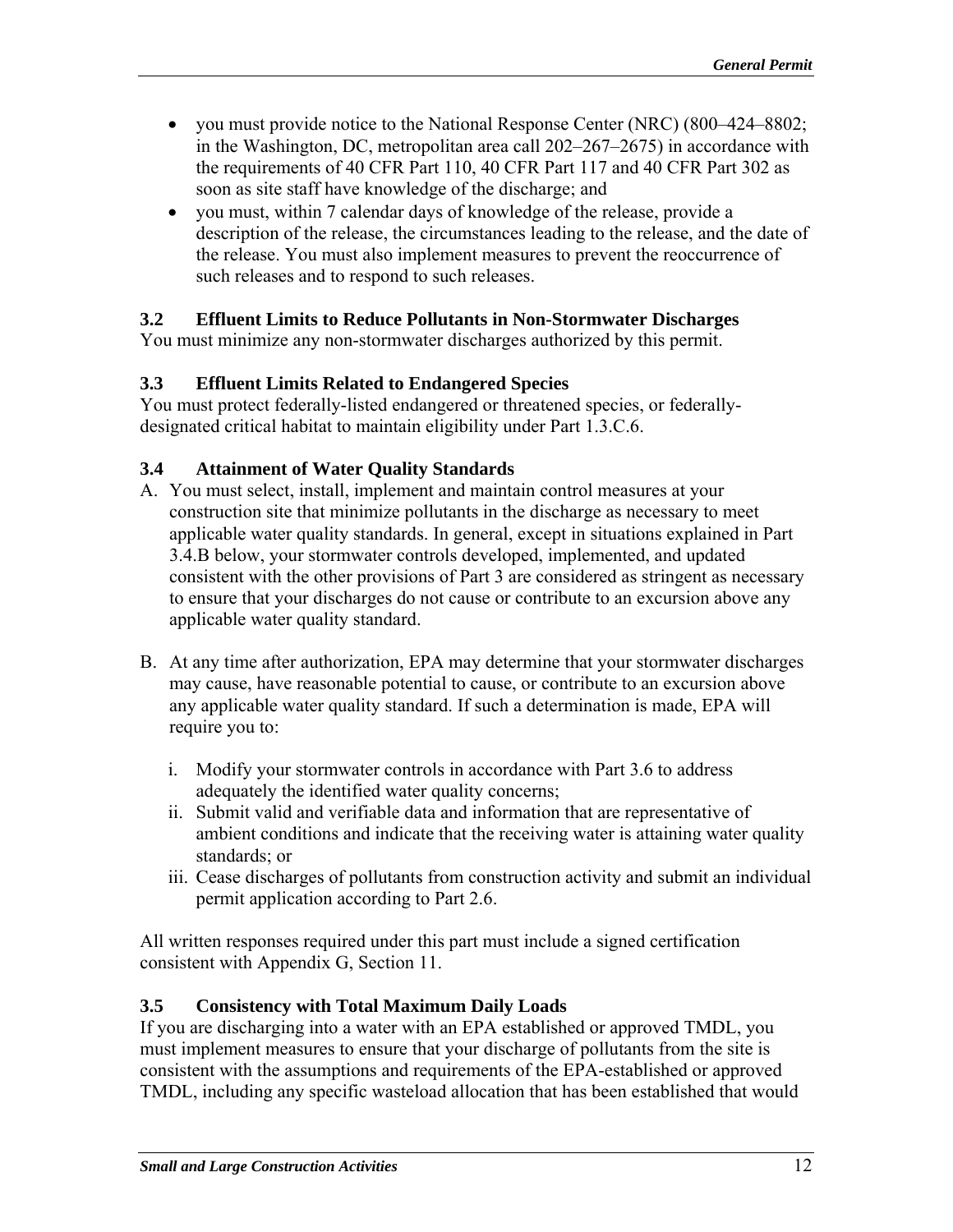- you must provide notice to the National Response Center (NRC) (800–424–8802; in the Washington, DC, metropolitan area call 202–267–2675) in accordance with the requirements of 40 CFR Part 110, 40 CFR Part 117 and 40 CFR Part 302 as soon as site staff have knowledge of the discharge; and
- you must, within 7 calendar days of knowledge of the release, provide a description of the release, the circumstances leading to the release, and the date of the release. You must also implement measures to prevent the reoccurrence of such releases and to respond to such releases.

### 3.2 Effluent Limits to Reduce Pollutants in Non-Stormwater Discharges

You must minimize any non-stormwater discharges authorized by this permit.

### 3.3 Effluent Limits Related to Endangered Species

You must protect federally-listed endangered or threatened species, or federally-designated critical habitat to maintain eligibility under Part 1.3.C.6.

### 3.4 Attainment of Water Quality Standards

A. You must select, install, implement and maintain control measures at your construction site that minimize pollutants in the discharge as necessary to meet applicable water quality standards. In general, except in situations explained in Part 3.4.B below, your stormwater controls developed, implemented, and updated consistent with the other provisions of Part 3 are considered as stringent as necessary to ensure that your discharges do not cause or contribute to an excursion above any applicable water quality standard.

B. At any time after authorization, EPA may determine that your stormwater discharges may cause, have reasonable potential to cause, or contribute to an excursion above any applicable water quality standard. If such a determination is made, EPA will require you to:

   i. Modify your stormwater controls in accordance with Part 3.6 to address adequately the identified water quality concerns;
   ii. Submit valid and verifiable data and information that are representative of ambient conditions and indicate that the receiving water is attaining water quality standards; or
   iii. Cease discharges of pollutants from construction activity and submit an individual permit application according to Part 2.6.

All written responses required under this part must include a signed certification consistent with Appendix G, Section 11.

### 3.5 Consistency with Total Maximum Daily Loads

If you are discharging into a water with an EPA established or approved TMDL, you must implement measures to ensure that your discharge of pollutants from the site is consistent with the assumptions and requirements of the EPA-established or approved TMDL, including any specific wasteload allocation that has been established that would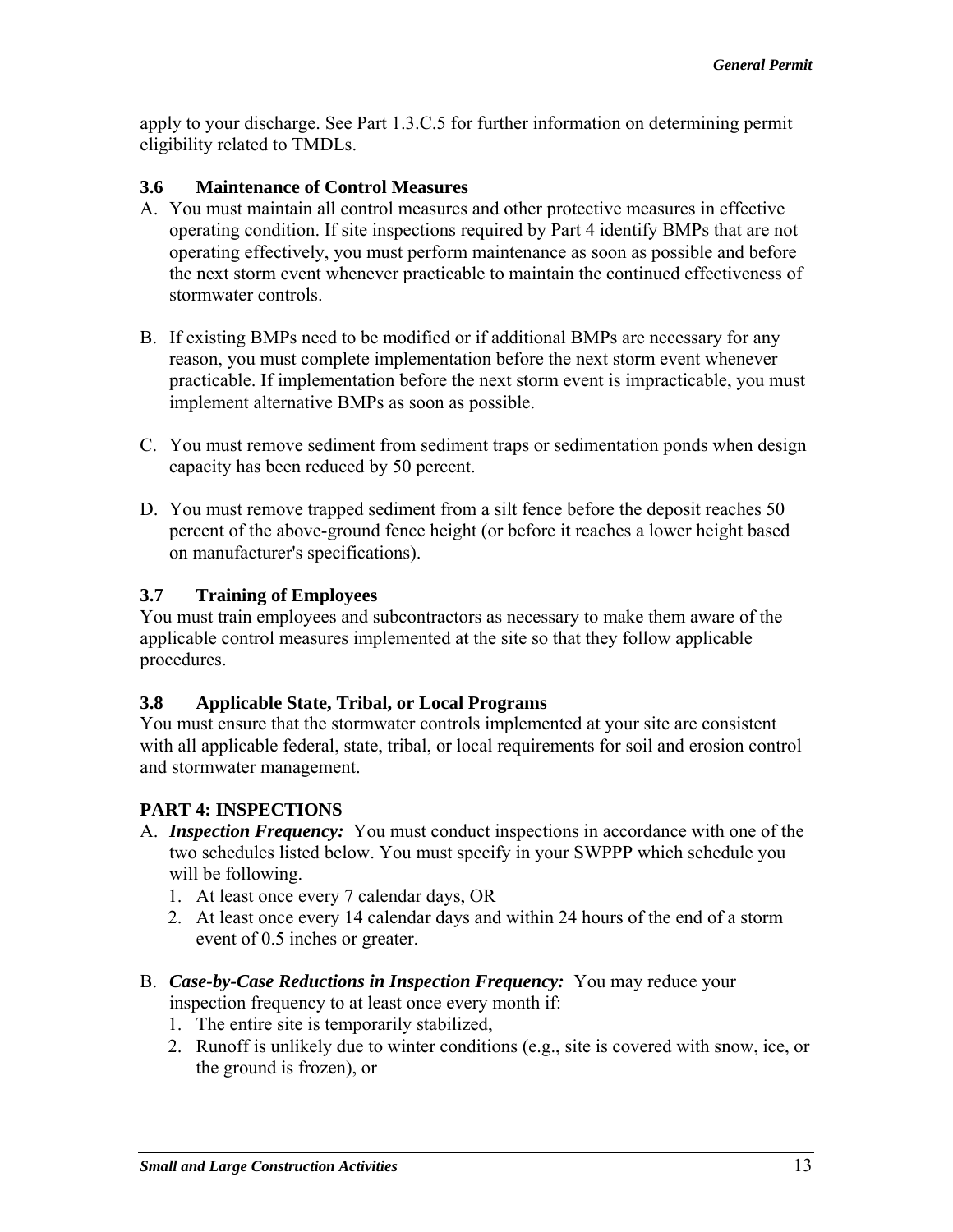apply to your discharge. See Part 1.3.C.5 for further information on determining permit eligibility related to TMDLs.

### 3.6 Maintenance of Control Measures

A. You must maintain all control measures and other protective measures in effective operating condition. If site inspections required by Part 4 identify BMPs that are not operating effectively, you must perform maintenance as soon as possible and before the next storm event whenever practicable to maintain the continued effectiveness of stormwater controls.

B. If existing BMPs need to be modified or if additional BMPs are necessary for any reason, you must complete implementation before the next storm event whenever practicable. If implementation before the next storm event is impracticable, you must implement alternative BMPs as soon as possible.

C. You must remove sediment from sediment traps or sedimentation ponds when design capacity has been reduced by 50 percent.

D. You must remove trapped sediment from a silt fence before the deposit reaches 50 percent of the above-ground fence height (or before it reaches a lower height based on manufacturer's specifications).

### 3.7 Training of Employees

You must train employees and subcontractors as necessary to make them aware of the applicable control measures implemented at the site so that they follow applicable procedures.

### 3.8 Applicable State, Tribal, or Local Programs

You must ensure that the stormwater controls implemented at your site are consistent with all applicable federal, state, tribal, or local requirements for soil and erosion control and stormwater management.

## PART 4: INSPECTIONS

A. ***Inspection Frequency:*** You must conduct inspections in accordance with one of the two schedules listed below. You must specify in your SWPPP which schedule you will be following.
   1. At least once every 7 calendar days, OR
   2. At least once every 14 calendar days and within 24 hours of the end of a storm event of 0.5 inches or greater.

B. ***Case-by-Case Reductions in Inspection Frequency:*** You may reduce your inspection frequency to at least once every month if:
   1. The entire site is temporarily stabilized,
   2. Runoff is unlikely due to winter conditions (e.g., site is covered with snow, ice, or the ground is frozen), or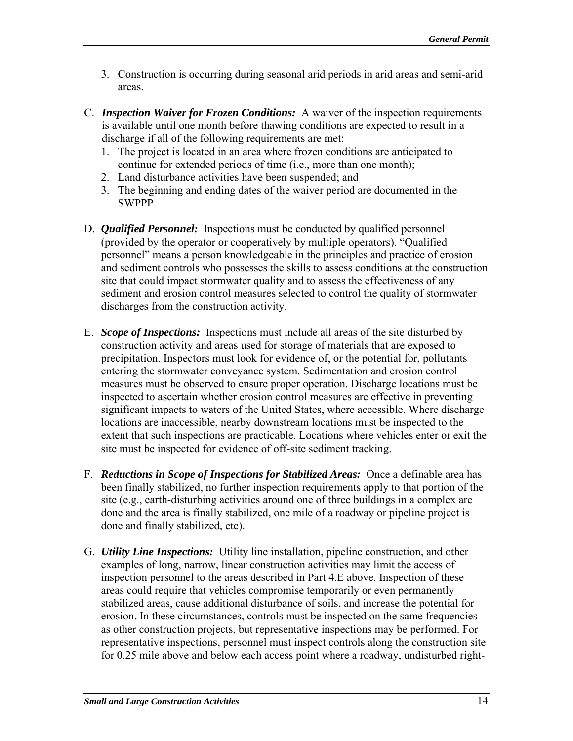3. Construction is occurring during seasonal arid periods in arid areas and semi-arid areas.

C. ***Inspection Waiver for Frozen Conditions:*** A waiver of the inspection requirements is available until one month before thawing conditions are expected to result in a discharge if all of the following requirements are met:
   1. The project is located in an area where frozen conditions are anticipated to continue for extended periods of time (i.e., more than one month);
   2. Land disturbance activities have been suspended; and
   3. The beginning and ending dates of the waiver period are documented in the SWPPP.

D. ***Qualified Personnel:*** Inspections must be conducted by qualified personnel (provided by the operator or cooperatively by multiple operators). "Qualified personnel" means a person knowledgeable in the principles and practice of erosion and sediment controls who possesses the skills to assess conditions at the construction site that could impact stormwater quality and to assess the effectiveness of any sediment and erosion control measures selected to control the quality of stormwater discharges from the construction activity.

E. ***Scope of Inspections:*** Inspections must include all areas of the site disturbed by construction activity and areas used for storage of materials that are exposed to precipitation. Inspectors must look for evidence of, or the potential for, pollutants entering the stormwater conveyance system. Sedimentation and erosion control measures must be observed to ensure proper operation. Discharge locations must be inspected to ascertain whether erosion control measures are effective in preventing significant impacts to waters of the United States, where accessible. Where discharge locations are inaccessible, nearby downstream locations must be inspected to the extent that such inspections are practicable. Locations where vehicles enter or exit the site must be inspected for evidence of off-site sediment tracking.

F. ***Reductions in Scope of Inspections for Stabilized Areas:*** Once a definable area has been finally stabilized, no further inspection requirements apply to that portion of the site (e.g., earth-disturbing activities around one of three buildings in a complex are done and the area is finally stabilized, one mile of a roadway or pipeline project is done and finally stabilized, etc).

G. ***Utility Line Inspections:*** Utility line installation, pipeline construction, and other examples of long, narrow, linear construction activities may limit the access of inspection personnel to the areas described in Part 4.E above. Inspection of these areas could require that vehicles compromise temporarily or even permanently stabilized areas, cause additional disturbance of soils, and increase the potential for erosion. In these circumstances, controls must be inspected on the same frequencies as other construction projects, but representative inspections may be performed. For representative inspections, personnel must inspect controls along the construction site for 0.25 mile above and below each access point where a roadway, undisturbed right-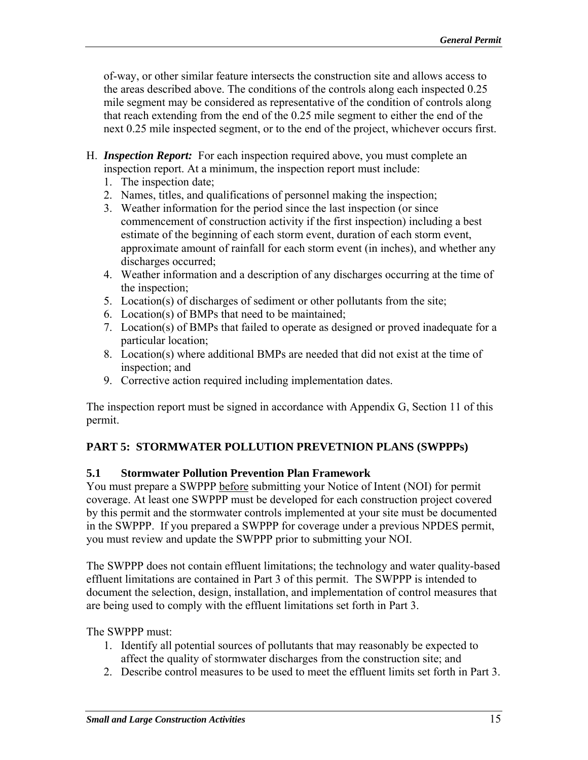of-way, or other similar feature intersects the construction site and allows access to the areas described above. The conditions of the controls along each inspected 0.25 mile segment may be considered as representative of the condition of controls along that reach extending from the end of the 0.25 mile segment to either the end of the next 0.25 mile inspected segment, or to the end of the project, whichever occurs first.

H. ***Inspection Report:*** For each inspection required above, you must complete an inspection report. At a minimum, the inspection report must include:
   1. The inspection date;
   2. Names, titles, and qualifications of personnel making the inspection;
   3. Weather information for the period since the last inspection (or since commencement of construction activity if the first inspection) including a best estimate of the beginning of each storm event, duration of each storm event, approximate amount of rainfall for each storm event (in inches), and whether any discharges occurred;
   4. Weather information and a description of any discharges occurring at the time of the inspection;
   5. Location(s) of discharges of sediment or other pollutants from the site;
   6. Location(s) of BMPs that need to be maintained;
   7. Location(s) of BMPs that failed to operate as designed or proved inadequate for a particular location;
   8. Location(s) where additional BMPs are needed that did not exist at the time of inspection; and
   9. Corrective action required including implementation dates.

The inspection report must be signed in accordance with Appendix G, Section 11 of this permit.

## PART 5: STORMWATER POLLUTION PREVETNION PLANS (SWPPPs)

### 5.1 Stormwater Pollution Prevention Plan Framework

You must prepare a SWPPP <u>before</u> submitting your Notice of Intent (NOI) for permit coverage. At least one SWPPP must be developed for each construction project covered by this permit and the stormwater controls implemented at your site must be documented in the SWPPP. If you prepared a SWPPP for coverage under a previous NPDES permit, you must review and update the SWPPP prior to submitting your NOI.

The SWPPP does not contain effluent limitations; the technology and water quality-based effluent limitations are contained in Part 3 of this permit. The SWPPP is intended to document the selection, design, installation, and implementation of control measures that are being used to comply with the effluent limitations set forth in Part 3.

The SWPPP must:

1. Identify all potential sources of pollutants that may reasonably be expected to affect the quality of stormwater discharges from the construction site; and
2. Describe control measures to be used to meet the effluent limits set forth in Part 3.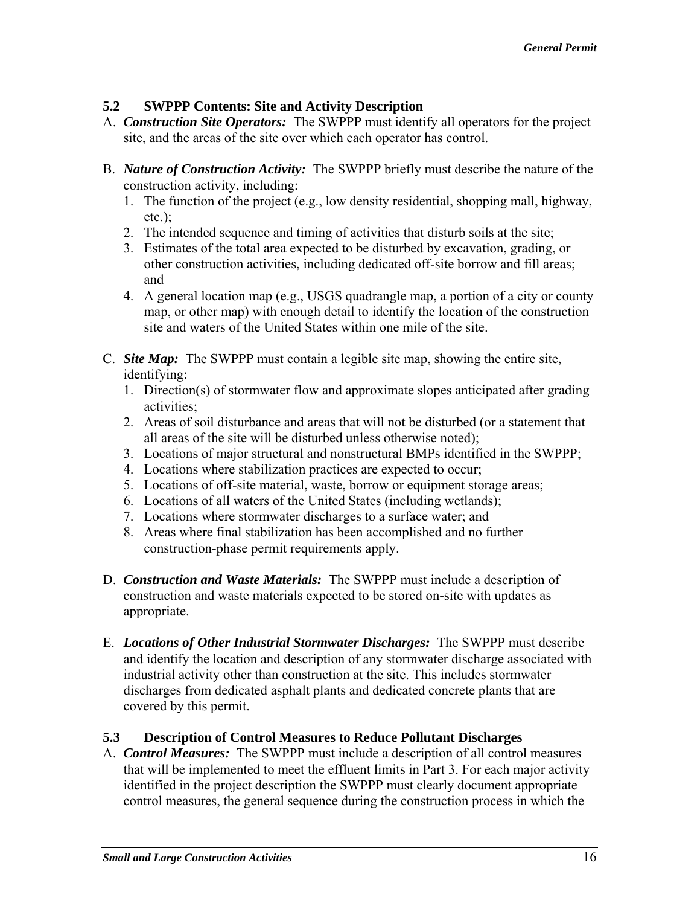### 5.2 SWPPP Contents: Site and Activity Description

A. ***Construction Site Operators:*** The SWPPP must identify all operators for the project site, and the areas of the site over which each operator has control.

B. ***Nature of Construction Activity:*** The SWPPP briefly must describe the nature of the construction activity, including:
   1. The function of the project (e.g., low density residential, shopping mall, highway, etc.);
   2. The intended sequence and timing of activities that disturb soils at the site;
   3. Estimates of the total area expected to be disturbed by excavation, grading, or other construction activities, including dedicated off-site borrow and fill areas; and
   4. A general location map (e.g., USGS quadrangle map, a portion of a city or county map, or other map) with enough detail to identify the location of the construction site and waters of the United States within one mile of the site.

C. ***Site Map:*** The SWPPP must contain a legible site map, showing the entire site, identifying:
   1. Direction(s) of stormwater flow and approximate slopes anticipated after grading activities;
   2. Areas of soil disturbance and areas that will not be disturbed (or a statement that all areas of the site will be disturbed unless otherwise noted);
   3. Locations of major structural and nonstructural BMPs identified in the SWPPP;
   4. Locations where stabilization practices are expected to occur;
   5. Locations of off-site material, waste, borrow or equipment storage areas;
   6. Locations of all waters of the United States (including wetlands);
   7. Locations where stormwater discharges to a surface water; and
   8. Areas where final stabilization has been accomplished and no further construction-phase permit requirements apply.

D. ***Construction and Waste Materials:*** The SWPPP must include a description of construction and waste materials expected to be stored on-site with updates as appropriate.

E. ***Locations of Other Industrial Stormwater Discharges:*** The SWPPP must describe and identify the location and description of any stormwater discharge associated with industrial activity other than construction at the site. This includes stormwater discharges from dedicated asphalt plants and dedicated concrete plants that are covered by this permit.

### 5.3 Description of Control Measures to Reduce Pollutant Discharges

A. ***Control Measures:*** The SWPPP must include a description of all control measures that will be implemented to meet the effluent limits in Part 3. For each major activity identified in the project description the SWPPP must clearly document appropriate control measures, the general sequence during the construction process in which the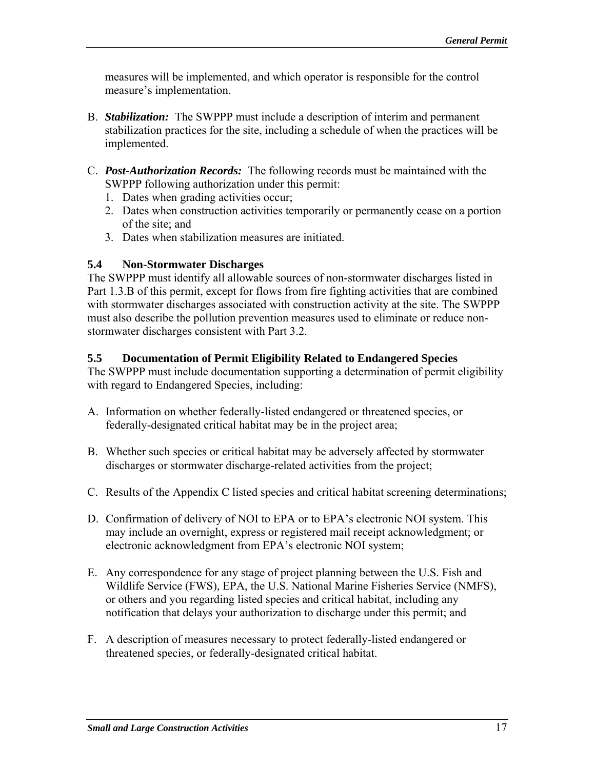measures will be implemented, and which operator is responsible for the control measure's implementation.

B. ***Stabilization:*** The SWPPP must include a description of interim and permanent stabilization practices for the site, including a schedule of when the practices will be implemented.

C. ***Post-Authorization Records:*** The following records must be maintained with the SWPPP following authorization under this permit:
   1. Dates when grading activities occur;
   2. Dates when construction activities temporarily or permanently cease on a portion of the site; and
   3. Dates when stabilization measures are initiated.

### 5.4 Non-Stormwater Discharges

The SWPPP must identify all allowable sources of non-stormwater discharges listed in Part 1.3.B of this permit, except for flows from fire fighting activities that are combined with stormwater discharges associated with construction activity at the site. The SWPPP must also describe the pollution prevention measures used to eliminate or reduce non-stormwater discharges consistent with Part 3.2.

### 5.5 Documentation of Permit Eligibility Related to Endangered Species

The SWPPP must include documentation supporting a determination of permit eligibility with regard to Endangered Species, including:

A. Information on whether federally-listed endangered or threatened species, or federally-designated critical habitat may be in the project area;

B. Whether such species or critical habitat may be adversely affected by stormwater discharges or stormwater discharge-related activities from the project;

C. Results of the Appendix C listed species and critical habitat screening determinations;

D. Confirmation of delivery of NOI to EPA or to EPA's electronic NOI system. This may include an overnight, express or registered mail receipt acknowledgment; or electronic acknowledgment from EPA's electronic NOI system;

E. Any correspondence for any stage of project planning between the U.S. Fish and Wildlife Service (FWS), EPA, the U.S. National Marine Fisheries Service (NMFS), or others and you regarding listed species and critical habitat, including any notification that delays your authorization to discharge under this permit; and

F. A description of measures necessary to protect federally-listed endangered or threatened species, or federally-designated critical habitat.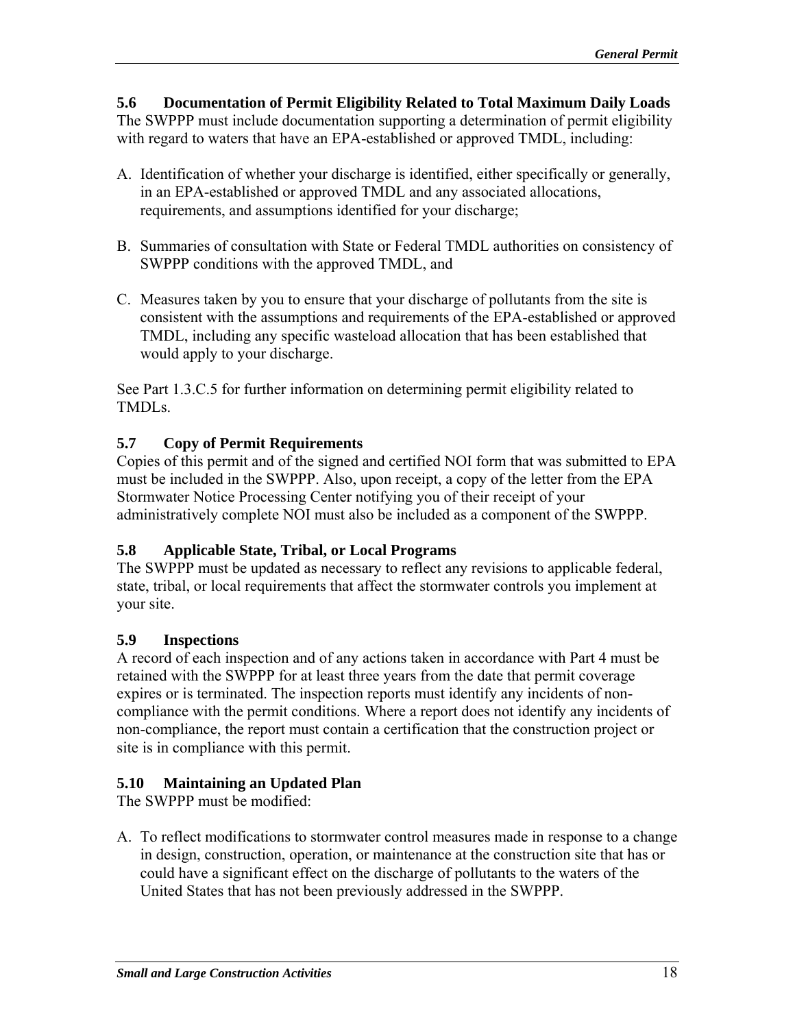### 5.6 Documentation of Permit Eligibility Related to Total Maximum Daily Loads

The SWPPP must include documentation supporting a determination of permit eligibility with regard to waters that have an EPA-established or approved TMDL, including:

A. Identification of whether your discharge is identified, either specifically or generally, in an EPA-established or approved TMDL and any associated allocations, requirements, and assumptions identified for your discharge;

B. Summaries of consultation with State or Federal TMDL authorities on consistency of SWPPP conditions with the approved TMDL, and

C. Measures taken by you to ensure that your discharge of pollutants from the site is consistent with the assumptions and requirements of the EPA-established or approved TMDL, including any specific wasteload allocation that has been established that would apply to your discharge.

See Part 1.3.C.5 for further information on determining permit eligibility related to TMDLs.

### 5.7 Copy of Permit Requirements

Copies of this permit and of the signed and certified NOI form that was submitted to EPA must be included in the SWPPP. Also, upon receipt, a copy of the letter from the EPA Stormwater Notice Processing Center notifying you of their receipt of your administratively complete NOI must also be included as a component of the SWPPP.

### 5.8 Applicable State, Tribal, or Local Programs

The SWPPP must be updated as necessary to reflect any revisions to applicable federal, state, tribal, or local requirements that affect the stormwater controls you implement at your site.

### 5.9 Inspections

A record of each inspection and of any actions taken in accordance with Part 4 must be retained with the SWPPP for at least three years from the date that permit coverage expires or is terminated. The inspection reports must identify any incidents of non-compliance with the permit conditions. Where a report does not identify any incidents of non-compliance, the report must contain a certification that the construction project or site is in compliance with this permit.

### 5.10 Maintaining an Updated Plan

The SWPPP must be modified:

A. To reflect modifications to stormwater control measures made in response to a change in design, construction, operation, or maintenance at the construction site that has or could have a significant effect on the discharge of pollutants to the waters of the United States that has not been previously addressed in the SWPPP.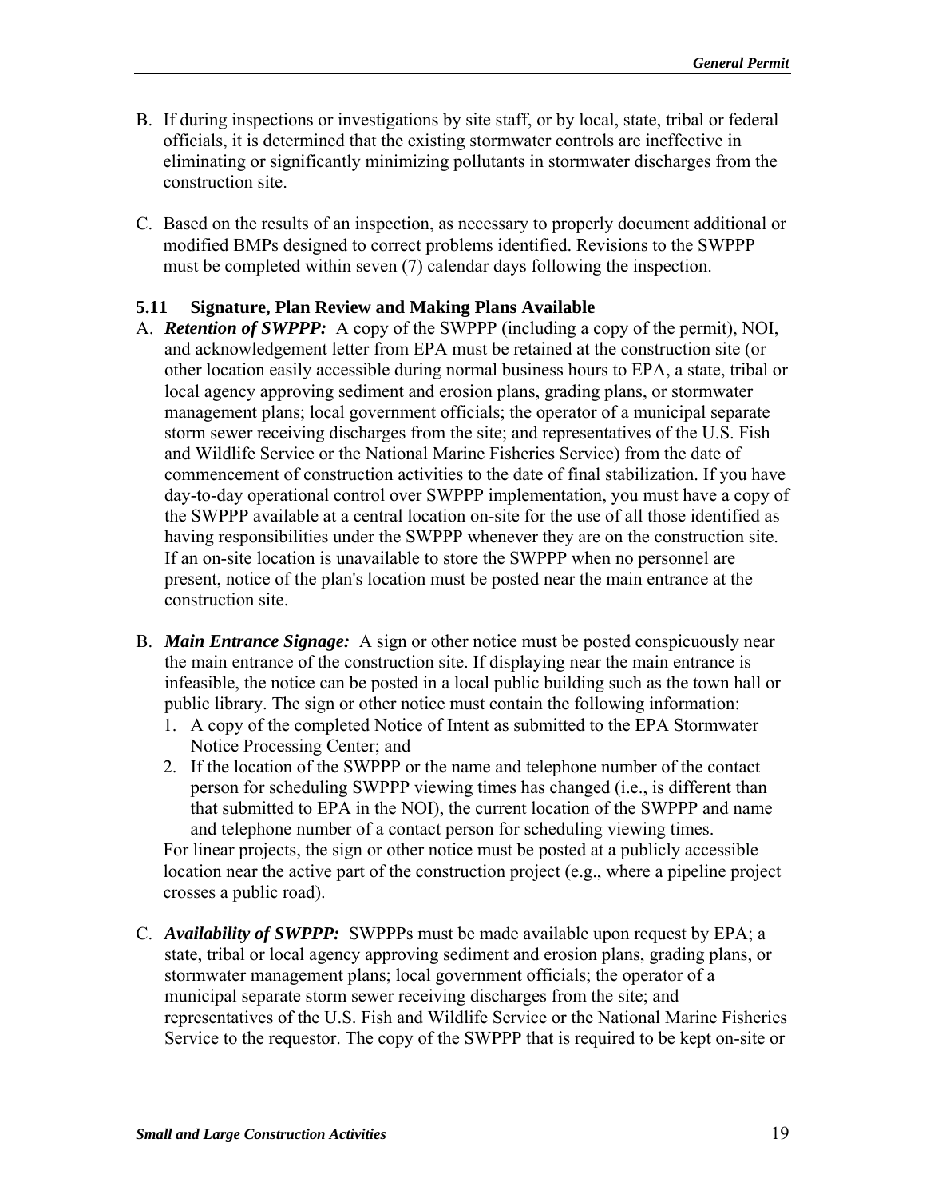B. If during inspections or investigations by site staff, or by local, state, tribal or federal officials, it is determined that the existing stormwater controls are ineffective in eliminating or significantly minimizing pollutants in stormwater discharges from the construction site.

C. Based on the results of an inspection, as necessary to properly document additional or modified BMPs designed to correct problems identified. Revisions to the SWPPP must be completed within seven (7) calendar days following the inspection.

### 5.11 Signature, Plan Review and Making Plans Available

A. ***Retention of SWPPP:*** A copy of the SWPPP (including a copy of the permit), NOI, and acknowledgement letter from EPA must be retained at the construction site (or other location easily accessible during normal business hours to EPA, a state, tribal or local agency approving sediment and erosion plans, grading plans, or stormwater management plans; local government officials; the operator of a municipal separate storm sewer receiving discharges from the site; and representatives of the U.S. Fish and Wildlife Service or the National Marine Fisheries Service) from the date of commencement of construction activities to the date of final stabilization. If you have day-to-day operational control over SWPPP implementation, you must have a copy of the SWPPP available at a central location on-site for the use of all those identified as having responsibilities under the SWPPP whenever they are on the construction site. If an on-site location is unavailable to store the SWPPP when no personnel are present, notice of the plan's location must be posted near the main entrance at the construction site.

B. ***Main Entrance Signage:*** A sign or other notice must be posted conspicuously near the main entrance of the construction site. If displaying near the main entrance is infeasible, the notice can be posted in a local public building such as the town hall or public library. The sign or other notice must contain the following information:
   1. A copy of the completed Notice of Intent as submitted to the EPA Stormwater Notice Processing Center; and
   2. If the location of the SWPPP or the name and telephone number of the contact person for scheduling SWPPP viewing times has changed (i.e., is different than that submitted to EPA in the NOI), the current location of the SWPPP and name and telephone number of a contact person for scheduling viewing times.

   For linear projects, the sign or other notice must be posted at a publicly accessible location near the active part of the construction project (e.g., where a pipeline project crosses a public road).

C. ***Availability of SWPPP:*** SWPPPs must be made available upon request by EPA; a state, tribal or local agency approving sediment and erosion plans, grading plans, or stormwater management plans; local government officials; the operator of a municipal separate storm sewer receiving discharges from the site; and representatives of the U.S. Fish and Wildlife Service or the National Marine Fisheries Service to the requestor. The copy of the SWPPP that is required to be kept on-site or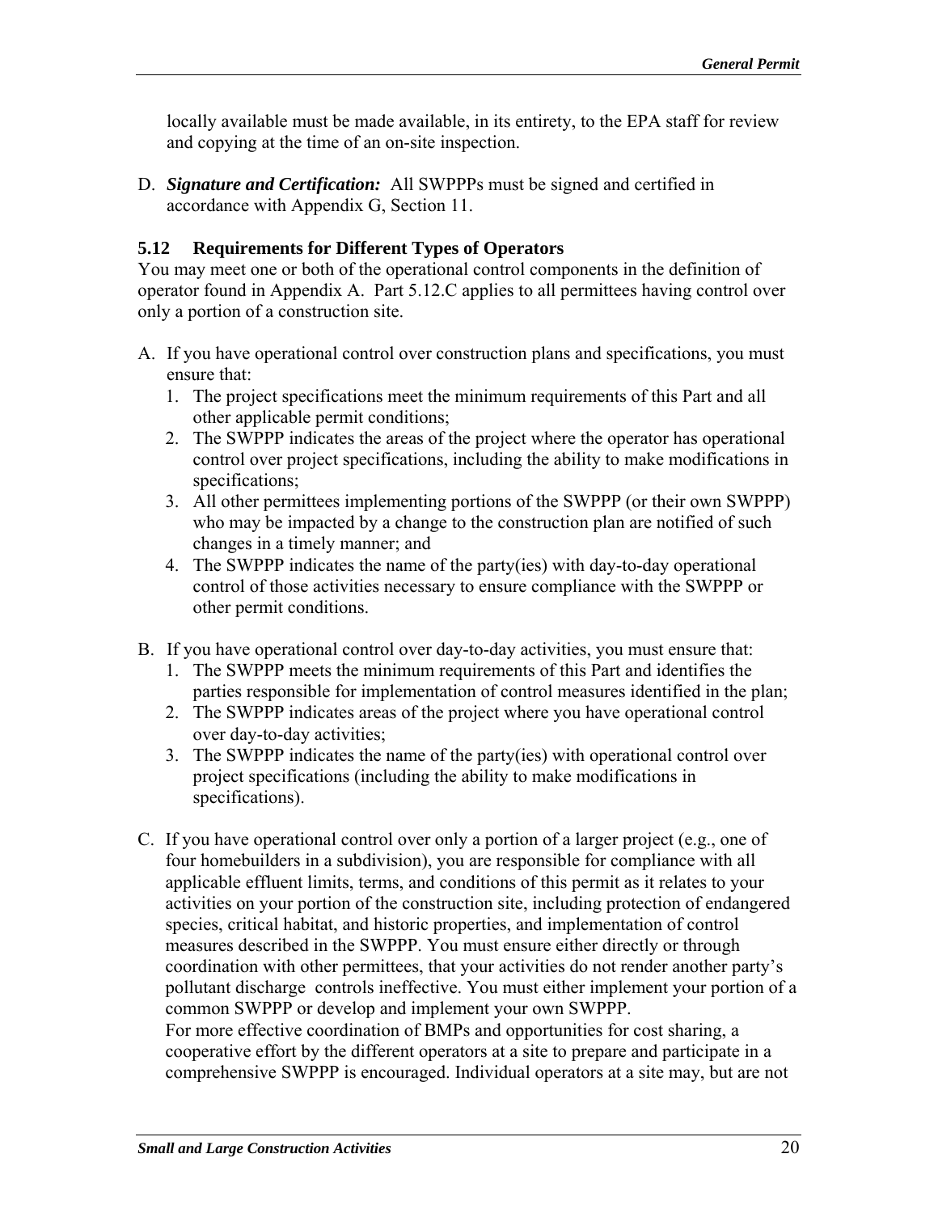locally available must be made available, in its entirety, to the EPA staff for review and copying at the time of an on-site inspection.

D. ***Signature and Certification:*** All SWPPPs must be signed and certified in accordance with Appendix G, Section 11.

### 5.12 Requirements for Different Types of Operators

You may meet one or both of the operational control components in the definition of operator found in Appendix A. Part 5.12.C applies to all permittees having control over only a portion of a construction site.

A. If you have operational control over construction plans and specifications, you must ensure that:
   1. The project specifications meet the minimum requirements of this Part and all other applicable permit conditions;
   2. The SWPPP indicates the areas of the project where the operator has operational control over project specifications, including the ability to make modifications in specifications;
   3. All other permittees implementing portions of the SWPPP (or their own SWPPP) who may be impacted by a change to the construction plan are notified of such changes in a timely manner; and
   4. The SWPPP indicates the name of the party(ies) with day-to-day operational control of those activities necessary to ensure compliance with the SWPPP or other permit conditions.

B. If you have operational control over day-to-day activities, you must ensure that:
   1. The SWPPP meets the minimum requirements of this Part and identifies the parties responsible for implementation of control measures identified in the plan;
   2. The SWPPP indicates areas of the project where you have operational control over day-to-day activities;
   3. The SWPPP indicates the name of the party(ies) with operational control over project specifications (including the ability to make modifications in specifications).

C. If you have operational control over only a portion of a larger project (e.g., one of four homebuilders in a subdivision), you are responsible for compliance with all applicable effluent limits, terms, and conditions of this permit as it relates to your activities on your portion of the construction site, including protection of endangered species, critical habitat, and historic properties, and implementation of control measures described in the SWPPP. You must ensure either directly or through coordination with other permittees, that your activities do not render another party's pollutant discharge controls ineffective. You must either implement your portion of a common SWPPP or develop and implement your own SWPPP.
   For more effective coordination of BMPs and opportunities for cost sharing, a cooperative effort by the different operators at a site to prepare and participate in a comprehensive SWPPP is encouraged. Individual operators at a site may, but are not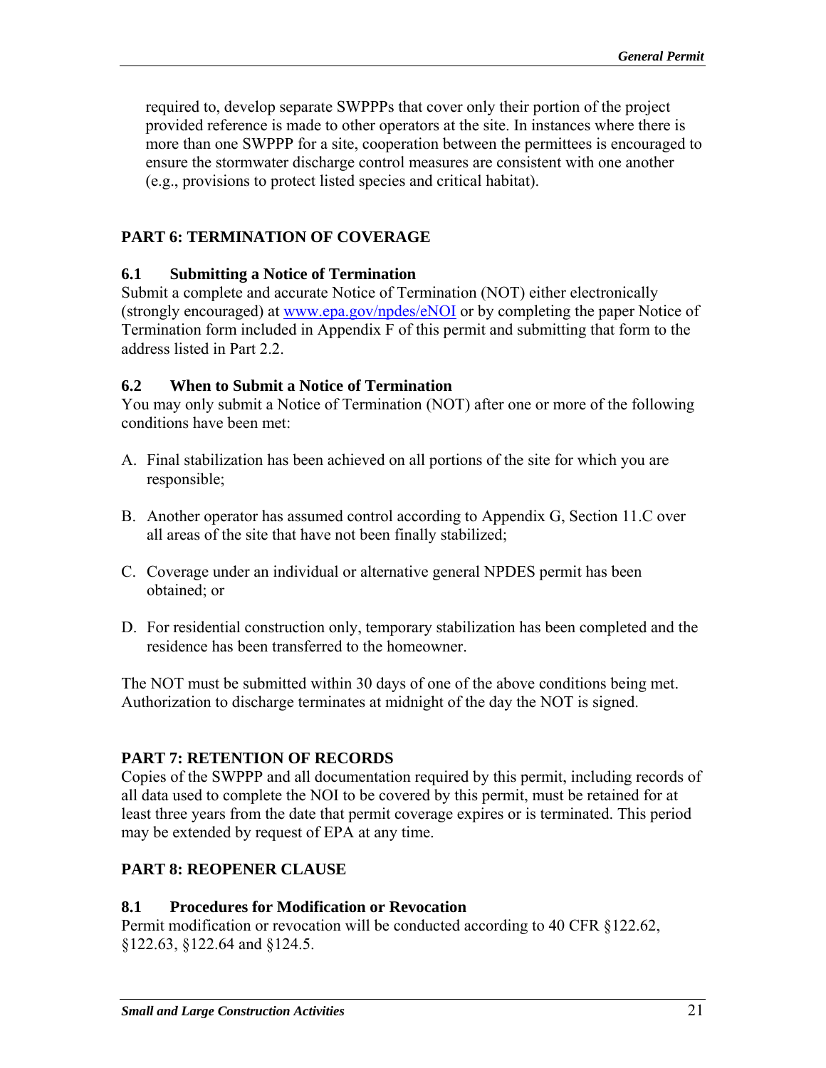required to, develop separate SWPPPs that cover only their portion of the project provided reference is made to other operators at the site. In instances where there is more than one SWPPP for a site, cooperation between the permittees is encouraged to ensure the stormwater discharge control measures are consistent with one another (e.g., provisions to protect listed species and critical habitat).

## PART 6: TERMINATION OF COVERAGE

### 6.1 Submitting a Notice of Termination

Submit a complete and accurate Notice of Termination (NOT) either electronically (strongly encouraged) at www.epa.gov/npdes/eNOI or by completing the paper Notice of Termination form included in Appendix F of this permit and submitting that form to the address listed in Part 2.2.

### 6.2 When to Submit a Notice of Termination

You may only submit a Notice of Termination (NOT) after one or more of the following conditions have been met:

A. Final stabilization has been achieved on all portions of the site for which you are responsible;

B. Another operator has assumed control according to Appendix G, Section 11.C over all areas of the site that have not been finally stabilized;

C. Coverage under an individual or alternative general NPDES permit has been obtained; or

D. For residential construction only, temporary stabilization has been completed and the residence has been transferred to the homeowner.

The NOT must be submitted within 30 days of one of the above conditions being met. Authorization to discharge terminates at midnight of the day the NOT is signed.

## PART 7: RETENTION OF RECORDS

Copies of the SWPPP and all documentation required by this permit, including records of all data used to complete the NOI to be covered by this permit, must be retained for at least three years from the date that permit coverage expires or is terminated. This period may be extended by request of EPA at any time.

## PART 8: REOPENER CLAUSE

### 8.1 Procedures for Modification or Revocation

Permit modification or revocation will be conducted according to 40 CFR §122.62, §122.63, §122.64 and §124.5.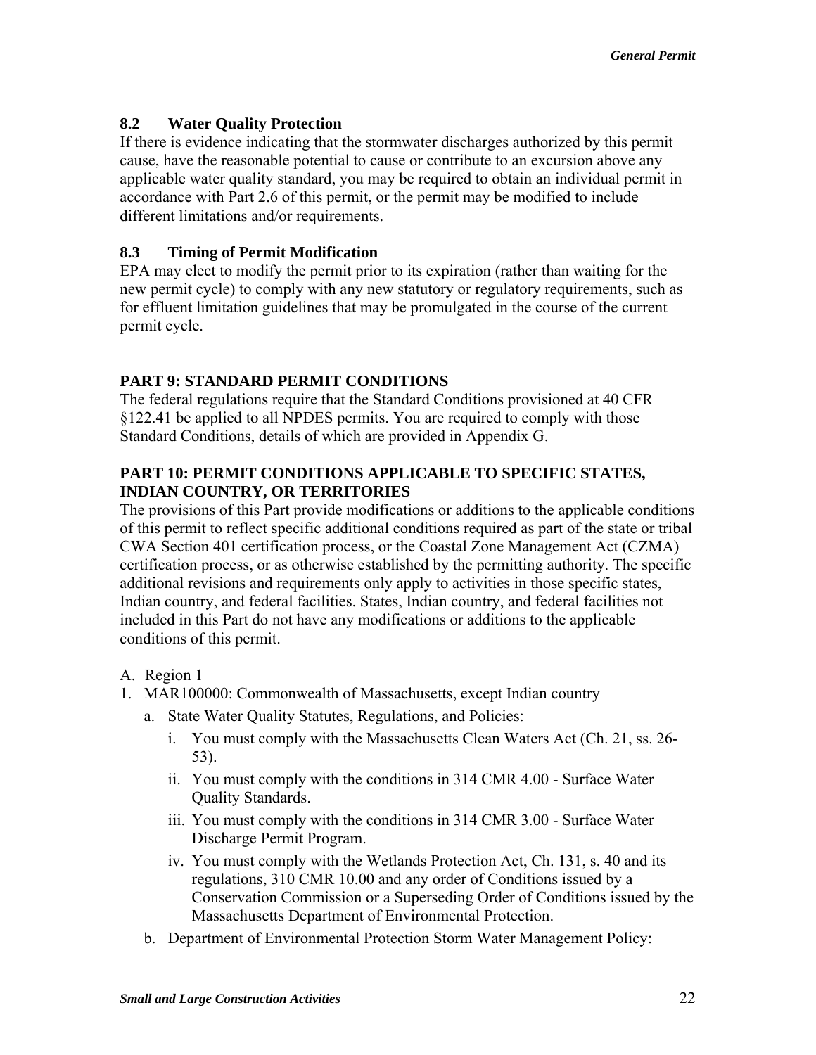### 8.2 Water Quality Protection

If there is evidence indicating that the stormwater discharges authorized by this permit cause, have the reasonable potential to cause or contribute to an excursion above any applicable water quality standard, you may be required to obtain an individual permit in accordance with Part 2.6 of this permit, or the permit may be modified to include different limitations and/or requirements.

### 8.3 Timing of Permit Modification

EPA may elect to modify the permit prior to its expiration (rather than waiting for the new permit cycle) to comply with any new statutory or regulatory requirements, such as for effluent limitation guidelines that may be promulgated in the course of the current permit cycle.

## PART 9: STANDARD PERMIT CONDITIONS

The federal regulations require that the Standard Conditions provisioned at 40 CFR §122.41 be applied to all NPDES permits. You are required to comply with those Standard Conditions, details of which are provided in Appendix G.

## PART 10: PERMIT CONDITIONS APPLICABLE TO SPECIFIC STATES, INDIAN COUNTRY, OR TERRITORIES

The provisions of this Part provide modifications or additions to the applicable conditions of this permit to reflect specific additional conditions required as part of the state or tribal CWA Section 401 certification process, or the Coastal Zone Management Act (CZMA) certification process, or as otherwise established by the permitting authority. The specific additional revisions and requirements only apply to activities in those specific states, Indian country, and federal facilities. States, Indian country, and federal facilities not included in this Part do not have any modifications or additions to the applicable conditions of this permit.

A. Region 1

1. MAR100000: Commonwealth of Massachusetts, except Indian country
   a. State Water Quality Statutes, Regulations, and Policies:
      i. You must comply with the Massachusetts Clean Waters Act (Ch. 21, ss. 26-53).
      ii. You must comply with the conditions in 314 CMR 4.00 - Surface Water Quality Standards.
      iii. You must comply with the conditions in 314 CMR 3.00 - Surface Water Discharge Permit Program.
      iv. You must comply with the Wetlands Protection Act, Ch. 131, s. 40 and its regulations, 310 CMR 10.00 and any order of Conditions issued by a Conservation Commission or a Superseding Order of Conditions issued by the Massachusetts Department of Environmental Protection.
   b. Department of Environmental Protection Storm Water Management Policy: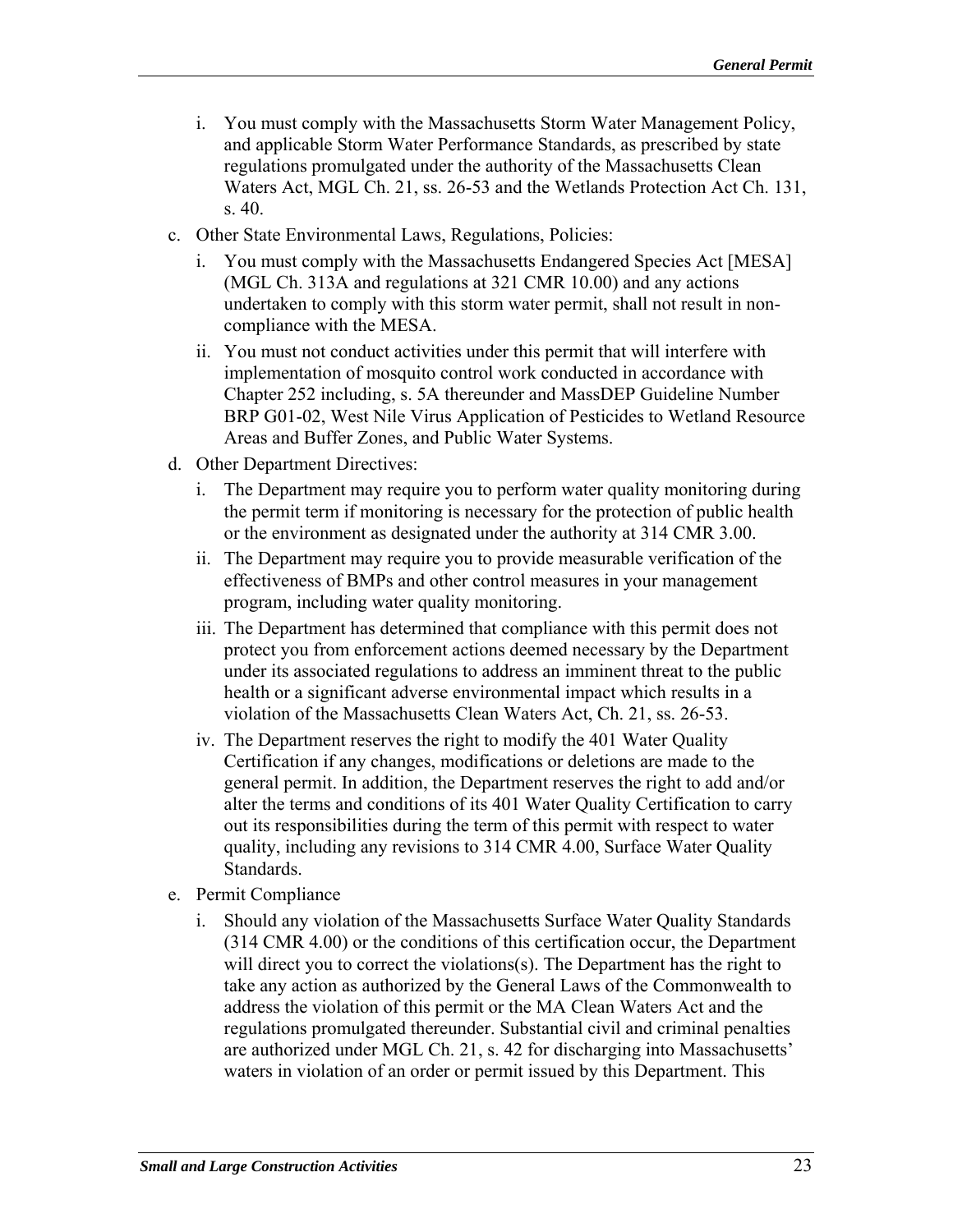i. You must comply with the Massachusetts Storm Water Management Policy, and applicable Storm Water Performance Standards, as prescribed by state regulations promulgated under the authority of the Massachusetts Clean Waters Act, MGL Ch. 21, ss. 26-53 and the Wetlands Protection Act Ch. 131, s. 40.

c. Other State Environmental Laws, Regulations, Policies:

   i. You must comply with the Massachusetts Endangered Species Act [MESA] (MGL Ch. 313A and regulations at 321 CMR 10.00) and any actions undertaken to comply with this storm water permit, shall not result in non-compliance with the MESA.

   ii. You must not conduct activities under this permit that will interfere with implementation of mosquito control work conducted in accordance with Chapter 252 including, s. 5A thereunder and MassDEP Guideline Number BRP G01-02, West Nile Virus Application of Pesticides to Wetland Resource Areas and Buffer Zones, and Public Water Systems.

d. Other Department Directives:

   i. The Department may require you to perform water quality monitoring during the permit term if monitoring is necessary for the protection of public health or the environment as designated under the authority at 314 CMR 3.00.

   ii. The Department may require you to provide measurable verification of the effectiveness of BMPs and other control measures in your management program, including water quality monitoring.

   iii. The Department has determined that compliance with this permit does not protect you from enforcement actions deemed necessary by the Department under its associated regulations to address an imminent threat to the public health or a significant adverse environmental impact which results in a violation of the Massachusetts Clean Waters Act, Ch. 21, ss. 26-53.

   iv. The Department reserves the right to modify the 401 Water Quality Certification if any changes, modifications or deletions are made to the general permit. In addition, the Department reserves the right to add and/or alter the terms and conditions of its 401 Water Quality Certification to carry out its responsibilities during the term of this permit with respect to water quality, including any revisions to 314 CMR 4.00, Surface Water Quality Standards.

e. Permit Compliance

   i. Should any violation of the Massachusetts Surface Water Quality Standards (314 CMR 4.00) or the conditions of this certification occur, the Department will direct you to correct the violations(s). The Department has the right to take any action as authorized by the General Laws of the Commonwealth to address the violation of this permit or the MA Clean Waters Act and the regulations promulgated thereunder. Substantial civil and criminal penalties are authorized under MGL Ch. 21, s. 42 for discharging into Massachusetts' waters in violation of an order or permit issued by this Department. This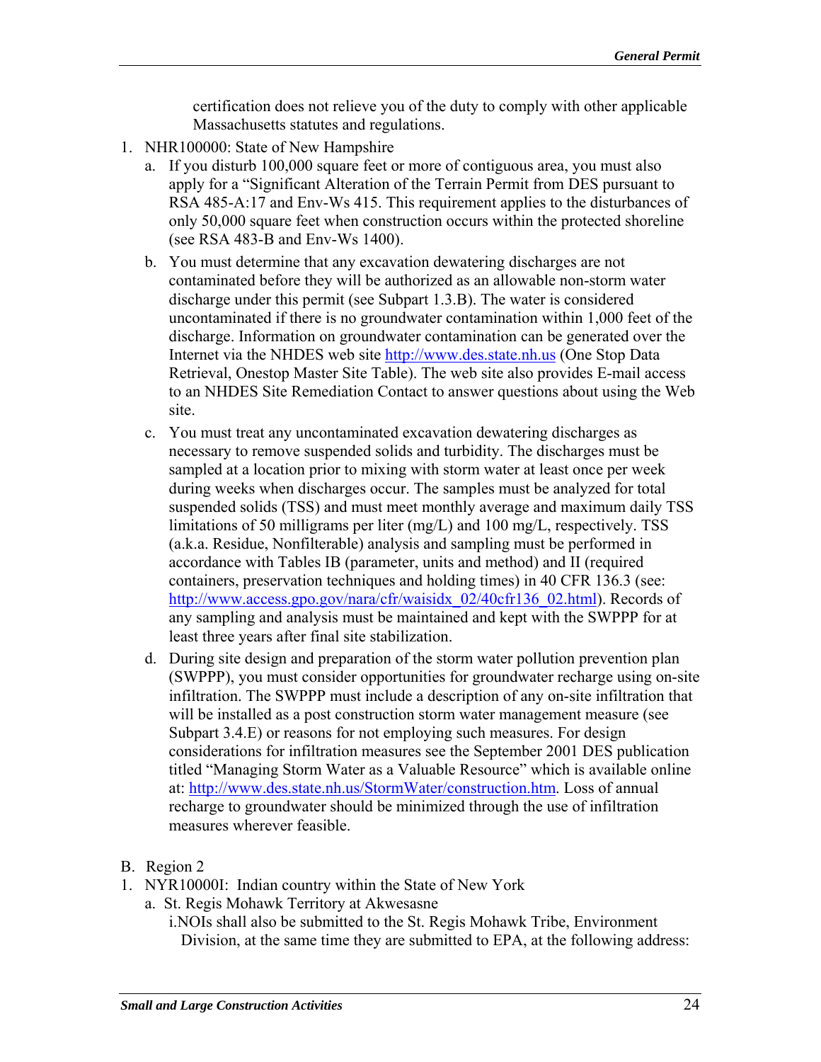certification does not relieve you of the duty to comply with other applicable Massachusetts statutes and regulations.

1. NHR100000: State of New Hampshire
   a. If you disturb 100,000 square feet or more of contiguous area, you must also apply for a "Significant Alteration of the Terrain Permit from DES pursuant to RSA 485-A:17 and Env-Ws 415. This requirement applies to the disturbances of only 50,000 square feet when construction occurs within the protected shoreline (see RSA 483-B and Env-Ws 1400).
   b. You must determine that any excavation dewatering discharges are not contaminated before they will be authorized as an allowable non-storm water discharge under this permit (see Subpart 1.3.B). The water is considered uncontaminated if there is no groundwater contamination within 1,000 feet of the discharge. Information on groundwater contamination can be generated over the Internet via the NHDES web site http://www.des.state.nh.us (One Stop Data Retrieval, Onestop Master Site Table). The web site also provides E-mail access to an NHDES Site Remediation Contact to answer questions about using the Web site.
   c. You must treat any uncontaminated excavation dewatering discharges as necessary to remove suspended solids and turbidity. The discharges must be sampled at a location prior to mixing with storm water at least once per week during weeks when discharges occur. The samples must be analyzed for total suspended solids (TSS) and must meet monthly average and maximum daily TSS limitations of 50 milligrams per liter (mg/L) and 100 mg/L, respectively. TSS (a.k.a. Residue, Nonfilterable) analysis and sampling must be performed in accordance with Tables IB (parameter, units and method) and II (required containers, preservation techniques and holding times) in 40 CFR 136.3 (see: http://www.access.gpo.gov/nara/cfr/waisidx_02/40cfr136_02.html). Records of any sampling and analysis must be maintained and kept with the SWPPP for at least three years after final site stabilization.
   d. During site design and preparation of the storm water pollution prevention plan (SWPPP), you must consider opportunities for groundwater recharge using on-site infiltration. The SWPPP must include a description of any on-site infiltration that will be installed as a post construction storm water management measure (see Subpart 3.4.E) or reasons for not employing such measures. For design considerations for infiltration measures see the September 2001 DES publication titled "Managing Storm Water as a Valuable Resource" which is available online at: http://www.des.state.nh.us/StormWater/construction.htm. Loss of annual recharge to groundwater should be minimized through the use of infiltration measures wherever feasible.

B. Region 2

1. NYR10000I: Indian country within the State of New York
   a. St. Regis Mohawk Territory at Akwesasne
      i. NOIs shall also be submitted to the St. Regis Mohawk Tribe, Environment Division, at the same time they are submitted to EPA, at the following address: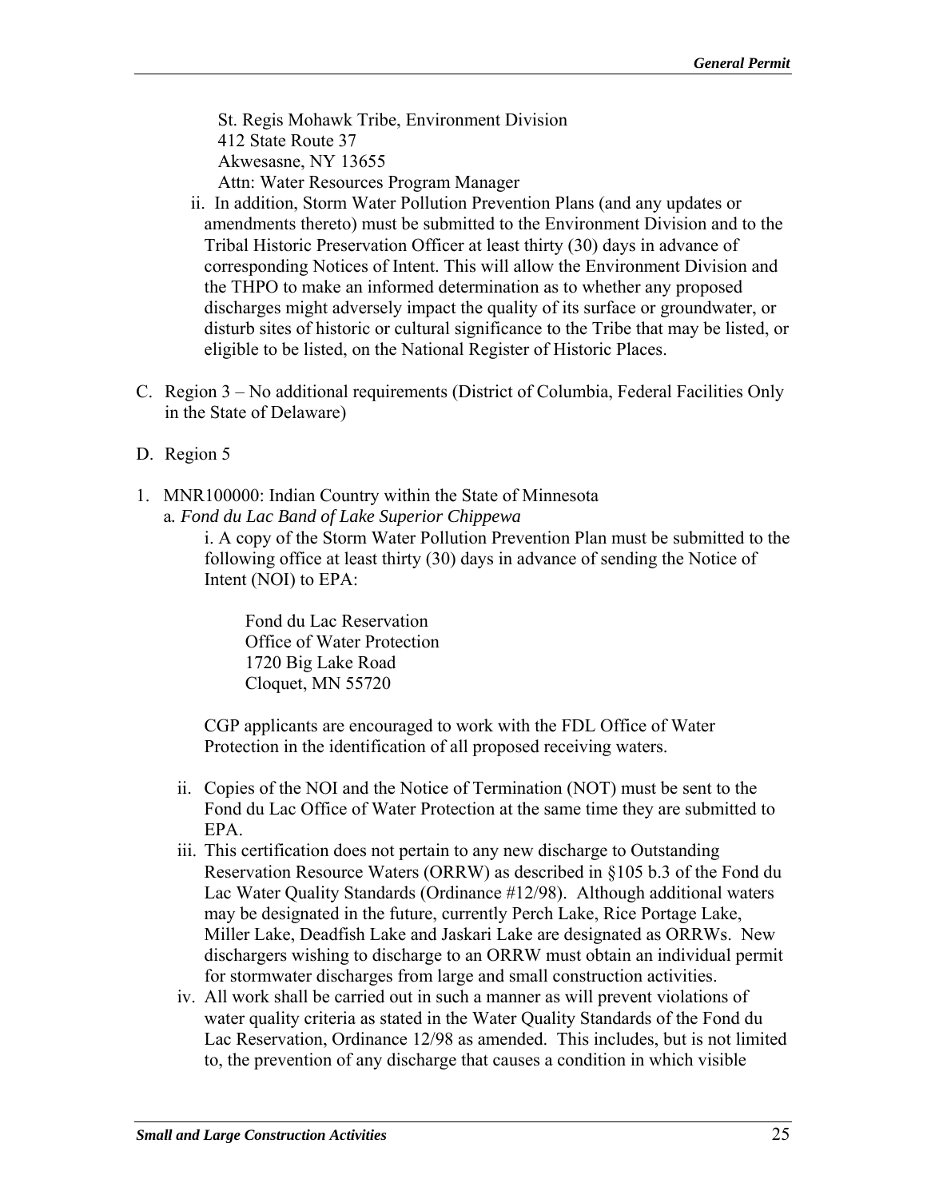St. Regis Mohawk Tribe, Environment Division
412 State Route 37
Akwesasne, NY 13655
Attn: Water Resources Program Manager

ii. In addition, Storm Water Pollution Prevention Plans (and any updates or amendments thereto) must be submitted to the Environment Division and to the Tribal Historic Preservation Officer at least thirty (30) days in advance of corresponding Notices of Intent. This will allow the Environment Division and the THPO to make an informed determination as to whether any proposed discharges might adversely impact the quality of its surface or groundwater, or disturb sites of historic or cultural significance to the Tribe that may be listed, or eligible to be listed, on the National Register of Historic Places.

C. Region 3 – No additional requirements (District of Columbia, Federal Facilities Only in the State of Delaware)

D. Region 5

1. MNR100000: Indian Country within the State of Minnesota
   a. *Fond du Lac Band of Lake Superior Chippewa*
      i. A copy of the Storm Water Pollution Prevention Plan must be submitted to the following office at least thirty (30) days in advance of sending the Notice of Intent (NOI) to EPA:

         Fond du Lac Reservation
         Office of Water Protection
         1720 Big Lake Road
         Cloquet, MN 55720

         CGP applicants are encouraged to work with the FDL Office of Water Protection in the identification of all proposed receiving waters.

      ii. Copies of the NOI and the Notice of Termination (NOT) must be sent to the Fond du Lac Office of Water Protection at the same time they are submitted to EPA.

      iii. This certification does not pertain to any new discharge to Outstanding Reservation Resource Waters (ORRW) as described in §105 b.3 of the Fond du Lac Water Quality Standards (Ordinance #12/98). Although additional waters may be designated in the future, currently Perch Lake, Rice Portage Lake, Miller Lake, Deadfish Lake and Jaskari Lake are designated as ORRWs. New dischargers wishing to discharge to an ORRW must obtain an individual permit for stormwater discharges from large and small construction activities.

      iv. All work shall be carried out in such a manner as will prevent violations of water quality criteria as stated in the Water Quality Standards of the Fond du Lac Reservation, Ordinance 12/98 as amended. This includes, but is not limited to, the prevention of any discharge that causes a condition in which visible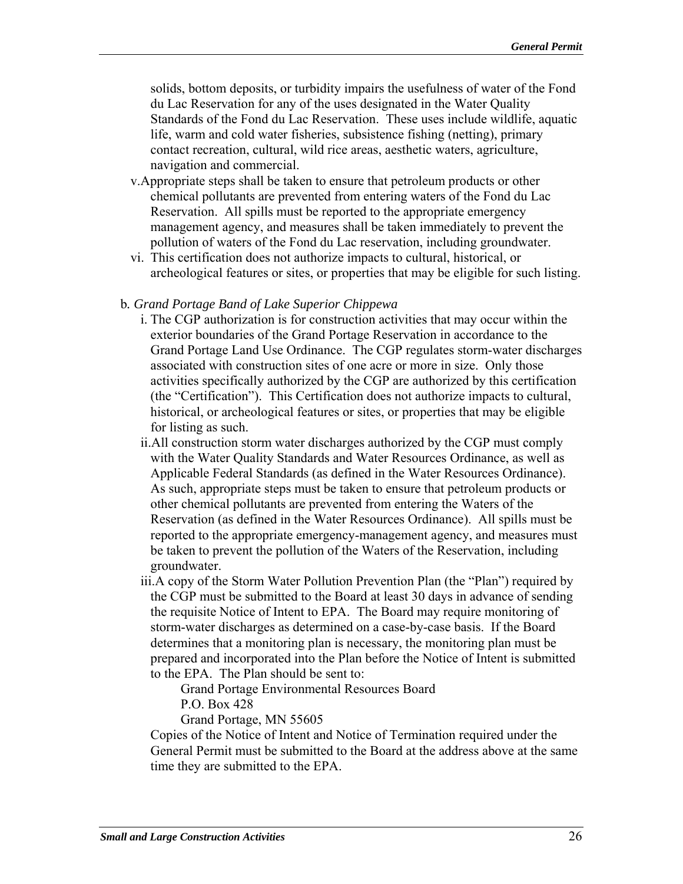solids, bottom deposits, or turbidity impairs the usefulness of water of the Fond du Lac Reservation for any of the uses designated in the Water Quality Standards of the Fond du Lac Reservation. These uses include wildlife, aquatic life, warm and cold water fisheries, subsistence fishing (netting), primary contact recreation, cultural, wild rice areas, aesthetic waters, agriculture, navigation and commercial.

v. Appropriate steps shall be taken to ensure that petroleum products or other chemical pollutants are prevented from entering waters of the Fond du Lac Reservation. All spills must be reported to the appropriate emergency management agency, and measures shall be taken immediately to prevent the pollution of waters of the Fond du Lac reservation, including groundwater.

vi. This certification does not authorize impacts to cultural, historical, or archeological features or sites, or properties that may be eligible for such listing.

b. *Grand Portage Band of Lake Superior Chippewa*

i. The CGP authorization is for construction activities that may occur within the exterior boundaries of the Grand Portage Reservation in accordance to the Grand Portage Land Use Ordinance. The CGP regulates storm-water discharges associated with construction sites of one acre or more in size. Only those activities specifically authorized by the CGP are authorized by this certification (the "Certification"). This Certification does not authorize impacts to cultural, historical, or archeological features or sites, or properties that may be eligible for listing as such.

ii. All construction storm water discharges authorized by the CGP must comply with the Water Quality Standards and Water Resources Ordinance, as well as Applicable Federal Standards (as defined in the Water Resources Ordinance). As such, appropriate steps must be taken to ensure that petroleum products or other chemical pollutants are prevented from entering the Waters of the Reservation (as defined in the Water Resources Ordinance). All spills must be reported to the appropriate emergency-management agency, and measures must be taken to prevent the pollution of the Waters of the Reservation, including groundwater.

iii. A copy of the Storm Water Pollution Prevention Plan (the "Plan") required by the CGP must be submitted to the Board at least 30 days in advance of sending the requisite Notice of Intent to EPA. The Board may require monitoring of storm-water discharges as determined on a case-by-case basis. If the Board determines that a monitoring plan is necessary, the monitoring plan must be prepared and incorporated into the Plan before the Notice of Intent is submitted to the EPA. The Plan should be sent to:

Grand Portage Environmental Resources Board
P.O. Box 428
Grand Portage, MN 55605

Copies of the Notice of Intent and Notice of Termination required under the General Permit must be submitted to the Board at the address above at the same time they are submitted to the EPA.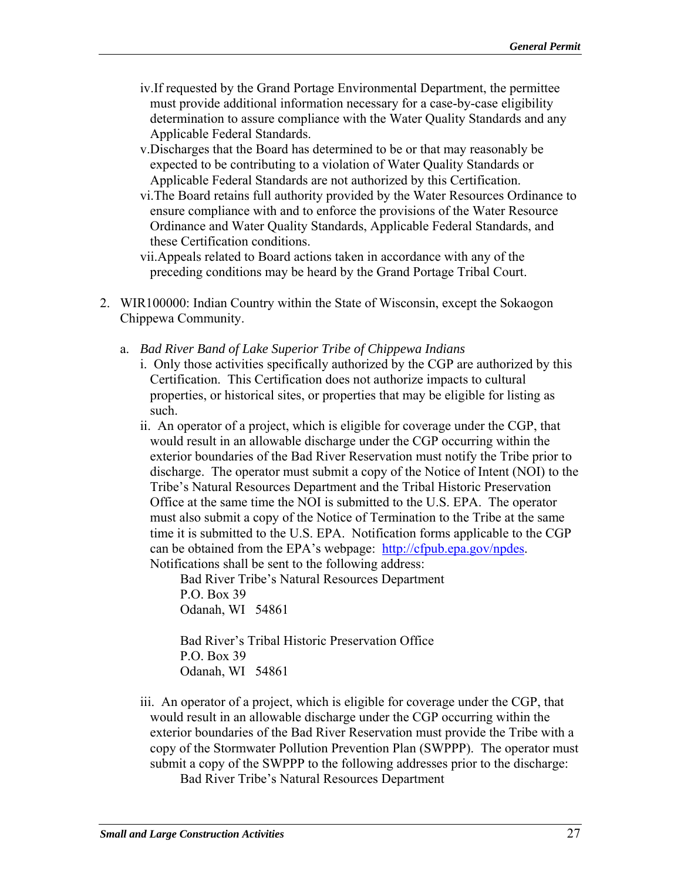iv. If requested by the Grand Portage Environmental Department, the permittee must provide additional information necessary for a case-by-case eligibility determination to assure compliance with the Water Quality Standards and any Applicable Federal Standards.

v. Discharges that the Board has determined to be or that may reasonably be expected to be contributing to a violation of Water Quality Standards or Applicable Federal Standards are not authorized by this Certification.

vi. The Board retains full authority provided by the Water Resources Ordinance to ensure compliance with and to enforce the provisions of the Water Resource Ordinance and Water Quality Standards, Applicable Federal Standards, and these Certification conditions.

vii. Appeals related to Board actions taken in accordance with any of the preceding conditions may be heard by the Grand Portage Tribal Court.

2. WIR100000: Indian Country within the State of Wisconsin, except the Sokaogon Chippewa Community.

   a. *Bad River Band of Lake Superior Tribe of Chippewa Indians*

      i. Only those activities specifically authorized by the CGP are authorized by this Certification. This Certification does not authorize impacts to cultural properties, or historical sites, or properties that may be eligible for listing as such.

      ii. An operator of a project, which is eligible for coverage under the CGP, that would result in an allowable discharge under the CGP occurring within the exterior boundaries of the Bad River Reservation must notify the Tribe prior to discharge. The operator must submit a copy of the Notice of Intent (NOI) to the Tribe's Natural Resources Department and the Tribal Historic Preservation Office at the same time the NOI is submitted to the U.S. EPA. The operator must also submit a copy of the Notice of Termination to the Tribe at the same time it is submitted to the U.S. EPA. Notification forms applicable to the CGP can be obtained from the EPA's webpage: http://cfpub.epa.gov/npdes. Notifications shall be sent to the following address:

         Bad River Tribe's Natural Resources Department
         P.O. Box 39
         Odanah, WI 54861

         Bad River's Tribal Historic Preservation Office
         P.O. Box 39
         Odanah, WI 54861

      iii. An operator of a project, which is eligible for coverage under the CGP, that would result in an allowable discharge under the CGP occurring within the exterior boundaries of the Bad River Reservation must provide the Tribe with a copy of the Stormwater Pollution Prevention Plan (SWPPP). The operator must submit a copy of the SWPPP to the following addresses prior to the discharge:

         Bad River Tribe's Natural Resources Department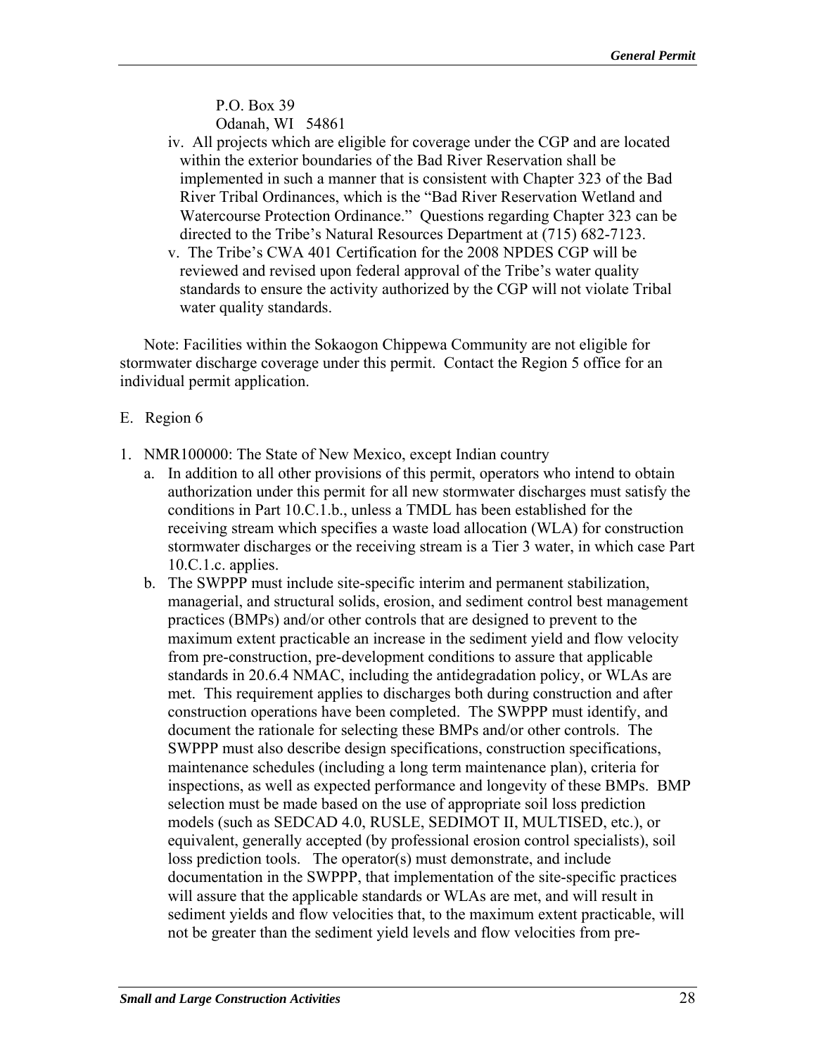P.O. Box 39
Odanah, WI 54861

iv. All projects which are eligible for coverage under the CGP and are located within the exterior boundaries of the Bad River Reservation shall be implemented in such a manner that is consistent with Chapter 323 of the Bad River Tribal Ordinances, which is the "Bad River Reservation Wetland and Watercourse Protection Ordinance." Questions regarding Chapter 323 can be directed to the Tribe's Natural Resources Department at (715) 682-7123.

v. The Tribe's CWA 401 Certification for the 2008 NPDES CGP will be reviewed and revised upon federal approval of the Tribe's water quality standards to ensure the activity authorized by the CGP will not violate Tribal water quality standards.

Note: Facilities within the Sokaogon Chippewa Community are not eligible for stormwater discharge coverage under this permit. Contact the Region 5 office for an individual permit application.

E. Region 6

1. NMR100000: The State of New Mexico, except Indian country
   a. In addition to all other provisions of this permit, operators who intend to obtain authorization under this permit for all new stormwater discharges must satisfy the conditions in Part 10.C.1.b., unless a TMDL has been established for the receiving stream which specifies a waste load allocation (WLA) for construction stormwater discharges or the receiving stream is a Tier 3 water, in which case Part 10.C.1.c. applies.
   b. The SWPPP must include site-specific interim and permanent stabilization, managerial, and structural solids, erosion, and sediment control best management practices (BMPs) and/or other controls that are designed to prevent to the maximum extent practicable an increase in the sediment yield and flow velocity from pre-construction, pre-development conditions to assure that applicable standards in 20.6.4 NMAC, including the antidegradation policy, or WLAs are met. This requirement applies to discharges both during construction and after construction operations have been completed. The SWPPP must identify, and document the rationale for selecting these BMPs and/or other controls. The SWPPP must also describe design specifications, construction specifications, maintenance schedules (including a long term maintenance plan), criteria for inspections, as well as expected performance and longevity of these BMPs. BMP selection must be made based on the use of appropriate soil loss prediction models (such as SEDCAD 4.0, RUSLE, SEDIMOT II, MULTISED, etc.), or equivalent, generally accepted (by professional erosion control specialists), soil loss prediction tools. The operator(s) must demonstrate, and include documentation in the SWPPP, that implementation of the site-specific practices will assure that the applicable standards or WLAs are met, and will result in sediment yields and flow velocities that, to the maximum extent practicable, will not be greater than the sediment yield levels and flow velocities from pre-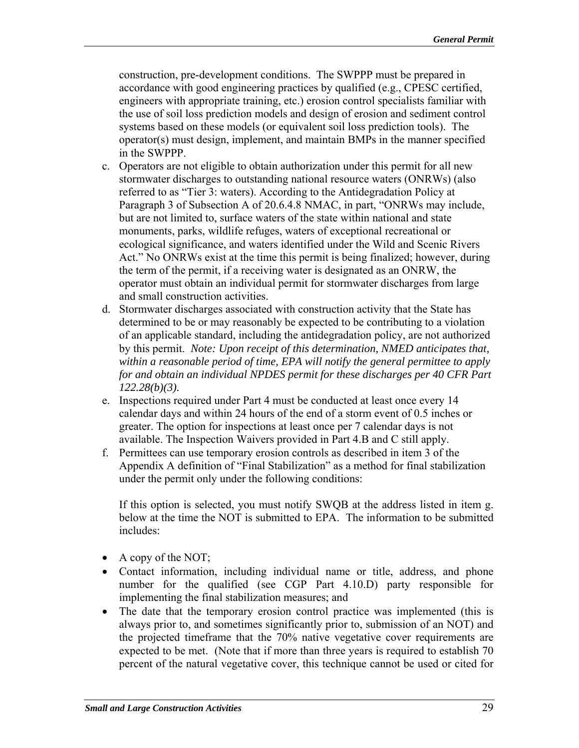construction, pre-development conditions. The SWPPP must be prepared in accordance with good engineering practices by qualified (e.g., CPESC certified, engineers with appropriate training, etc.) erosion control specialists familiar with the use of soil loss prediction models and design of erosion and sediment control systems based on these models (or equivalent soil loss prediction tools). The operator(s) must design, implement, and maintain BMPs in the manner specified in the SWPPP.

c. Operators are not eligible to obtain authorization under this permit for all new stormwater discharges to outstanding national resource waters (ONRWs) (also referred to as "Tier 3: waters). According to the Antidegradation Policy at Paragraph 3 of Subsection A of 20.6.4.8 NMAC, in part, "ONRWs may include, but are not limited to, surface waters of the state within national and state monuments, parks, wildlife refuges, waters of exceptional recreational or ecological significance, and waters identified under the Wild and Scenic Rivers Act." No ONRWs exist at the time this permit is being finalized; however, during the term of the permit, if a receiving water is designated as an ONRW, the operator must obtain an individual permit for stormwater discharges from large and small construction activities.

d. Stormwater discharges associated with construction activity that the State has determined to be or may reasonably be expected to be contributing to a violation of an applicable standard, including the antidegradation policy, are not authorized by this permit. *Note: Upon receipt of this determination, NMED anticipates that, within a reasonable period of time, EPA will notify the general permittee to apply for and obtain an individual NPDES permit for these discharges per 40 CFR Part 122.28(b)(3).*

e. Inspections required under Part 4 must be conducted at least once every 14 calendar days and within 24 hours of the end of a storm event of 0.5 inches or greater. The option for inspections at least once per 7 calendar days is not available. The Inspection Waivers provided in Part 4.B and C still apply.

f. Permittees can use temporary erosion controls as described in item 3 of the Appendix A definition of "Final Stabilization" as a method for final stabilization under the permit only under the following conditions:

   If this option is selected, you must notify SWQB at the address listed in item g. below at the time the NOT is submitted to EPA. The information to be submitted includes:

- A copy of the NOT;
- Contact information, including individual name or title, address, and phone number for the qualified (see CGP Part 4.10.D) party responsible for implementing the final stabilization measures; and
- The date that the temporary erosion control practice was implemented (this is always prior to, and sometimes significantly prior to, submission of an NOT) and the projected timeframe that the 70% native vegetative cover requirements are expected to be met. (Note that if more than three years is required to establish 70 percent of the natural vegetative cover, this technique cannot be used or cited for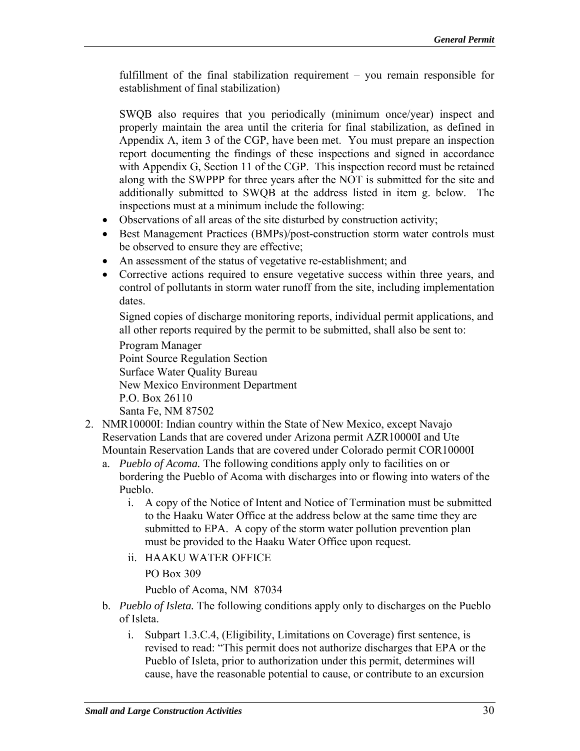fulfillment of the final stabilization requirement – you remain responsible for establishment of final stabilization)

SWQB also requires that you periodically (minimum once/year) inspect and properly maintain the area until the criteria for final stabilization, as defined in Appendix A, item 3 of the CGP, have been met. You must prepare an inspection report documenting the findings of these inspections and signed in accordance with Appendix G, Section 11 of the CGP. This inspection record must be retained along with the SWPPP for three years after the NOT is submitted for the site and additionally submitted to SWQB at the address listed in item g. below. The inspections must at a minimum include the following:

- Observations of all areas of the site disturbed by construction activity;
- Best Management Practices (BMPs)/post-construction storm water controls must be observed to ensure they are effective;
- An assessment of the status of vegetative re-establishment; and
- Corrective actions required to ensure vegetative success within three years, and control of pollutants in storm water runoff from the site, including implementation dates.

Signed copies of discharge monitoring reports, individual permit applications, and all other reports required by the permit to be submitted, shall also be sent to:

Program Manager
Point Source Regulation Section
Surface Water Quality Bureau
New Mexico Environment Department
P.O. Box 26110
Santa Fe, NM 87502

2. NMR10000I: Indian country within the State of New Mexico, except Navajo Reservation Lands that are covered under Arizona permit AZR10000I and Ute Mountain Reservation Lands that are covered under Colorado permit COR10000I
   a. *Pueblo of Acoma.* The following conditions apply only to facilities on or bordering the Pueblo of Acoma with discharges into or flowing into waters of the Pueblo.
      i. A copy of the Notice of Intent and Notice of Termination must be submitted to the Haaku Water Office at the address below at the same time they are submitted to EPA. A copy of the storm water pollution prevention plan must be provided to the Haaku Water Office upon request.
      ii. HAAKU WATER OFFICE
          PO Box 309
          Pueblo of Acoma, NM 87034
   b. *Pueblo of Isleta.* The following conditions apply only to discharges on the Pueblo of Isleta.
      i. Subpart 1.3.C.4, (Eligibility, Limitations on Coverage) first sentence, is revised to read: "This permit does not authorize discharges that EPA or the Pueblo of Isleta, prior to authorization under this permit, determines will cause, have the reasonable potential to cause, or contribute to an excursion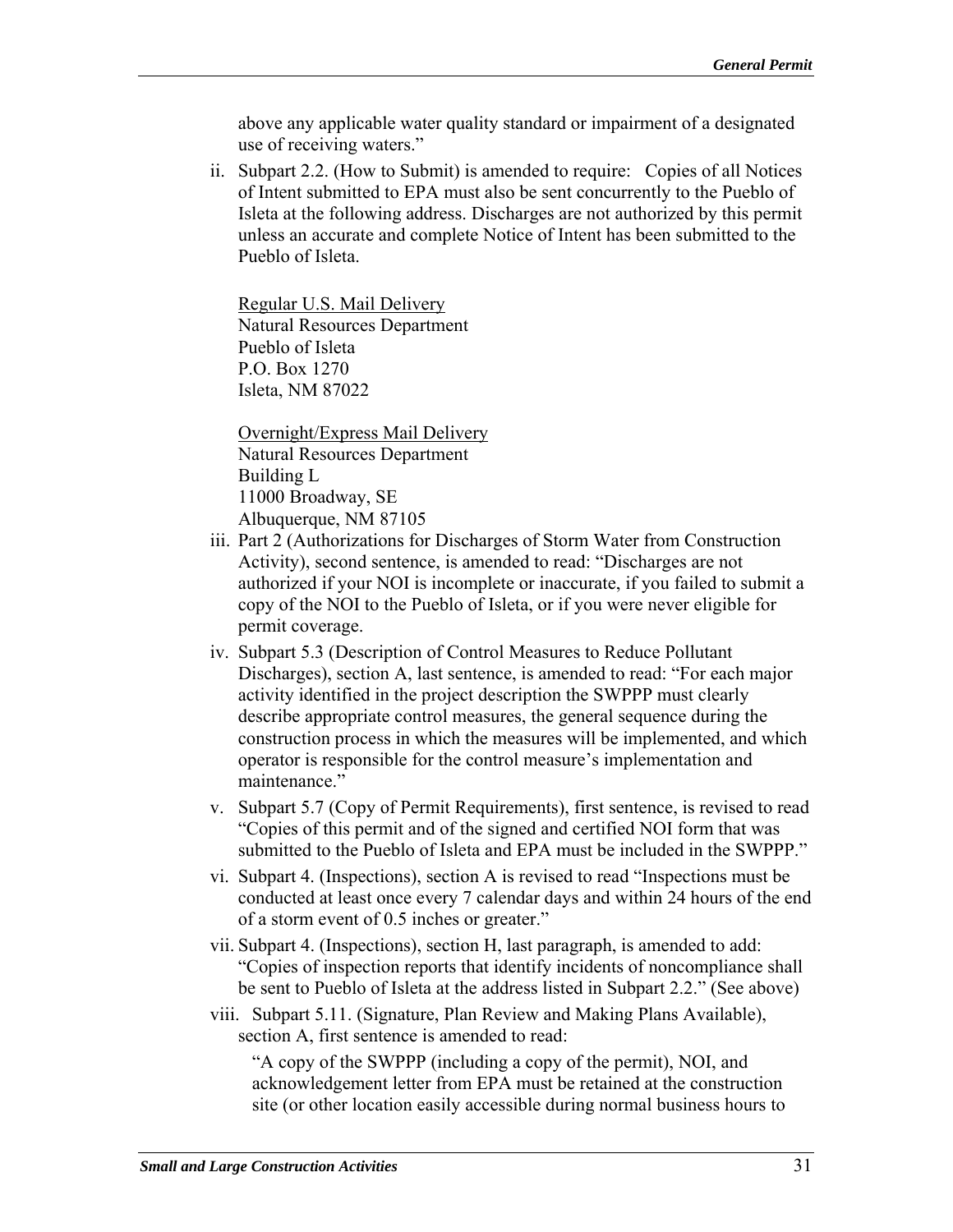above any applicable water quality standard or impairment of a designated use of receiving waters."

ii. Subpart 2.2. (How to Submit) is amended to require: Copies of all Notices of Intent submitted to EPA must also be sent concurrently to the Pueblo of Isleta at the following address. Discharges are not authorized by this permit unless an accurate and complete Notice of Intent has been submitted to the Pueblo of Isleta.

   Regular U.S. Mail Delivery
   Natural Resources Department
   Pueblo of Isleta
   P.O. Box 1270
   Isleta, NM 87022

   Overnight/Express Mail Delivery
   Natural Resources Department
   Building L
   11000 Broadway, SE
   Albuquerque, NM 87105

iii. Part 2 (Authorizations for Discharges of Storm Water from Construction Activity), second sentence, is amended to read: "Discharges are not authorized if your NOI is incomplete or inaccurate, if you failed to submit a copy of the NOI to the Pueblo of Isleta, or if you were never eligible for permit coverage.

iv. Subpart 5.3 (Description of Control Measures to Reduce Pollutant Discharges), section A, last sentence, is amended to read: "For each major activity identified in the project description the SWPPP must clearly describe appropriate control measures, the general sequence during the construction process in which the measures will be implemented, and which operator is responsible for the control measure's implementation and maintenance."

v. Subpart 5.7 (Copy of Permit Requirements), first sentence, is revised to read "Copies of this permit and of the signed and certified NOI form that was submitted to the Pueblo of Isleta and EPA must be included in the SWPPP."

vi. Subpart 4. (Inspections), section A is revised to read "Inspections must be conducted at least once every 7 calendar days and within 24 hours of the end of a storm event of 0.5 inches or greater."

vii. Subpart 4. (Inspections), section H, last paragraph, is amended to add: "Copies of inspection reports that identify incidents of noncompliance shall be sent to Pueblo of Isleta at the address listed in Subpart 2.2." (See above)

viii. Subpart 5.11. (Signature, Plan Review and Making Plans Available), section A, first sentence is amended to read:

   "A copy of the SWPPP (including a copy of the permit), NOI, and acknowledgement letter from EPA must be retained at the construction site (or other location easily accessible during normal business hours to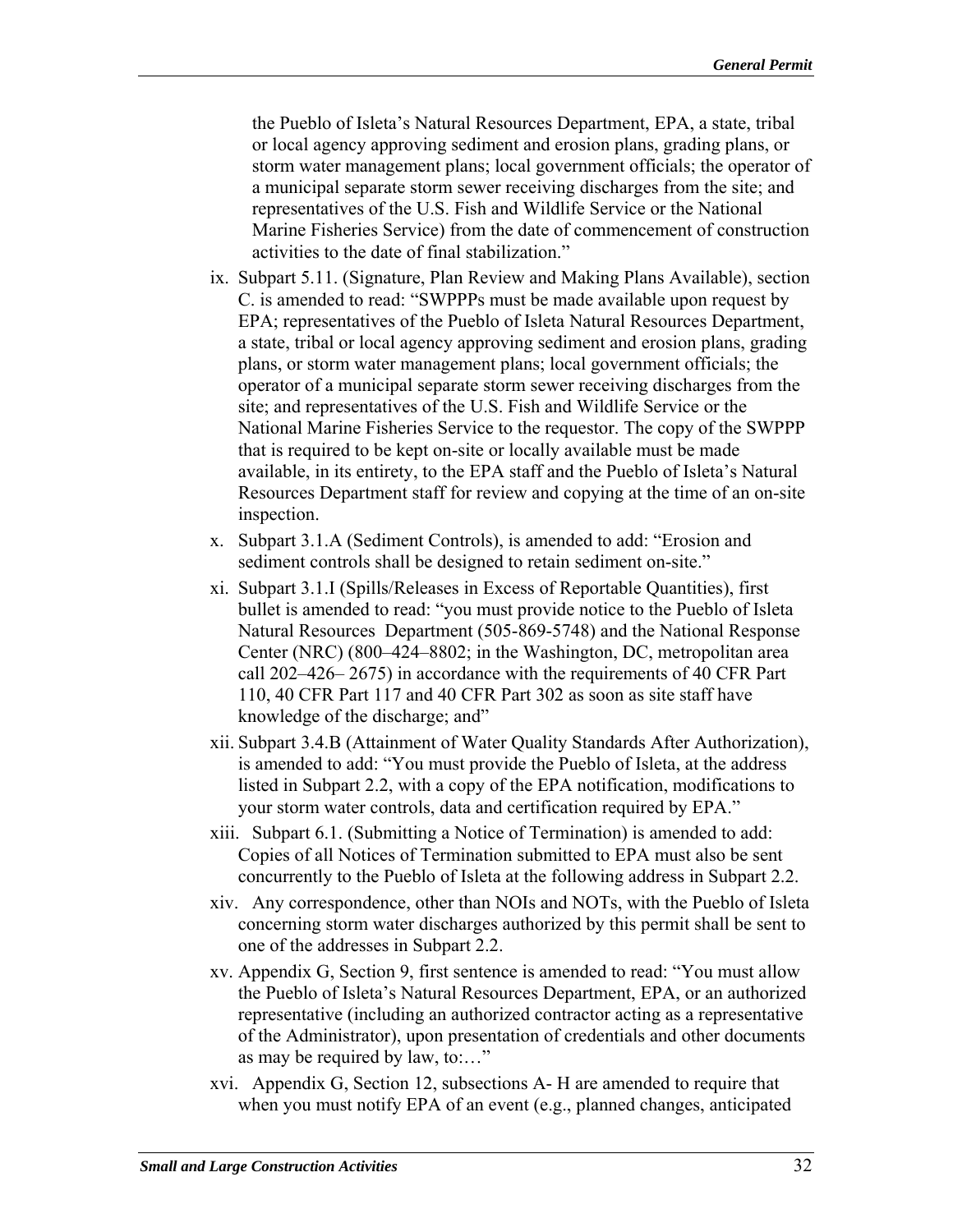the Pueblo of Isleta's Natural Resources Department, EPA, a state, tribal or local agency approving sediment and erosion plans, grading plans, or storm water management plans; local government officials; the operator of a municipal separate storm sewer receiving discharges from the site; and representatives of the U.S. Fish and Wildlife Service or the National Marine Fisheries Service) from the date of commencement of construction activities to the date of final stabilization."

ix. Subpart 5.11. (Signature, Plan Review and Making Plans Available), section C. is amended to read: "SWPPPs must be made available upon request by EPA; representatives of the Pueblo of Isleta Natural Resources Department, a state, tribal or local agency approving sediment and erosion plans, grading plans, or storm water management plans; local government officials; the operator of a municipal separate storm sewer receiving discharges from the site; and representatives of the U.S. Fish and Wildlife Service or the National Marine Fisheries Service to the requestor. The copy of the SWPPP that is required to be kept on-site or locally available must be made available, in its entirety, to the EPA staff and the Pueblo of Isleta's Natural Resources Department staff for review and copying at the time of an on-site inspection.

x. Subpart 3.1.A (Sediment Controls), is amended to add: "Erosion and sediment controls shall be designed to retain sediment on-site."

xi. Subpart 3.1.I (Spills/Releases in Excess of Reportable Quantities), first bullet is amended to read: "you must provide notice to the Pueblo of Isleta Natural Resources Department (505-869-5748) and the National Response Center (NRC) (800–424–8802; in the Washington, DC, metropolitan area call 202–426– 2675) in accordance with the requirements of 40 CFR Part 110, 40 CFR Part 117 and 40 CFR Part 302 as soon as site staff have knowledge of the discharge; and"

xii. Subpart 3.4.B (Attainment of Water Quality Standards After Authorization), is amended to add: "You must provide the Pueblo of Isleta, at the address listed in Subpart 2.2, with a copy of the EPA notification, modifications to your storm water controls, data and certification required by EPA."

xiii. Subpart 6.1. (Submitting a Notice of Termination) is amended to add: Copies of all Notices of Termination submitted to EPA must also be sent concurrently to the Pueblo of Isleta at the following address in Subpart 2.2.

xiv. Any correspondence, other than NOIs and NOTs, with the Pueblo of Isleta concerning storm water discharges authorized by this permit shall be sent to one of the addresses in Subpart 2.2.

xv. Appendix G, Section 9, first sentence is amended to read: "You must allow the Pueblo of Isleta's Natural Resources Department, EPA, or an authorized representative (including an authorized contractor acting as a representative of the Administrator), upon presentation of credentials and other documents as may be required by law, to:…"

xvi. Appendix G, Section 12, subsections A- H are amended to require that when you must notify EPA of an event (e.g., planned changes, anticipated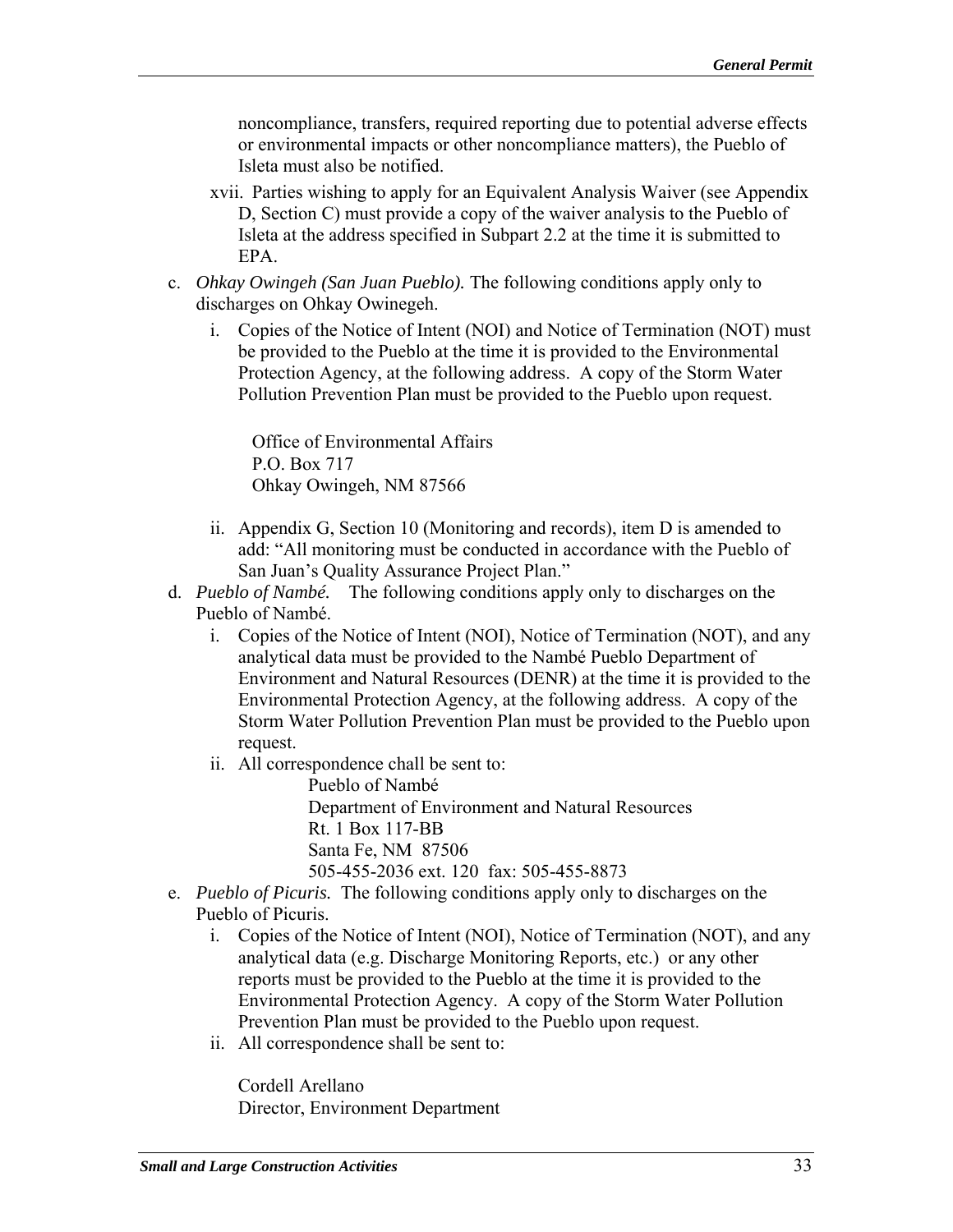noncompliance, transfers, required reporting due to potential adverse effects or environmental impacts or other noncompliance matters), the Pueblo of Isleta must also be notified.

xvii. Parties wishing to apply for an Equivalent Analysis Waiver (see Appendix D, Section C) must provide a copy of the waiver analysis to the Pueblo of Isleta at the address specified in Subpart 2.2 at the time it is submitted to EPA.

c. *Ohkay Owingeh (San Juan Pueblo).* The following conditions apply only to discharges on Ohkay Owinegeh.

   i. Copies of the Notice of Intent (NOI) and Notice of Termination (NOT) must be provided to the Pueblo at the time it is provided to the Environmental Protection Agency, at the following address. A copy of the Storm Water Pollution Prevention Plan must be provided to the Pueblo upon request.

      Office of Environmental Affairs  
      P.O. Box 717  
      Ohkay Owingeh, NM 87566

   ii. Appendix G, Section 10 (Monitoring and records), item D is amended to add: "All monitoring must be conducted in accordance with the Pueblo of San Juan's Quality Assurance Project Plan."

d. *Pueblo of Nambé.* The following conditions apply only to discharges on the Pueblo of Nambé.

   i. Copies of the Notice of Intent (NOI), Notice of Termination (NOT), and any analytical data must be provided to the Nambé Pueblo Department of Environment and Natural Resources (DENR) at the time it is provided to the Environmental Protection Agency, at the following address. A copy of the Storm Water Pollution Prevention Plan must be provided to the Pueblo upon request.

   ii. All correspondence chall be sent to:

      Pueblo of Nambé  
      Department of Environment and Natural Resources  
      Rt. 1 Box 117-BB  
      Santa Fe, NM 87506  
      505-455-2036 ext. 120 fax: 505-455-8873

e. *Pueblo of Picuris.* The following conditions apply only to discharges on the Pueblo of Picuris.

   i. Copies of the Notice of Intent (NOI), Notice of Termination (NOT), and any analytical data (e.g. Discharge Monitoring Reports, etc.) or any other reports must be provided to the Pueblo at the time it is provided to the Environmental Protection Agency. A copy of the Storm Water Pollution Prevention Plan must be provided to the Pueblo upon request.

   ii. All correspondence shall be sent to:

      Cordell Arellano  
      Director, Environment Department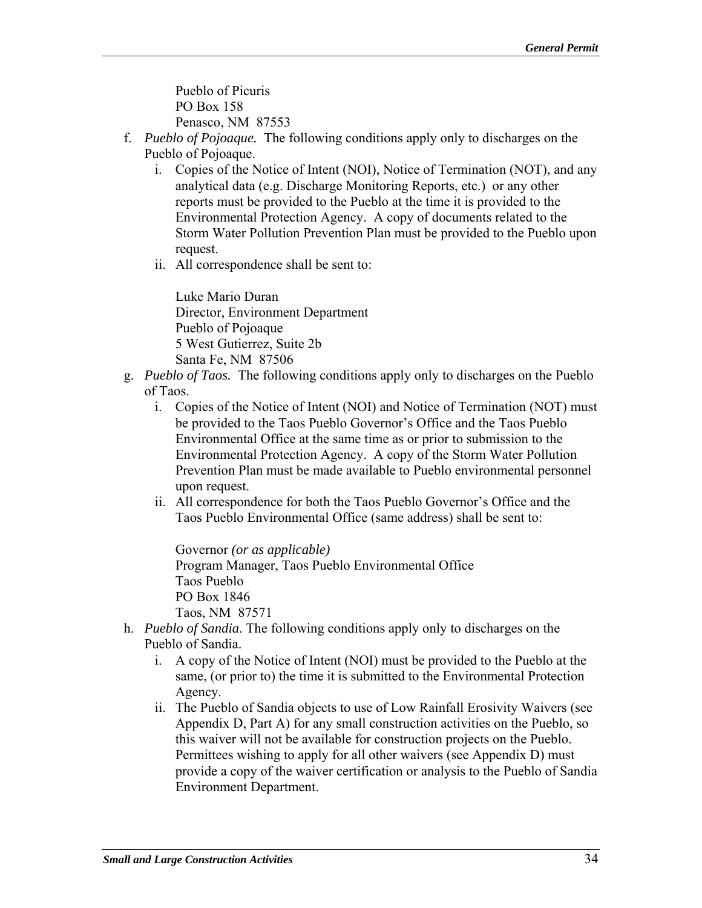Pueblo of Picuris  
PO Box 158  
Penasco, NM 87553

f. *Pueblo of Pojoaque.* The following conditions apply only to discharges on the Pueblo of Pojoaque.
   i. Copies of the Notice of Intent (NOI), Notice of Termination (NOT), and any analytical data (e.g. Discharge Monitoring Reports, etc.) or any other reports must be provided to the Pueblo at the time it is provided to the Environmental Protection Agency. A copy of documents related to the Storm Water Pollution Prevention Plan must be provided to the Pueblo upon request.
   ii. All correspondence shall be sent to:

   Luke Mario Duran  
   Director, Environment Department  
   Pueblo of Pojoaque  
   5 West Gutierrez, Suite 2b  
   Santa Fe, NM 87506

g. *Pueblo of Taos.* The following conditions apply only to discharges on the Pueblo of Taos.
   i. Copies of the Notice of Intent (NOI) and Notice of Termination (NOT) must be provided to the Taos Pueblo Governor's Office and the Taos Pueblo Environmental Office at the same time as or prior to submission to the Environmental Protection Agency. A copy of the Storm Water Pollution Prevention Plan must be made available to Pueblo environmental personnel upon request.
   ii. All correspondence for both the Taos Pueblo Governor's Office and the Taos Pueblo Environmental Office (same address) shall be sent to:

   Governor *(or as applicable)*  
   Program Manager, Taos Pueblo Environmental Office  
   Taos Pueblo  
   PO Box 1846  
   Taos, NM 87571

h. *Pueblo of Sandia*. The following conditions apply only to discharges on the Pueblo of Sandia.
   i. A copy of the Notice of Intent (NOI) must be provided to the Pueblo at the same, (or prior to) the time it is submitted to the Environmental Protection Agency.
   ii. The Pueblo of Sandia objects to use of Low Rainfall Erosivity Waivers (see Appendix D, Part A) for any small construction activities on the Pueblo, so this waiver will not be available for construction projects on the Pueblo. Permittees wishing to apply for all other waivers (see Appendix D) must provide a copy of the waiver certification or analysis to the Pueblo of Sandia Environment Department.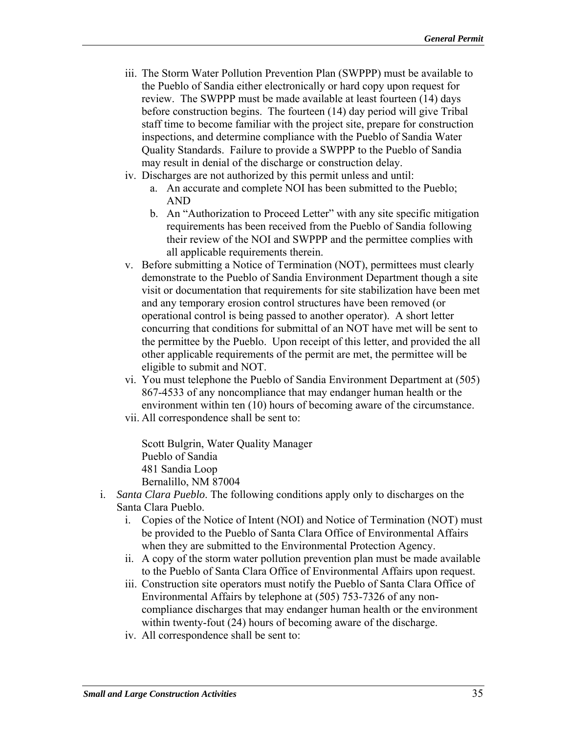iii. The Storm Water Pollution Prevention Plan (SWPPP) must be available to the Pueblo of Sandia either electronically or hard copy upon request for review. The SWPPP must be made available at least fourteen (14) days before construction begins. The fourteen (14) day period will give Tribal staff time to become familiar with the project site, prepare for construction inspections, and determine compliance with the Pueblo of Sandia Water Quality Standards. Failure to provide a SWPPP to the Pueblo of Sandia may result in denial of the discharge or construction delay.

iv. Discharges are not authorized by this permit unless and until:

   a. An accurate and complete NOI has been submitted to the Pueblo; AND

   b. An "Authorization to Proceed Letter" with any site specific mitigation requirements has been received from the Pueblo of Sandia following their review of the NOI and SWPPP and the permittee complies with all applicable requirements therein.

v. Before submitting a Notice of Termination (NOT), permittees must clearly demonstrate to the Pueblo of Sandia Environment Department though a site visit or documentation that requirements for site stabilization have been met and any temporary erosion control structures have been removed (or operational control is being passed to another operator). A short letter concurring that conditions for submittal of an NOT have met will be sent to the permittee by the Pueblo. Upon receipt of this letter, and provided the all other applicable requirements of the permit are met, the permittee will be eligible to submit and NOT.

vi. You must telephone the Pueblo of Sandia Environment Department at (505) 867-4533 of any noncompliance that may endanger human health or the environment within ten (10) hours of becoming aware of the circumstance.

vii. All correspondence shall be sent to:

Scott Bulgrin, Water Quality Manager
Pueblo of Sandia
481 Sandia Loop
Bernalillo, NM 87004

i. *Santa Clara Pueblo*. The following conditions apply only to discharges on the Santa Clara Pueblo.

   i. Copies of the Notice of Intent (NOI) and Notice of Termination (NOT) must be provided to the Pueblo of Santa Clara Office of Environmental Affairs when they are submitted to the Environmental Protection Agency.

   ii. A copy of the storm water pollution prevention plan must be made available to the Pueblo of Santa Clara Office of Environmental Affairs upon request.

   iii. Construction site operators must notify the Pueblo of Santa Clara Office of Environmental Affairs by telephone at (505) 753-7326 of any non-compliance discharges that may endanger human health or the environment within twenty-fout (24) hours of becoming aware of the discharge.

   iv. All correspondence shall be sent to: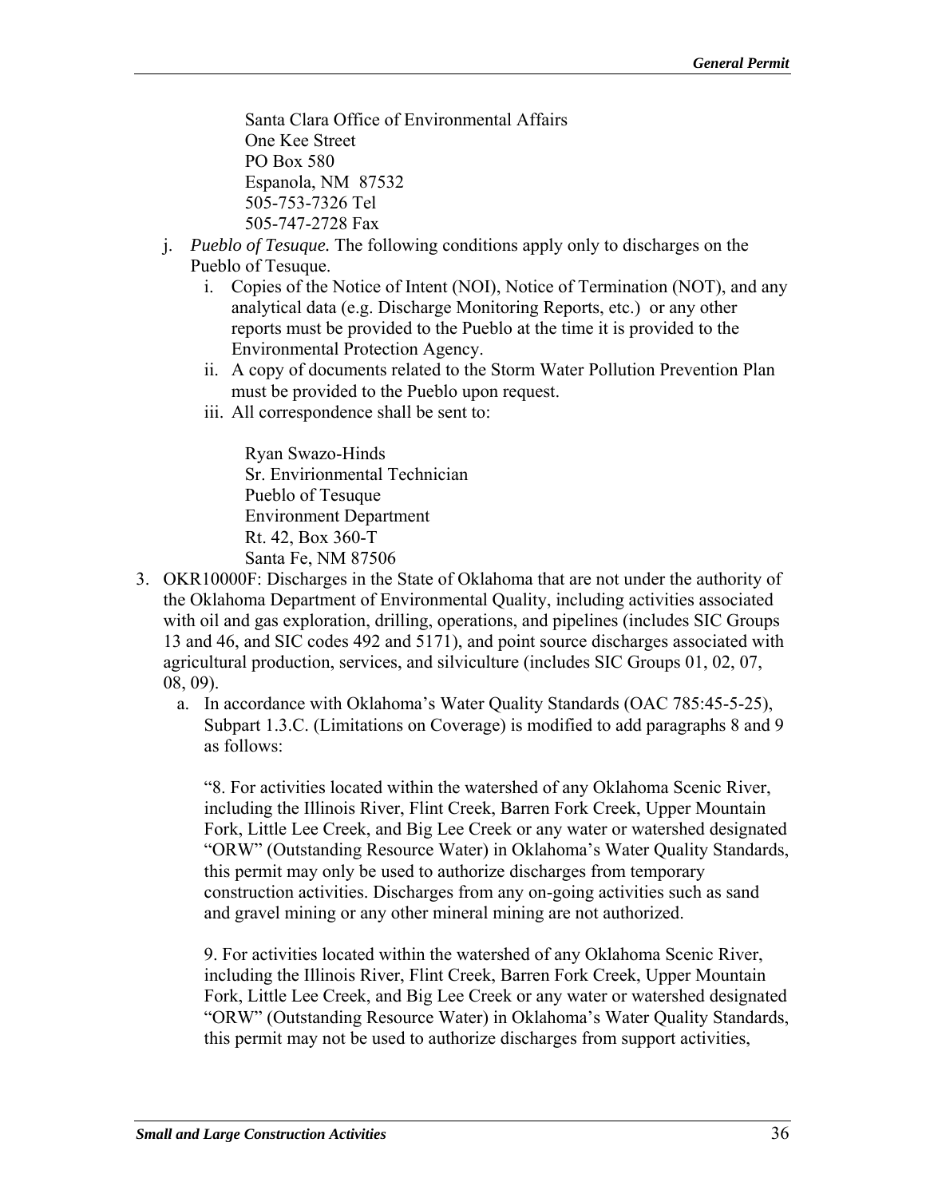Santa Clara Office of Environmental Affairs
One Kee Street
PO Box 580
Espanola, NM 87532
505-753-7326 Tel
505-747-2728 Fax

j. *Pueblo of Tesuque.* The following conditions apply only to discharges on the Pueblo of Tesuque.
   i. Copies of the Notice of Intent (NOI), Notice of Termination (NOT), and any analytical data (e.g. Discharge Monitoring Reports, etc.) or any other reports must be provided to the Pueblo at the time it is provided to the Environmental Protection Agency.
   ii. A copy of documents related to the Storm Water Pollution Prevention Plan must be provided to the Pueblo upon request.
   iii. All correspondence shall be sent to:

   Ryan Swazo-Hinds
   Sr. Envirionmental Technician
   Pueblo of Tesuque
   Environment Department
   Rt. 42, Box 360-T
   Santa Fe, NM 87506

3. OKR10000F: Discharges in the State of Oklahoma that are not under the authority of the Oklahoma Department of Environmental Quality, including activities associated with oil and gas exploration, drilling, operations, and pipelines (includes SIC Groups 13 and 46, and SIC codes 492 and 5171), and point source discharges associated with agricultural production, services, and silviculture (includes SIC Groups 01, 02, 07, 08, 09).
   a. In accordance with Oklahoma's Water Quality Standards (OAC 785:45-5-25), Subpart 1.3.C. (Limitations on Coverage) is modified to add paragraphs 8 and 9 as follows:

   "8. For activities located within the watershed of any Oklahoma Scenic River, including the Illinois River, Flint Creek, Barren Fork Creek, Upper Mountain Fork, Little Lee Creek, and Big Lee Creek or any water or watershed designated "ORW" (Outstanding Resource Water) in Oklahoma's Water Quality Standards, this permit may only be used to authorize discharges from temporary construction activities. Discharges from any on-going activities such as sand and gravel mining or any other mineral mining are not authorized.

   9. For activities located within the watershed of any Oklahoma Scenic River, including the Illinois River, Flint Creek, Barren Fork Creek, Upper Mountain Fork, Little Lee Creek, and Big Lee Creek or any water or watershed designated "ORW" (Outstanding Resource Water) in Oklahoma's Water Quality Standards, this permit may not be used to authorize discharges from support activities,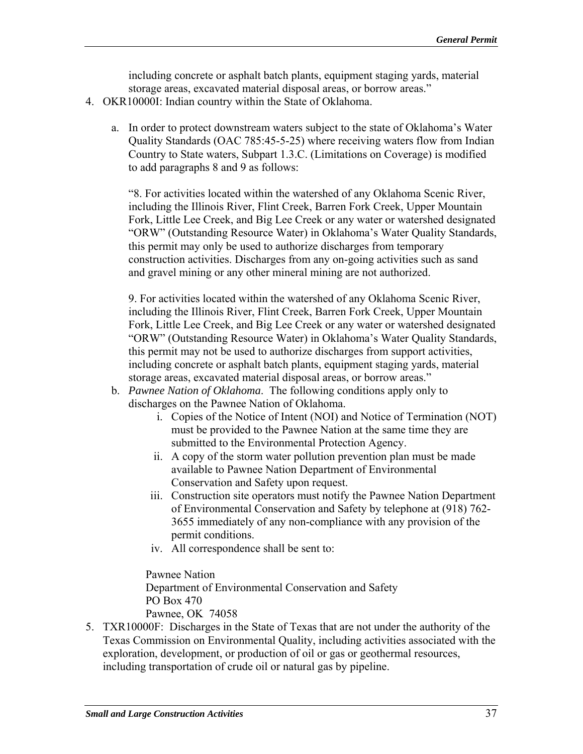including concrete or asphalt batch plants, equipment staging yards, material storage areas, excavated material disposal areas, or borrow areas."

4. OKR10000I: Indian country within the State of Oklahoma.

   a. In order to protect downstream waters subject to the state of Oklahoma's Water Quality Standards (OAC 785:45-5-25) where receiving waters flow from Indian Country to State waters, Subpart 1.3.C. (Limitations on Coverage) is modified to add paragraphs 8 and 9 as follows:

      "8. For activities located within the watershed of any Oklahoma Scenic River, including the Illinois River, Flint Creek, Barren Fork Creek, Upper Mountain Fork, Little Lee Creek, and Big Lee Creek or any water or watershed designated "ORW" (Outstanding Resource Water) in Oklahoma's Water Quality Standards, this permit may only be used to authorize discharges from temporary construction activities. Discharges from any on-going activities such as sand and gravel mining or any other mineral mining are not authorized.

      9. For activities located within the watershed of any Oklahoma Scenic River, including the Illinois River, Flint Creek, Barren Fork Creek, Upper Mountain Fork, Little Lee Creek, and Big Lee Creek or any water or watershed designated "ORW" (Outstanding Resource Water) in Oklahoma's Water Quality Standards, this permit may not be used to authorize discharges from support activities, including concrete or asphalt batch plants, equipment staging yards, material storage areas, excavated material disposal areas, or borrow areas."

   b. *Pawnee Nation of Oklahoma*. The following conditions apply only to discharges on the Pawnee Nation of Oklahoma.

      i. Copies of the Notice of Intent (NOI) and Notice of Termination (NOT) must be provided to the Pawnee Nation at the same time they are submitted to the Environmental Protection Agency.

      ii. A copy of the storm water pollution prevention plan must be made available to Pawnee Nation Department of Environmental Conservation and Safety upon request.

      iii. Construction site operators must notify the Pawnee Nation Department of Environmental Conservation and Safety by telephone at (918) 762-3655 immediately of any non-compliance with any provision of the permit conditions.

      iv. All correspondence shall be sent to:

      Pawnee Nation
      Department of Environmental Conservation and Safety
      PO Box 470
      Pawnee, OK 74058

5. TXR10000F: Discharges in the State of Texas that are not under the authority of the Texas Commission on Environmental Quality, including activities associated with the exploration, development, or production of oil or gas or geothermal resources, including transportation of crude oil or natural gas by pipeline.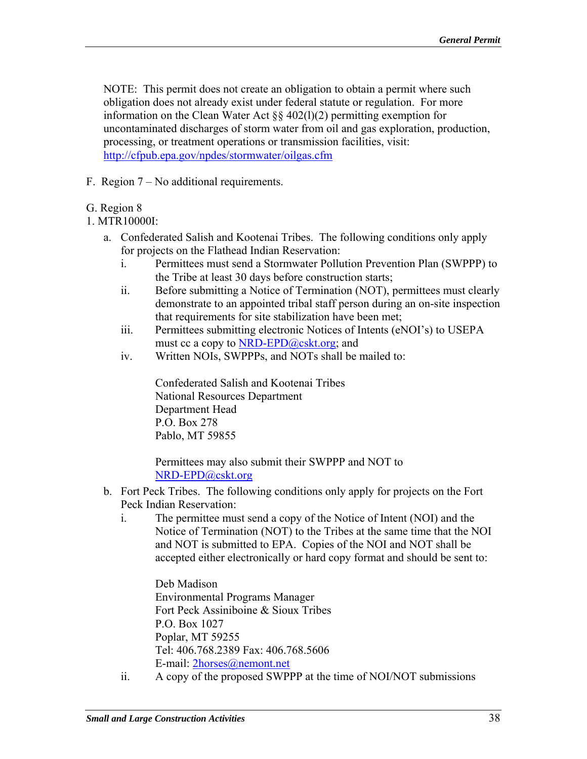NOTE: This permit does not create an obligation to obtain a permit where such obligation does not already exist under federal statute or regulation. For more information on the Clean Water Act §§ 402(l)(2) permitting exemption for uncontaminated discharges of storm water from oil and gas exploration, production, processing, or treatment operations or transmission facilities, visit: http://cfpub.epa.gov/npdes/stormwater/oilgas.cfm

F. Region 7 – No additional requirements.

G. Region 8

1. MTR10000I:

   a. Confederated Salish and Kootenai Tribes. The following conditions only apply for projects on the Flathead Indian Reservation:

      i. Permittees must send a Stormwater Pollution Prevention Plan (SWPPP) to the Tribe at least 30 days before construction starts;

      ii. Before submitting a Notice of Termination (NOT), permittees must clearly demonstrate to an appointed tribal staff person during an on-site inspection that requirements for site stabilization have been met;

      iii. Permittees submitting electronic Notices of Intents (eNOI's) to USEPA must cc a copy to NRD-EPD@cskt.org; and

      iv. Written NOIs, SWPPPs, and NOTs shall be mailed to:

         Confederated Salish and Kootenai Tribes
         National Resources Department
         Department Head
         P.O. Box 278
         Pablo, MT 59855

         Permittees may also submit their SWPPP and NOT to NRD-EPD@cskt.org

   b. Fort Peck Tribes. The following conditions only apply for projects on the Fort Peck Indian Reservation:

      i. The permittee must send a copy of the Notice of Intent (NOI) and the Notice of Termination (NOT) to the Tribes at the same time that the NOI and NOT is submitted to EPA. Copies of the NOI and NOT shall be accepted either electronically or hard copy format and should be sent to:

         Deb Madison
         Environmental Programs Manager
         Fort Peck Assiniboine & Sioux Tribes
         P.O. Box 1027
         Poplar, MT 59255
         Tel: 406.768.2389 Fax: 406.768.5606
         E-mail: 2horses@nemont.net

      ii. A copy of the proposed SWPPP at the time of NOI/NOT submissions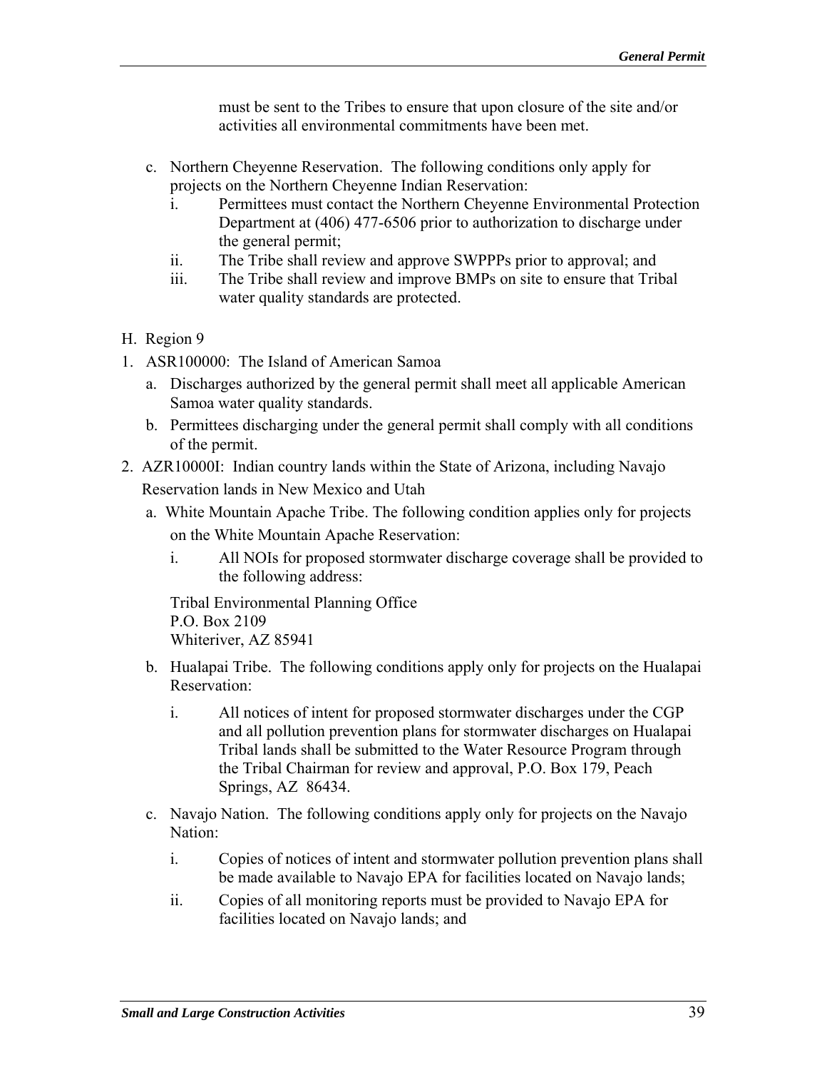must be sent to the Tribes to ensure that upon closure of the site and/or activities all environmental commitments have been met.

c. Northern Cheyenne Reservation. The following conditions only apply for projects on the Northern Cheyenne Indian Reservation:
   i. Permittees must contact the Northern Cheyenne Environmental Protection Department at (406) 477-6506 prior to authorization to discharge under the general permit;
   ii. The Tribe shall review and approve SWPPPs prior to approval; and
   iii. The Tribe shall review and improve BMPs on site to ensure that Tribal water quality standards are protected.

H. Region 9

1. ASR100000: The Island of American Samoa
   a. Discharges authorized by the general permit shall meet all applicable American Samoa water quality standards.
   b. Permittees discharging under the general permit shall comply with all conditions of the permit.
2. AZR10000I: Indian country lands within the State of Arizona, including Navajo Reservation lands in New Mexico and Utah
   a. White Mountain Apache Tribe. The following condition applies only for projects on the White Mountain Apache Reservation:
      i. All NOIs for proposed stormwater discharge coverage shall be provided to the following address:

      Tribal Environmental Planning Office
      P.O. Box 2109
      Whiteriver, AZ 85941

   b. Hualapai Tribe. The following conditions apply only for projects on the Hualapai Reservation:
      i. All notices of intent for proposed stormwater discharges under the CGP and all pollution prevention plans for stormwater discharges on Hualapai Tribal lands shall be submitted to the Water Resource Program through the Tribal Chairman for review and approval, P.O. Box 179, Peach Springs, AZ 86434.
   c. Navajo Nation. The following conditions apply only for projects on the Navajo Nation:
      i. Copies of notices of intent and stormwater pollution prevention plans shall be made available to Navajo EPA for facilities located on Navajo lands;
      ii. Copies of all monitoring reports must be provided to Navajo EPA for facilities located on Navajo lands; and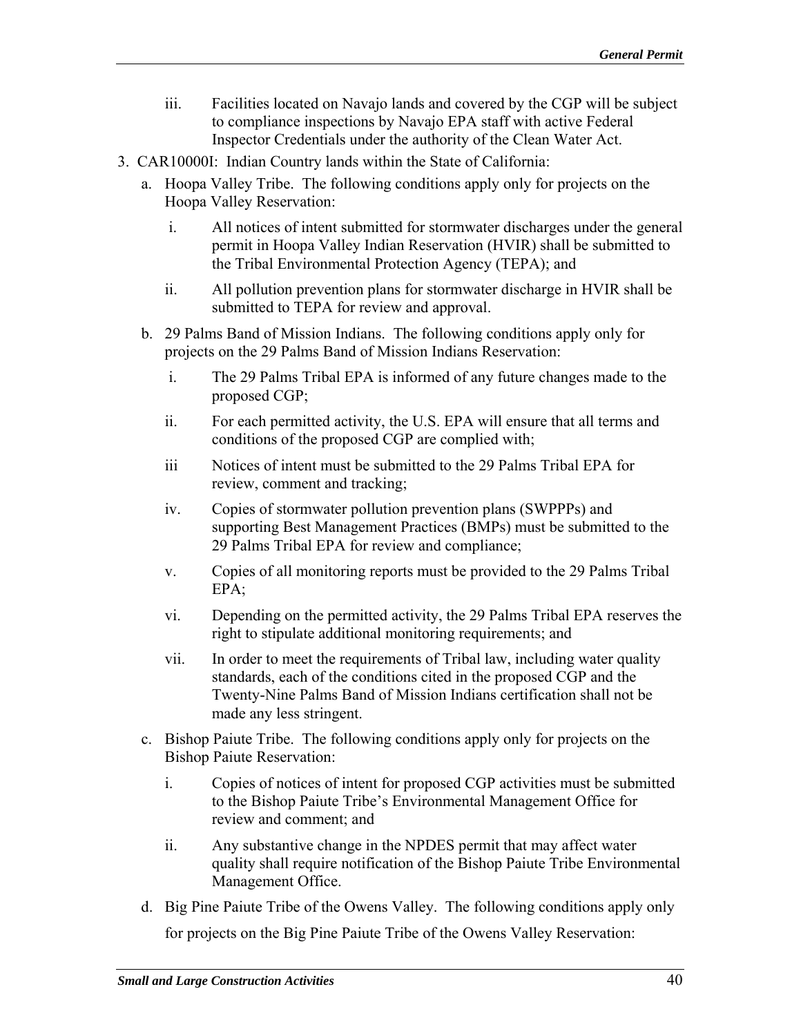iii. Facilities located on Navajo lands and covered by the CGP will be subject to compliance inspections by Navajo EPA staff with active Federal Inspector Credentials under the authority of the Clean Water Act.

3. CAR10000I: Indian Country lands within the State of California:

   a. Hoopa Valley Tribe. The following conditions apply only for projects on the Hoopa Valley Reservation:

      i. All notices of intent submitted for stormwater discharges under the general permit in Hoopa Valley Indian Reservation (HVIR) shall be submitted to the Tribal Environmental Protection Agency (TEPA); and

      ii. All pollution prevention plans for stormwater discharge in HVIR shall be submitted to TEPA for review and approval.

   b. 29 Palms Band of Mission Indians. The following conditions apply only for projects on the 29 Palms Band of Mission Indians Reservation:

      i. The 29 Palms Tribal EPA is informed of any future changes made to the proposed CGP;

      ii. For each permitted activity, the U.S. EPA will ensure that all terms and conditions of the proposed CGP are complied with;

      iii Notices of intent must be submitted to the 29 Palms Tribal EPA for review, comment and tracking;

      iv. Copies of stormwater pollution prevention plans (SWPPPs) and supporting Best Management Practices (BMPs) must be submitted to the 29 Palms Tribal EPA for review and compliance;

      v. Copies of all monitoring reports must be provided to the 29 Palms Tribal EPA;

      vi. Depending on the permitted activity, the 29 Palms Tribal EPA reserves the right to stipulate additional monitoring requirements; and

      vii. In order to meet the requirements of Tribal law, including water quality standards, each of the conditions cited in the proposed CGP and the Twenty-Nine Palms Band of Mission Indians certification shall not be made any less stringent.

   c. Bishop Paiute Tribe. The following conditions apply only for projects on the Bishop Paiute Reservation:

      i. Copies of notices of intent for proposed CGP activities must be submitted to the Bishop Paiute Tribe's Environmental Management Office for review and comment; and

      ii. Any substantive change in the NPDES permit that may affect water quality shall require notification of the Bishop Paiute Tribe Environmental Management Office.

   d. Big Pine Paiute Tribe of the Owens Valley. The following conditions apply only for projects on the Big Pine Paiute Tribe of the Owens Valley Reservation: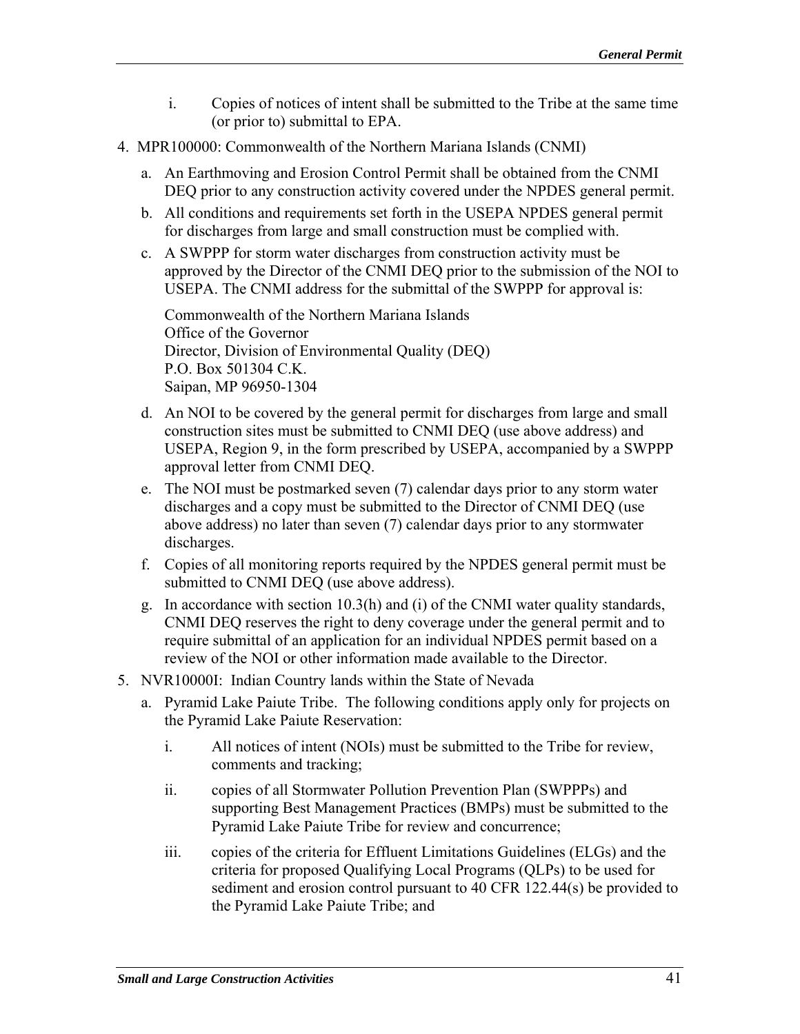i. Copies of notices of intent shall be submitted to the Tribe at the same time (or prior to) submittal to EPA.

4. MPR100000: Commonwealth of the Northern Mariana Islands (CNMI)

   a. An Earthmoving and Erosion Control Permit shall be obtained from the CNMI DEQ prior to any construction activity covered under the NPDES general permit.

   b. All conditions and requirements set forth in the USEPA NPDES general permit for discharges from large and small construction must be complied with.

   c. A SWPPP for storm water discharges from construction activity must be approved by the Director of the CNMI DEQ prior to the submission of the NOI to USEPA. The CNMI address for the submittal of the SWPPP for approval is:

      Commonwealth of the Northern Mariana Islands
      Office of the Governor
      Director, Division of Environmental Quality (DEQ)
      P.O. Box 501304 C.K.
      Saipan, MP 96950-1304

   d. An NOI to be covered by the general permit for discharges from large and small construction sites must be submitted to CNMI DEQ (use above address) and USEPA, Region 9, in the form prescribed by USEPA, accompanied by a SWPPP approval letter from CNMI DEQ.

   e. The NOI must be postmarked seven (7) calendar days prior to any storm water discharges and a copy must be submitted to the Director of CNMI DEQ (use above address) no later than seven (7) calendar days prior to any stormwater discharges.

   f. Copies of all monitoring reports required by the NPDES general permit must be submitted to CNMI DEQ (use above address).

   g. In accordance with section 10.3(h) and (i) of the CNMI water quality standards, CNMI DEQ reserves the right to deny coverage under the general permit and to require submittal of an application for an individual NPDES permit based on a review of the NOI or other information made available to the Director.

5. NVR10000I: Indian Country lands within the State of Nevada

   a. Pyramid Lake Paiute Tribe. The following conditions apply only for projects on the Pyramid Lake Paiute Reservation:

      i. All notices of intent (NOIs) must be submitted to the Tribe for review, comments and tracking;

      ii. copies of all Stormwater Pollution Prevention Plan (SWPPPs) and supporting Best Management Practices (BMPs) must be submitted to the Pyramid Lake Paiute Tribe for review and concurrence;

      iii. copies of the criteria for Effluent Limitations Guidelines (ELGs) and the criteria for proposed Qualifying Local Programs (QLPs) to be used for sediment and erosion control pursuant to 40 CFR 122.44(s) be provided to the Pyramid Lake Paiute Tribe; and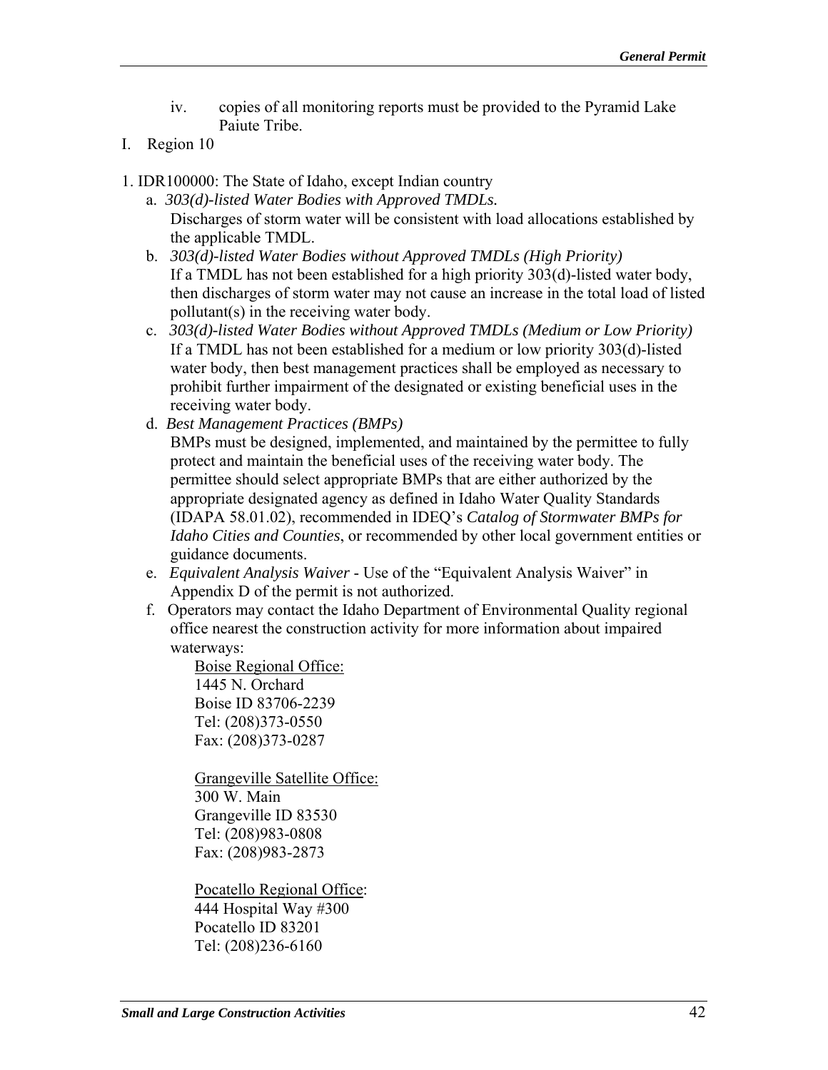iv. copies of all monitoring reports must be provided to the Pyramid Lake Paiute Tribe.

I. Region 10

1. IDR100000: The State of Idaho, except Indian country

   a. *303(d)-listed Water Bodies with Approved TMDLs.*
      Discharges of storm water will be consistent with load allocations established by the applicable TMDL.

   b. *303(d)-listed Water Bodies without Approved TMDLs (High Priority)*
      If a TMDL has not been established for a high priority 303(d)-listed water body, then discharges of storm water may not cause an increase in the total load of listed pollutant(s) in the receiving water body.

   c. *303(d)-listed Water Bodies without Approved TMDLs (Medium or Low Priority)*
      If a TMDL has not been established for a medium or low priority 303(d)-listed water body, then best management practices shall be employed as necessary to prohibit further impairment of the designated or existing beneficial uses in the receiving water body.

   d. *Best Management Practices (BMPs)*
      BMPs must be designed, implemented, and maintained by the permittee to fully protect and maintain the beneficial uses of the receiving water body. The permittee should select appropriate BMPs that are either authorized by the appropriate designated agency as defined in Idaho Water Quality Standards (IDAPA 58.01.02), recommended in IDEQ's *Catalog of Stormwater BMPs for Idaho Cities and Counties*, or recommended by other local government entities or guidance documents.

   e. *Equivalent Analysis Waiver* - Use of the "Equivalent Analysis Waiver" in Appendix D of the permit is not authorized.

   f. Operators may contact the Idaho Department of Environmental Quality regional office nearest the construction activity for more information about impaired waterways:

      Boise Regional Office:
      1445 N. Orchard
      Boise ID 83706-2239
      Tel: (208)373-0550
      Fax: (208)373-0287

      Grangeville Satellite Office:
      300 W. Main
      Grangeville ID 83530
      Tel: (208)983-0808
      Fax: (208)983-2873

      Pocatello Regional Office:
      444 Hospital Way #300
      Pocatello ID 83201
      Tel: (208)236-6160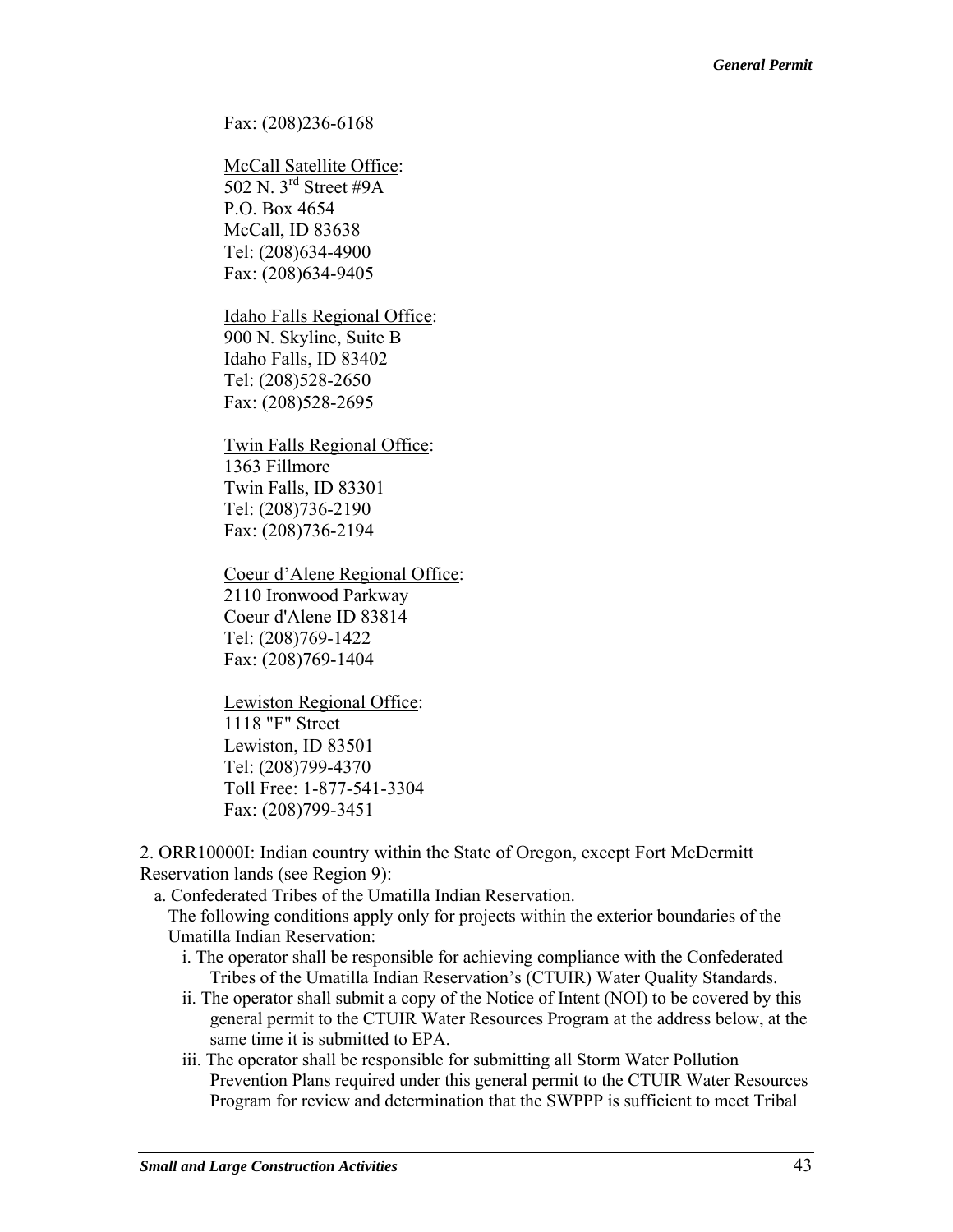Fax: (208)236-6168

McCall Satellite Office:  
502 N. 3rd Street #9A  
P.O. Box 4654  
McCall, ID 83638  
Tel: (208)634-4900  
Fax: (208)634-9405

Idaho Falls Regional Office:  
900 N. Skyline, Suite B  
Idaho Falls, ID 83402  
Tel: (208)528-2650  
Fax: (208)528-2695

Twin Falls Regional Office:  
1363 Fillmore  
Twin Falls, ID 83301  
Tel: (208)736-2190  
Fax: (208)736-2194

Coeur d'Alene Regional Office:  
2110 Ironwood Parkway  
Coeur d'Alene ID 83814  
Tel: (208)769-1422  
Fax: (208)769-1404

Lewiston Regional Office:  
1118 "F" Street  
Lewiston, ID 83501  
Tel: (208)799-4370  
Toll Free: 1-877-541-3304  
Fax: (208)799-3451

2. ORR10000I: Indian country within the State of Oregon, except Fort McDermitt Reservation lands (see Region 9):

a. Confederated Tribes of the Umatilla Indian Reservation.  
The following conditions apply only for projects within the exterior boundaries of the Umatilla Indian Reservation:

i. The operator shall be responsible for achieving compliance with the Confederated Tribes of the Umatilla Indian Reservation's (CTUIR) Water Quality Standards.

ii. The operator shall submit a copy of the Notice of Intent (NOI) to be covered by this general permit to the CTUIR Water Resources Program at the address below, at the same time it is submitted to EPA.

iii. The operator shall be responsible for submitting all Storm Water Pollution Prevention Plans required under this general permit to the CTUIR Water Resources Program for review and determination that the SWPPP is sufficient to meet Tribal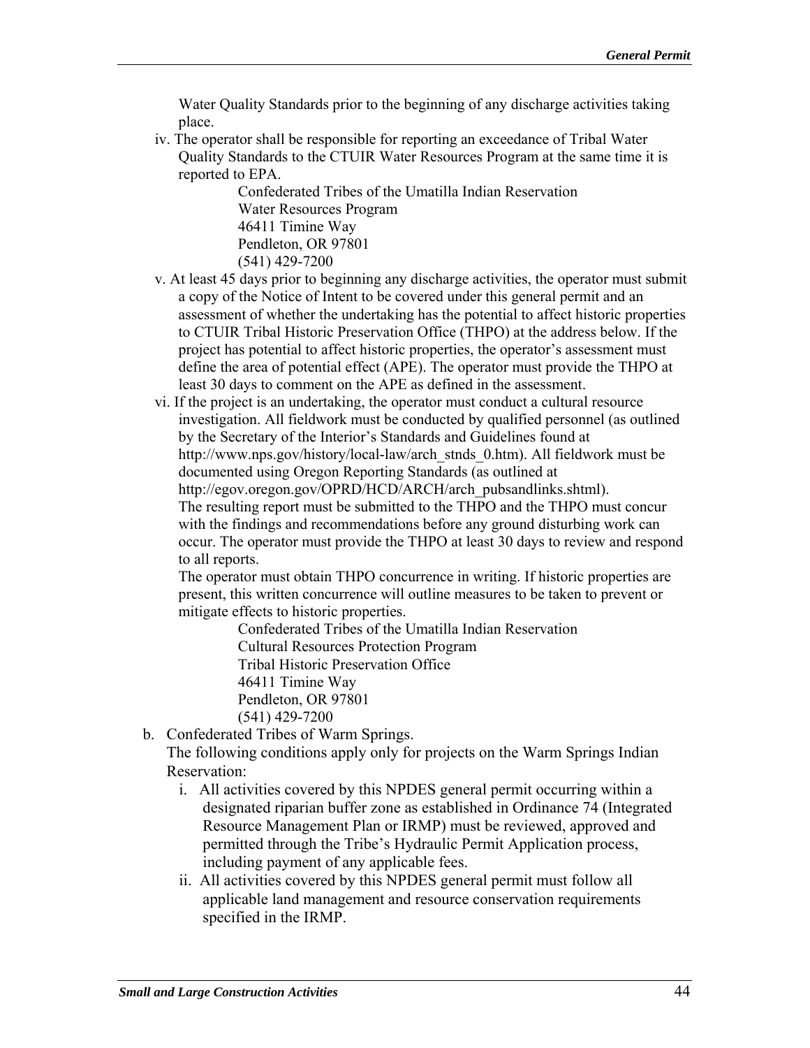Water Quality Standards prior to the beginning of any discharge activities taking place.

iv. The operator shall be responsible for reporting an exceedance of Tribal Water Quality Standards to the CTUIR Water Resources Program at the same time it is reported to EPA.

   Confederated Tribes of the Umatilla Indian Reservation
   Water Resources Program
   46411 Timine Way
   Pendleton, OR 97801
   (541) 429-7200

v. At least 45 days prior to beginning any discharge activities, the operator must submit a copy of the Notice of Intent to be covered under this general permit and an assessment of whether the undertaking has the potential to affect historic properties to CTUIR Tribal Historic Preservation Office (THPO) at the address below. If the project has potential to affect historic properties, the operator's assessment must define the area of potential effect (APE). The operator must provide the THPO at least 30 days to comment on the APE as defined in the assessment.

vi. If the project is an undertaking, the operator must conduct a cultural resource investigation. All fieldwork must be conducted by qualified personnel (as outlined by the Secretary of the Interior's Standards and Guidelines found at http://www.nps.gov/history/local-law/arch_stnds_0.htm). All fieldwork must be documented using Oregon Reporting Standards (as outlined at http://egov.oregon.gov/OPRD/HCD/ARCH/arch_pubsandlinks.shtml).
   The resulting report must be submitted to the THPO and the THPO must concur with the findings and recommendations before any ground disturbing work can occur. The operator must provide the THPO at least 30 days to review and respond to all reports.
   The operator must obtain THPO concurrence in writing. If historic properties are present, this written concurrence will outline measures to be taken to prevent or mitigate effects to historic properties.

   Confederated Tribes of the Umatilla Indian Reservation
   Cultural Resources Protection Program
   Tribal Historic Preservation Office
   46411 Timine Way
   Pendleton, OR 97801
   (541) 429-7200

b. Confederated Tribes of Warm Springs.
   The following conditions apply only for projects on the Warm Springs Indian Reservation:
   i. All activities covered by this NPDES general permit occurring within a designated riparian buffer zone as established in Ordinance 74 (Integrated Resource Management Plan or IRMP) must be reviewed, approved and permitted through the Tribe's Hydraulic Permit Application process, including payment of any applicable fees.
   ii. All activities covered by this NPDES general permit must follow all applicable land management and resource conservation requirements specified in the IRMP.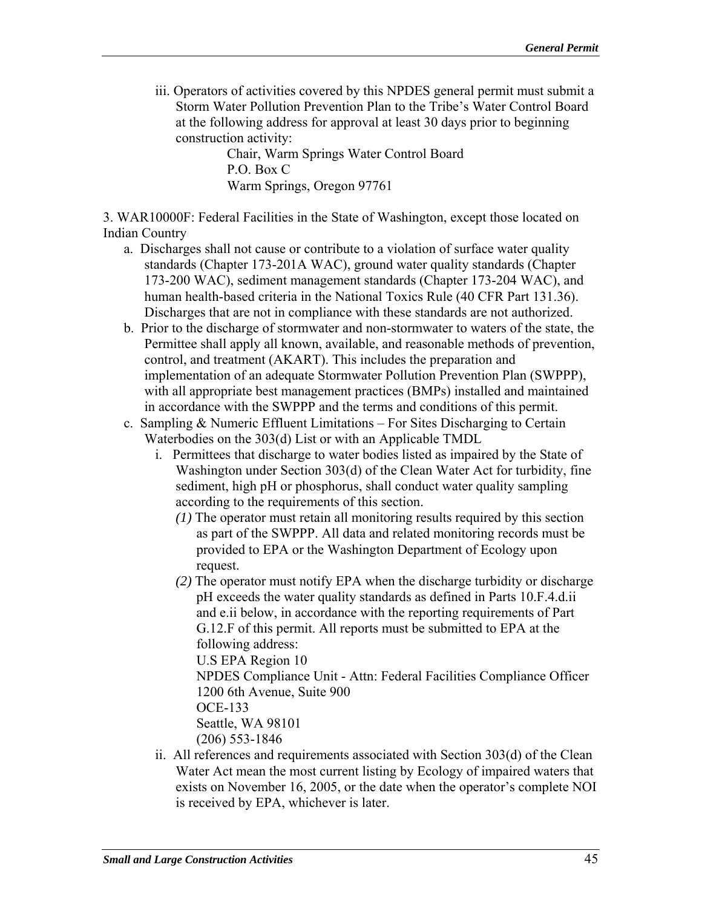iii. Operators of activities covered by this NPDES general permit must submit a Storm Water Pollution Prevention Plan to the Tribe's Water Control Board at the following address for approval at least 30 days prior to beginning construction activity:

Chair, Warm Springs Water Control Board
P.O. Box C
Warm Springs, Oregon 97761

3. WAR10000F: Federal Facilities in the State of Washington, except those located on Indian Country

a. Discharges shall not cause or contribute to a violation of surface water quality standards (Chapter 173-201A WAC), ground water quality standards (Chapter 173-200 WAC), sediment management standards (Chapter 173-204 WAC), and human health-based criteria in the National Toxics Rule (40 CFR Part 131.36). Discharges that are not in compliance with these standards are not authorized.

b. Prior to the discharge of stormwater and non-stormwater to waters of the state, the Permittee shall apply all known, available, and reasonable methods of prevention, control, and treatment (AKART). This includes the preparation and implementation of an adequate Stormwater Pollution Prevention Plan (SWPPP), with all appropriate best management practices (BMPs) installed and maintained in accordance with the SWPPP and the terms and conditions of this permit.

c. Sampling & Numeric Effluent Limitations – For Sites Discharging to Certain Waterbodies on the 303(d) List or with an Applicable TMDL

i. Permittees that discharge to water bodies listed as impaired by the State of Washington under Section 303(d) of the Clean Water Act for turbidity, fine sediment, high pH or phosphorus, shall conduct water quality sampling according to the requirements of this section.

*(1)* The operator must retain all monitoring results required by this section as part of the SWPPP. All data and related monitoring records must be provided to EPA or the Washington Department of Ecology upon request.

*(2)* The operator must notify EPA when the discharge turbidity or discharge pH exceeds the water quality standards as defined in Parts 10.F.4.d.ii and e.ii below, in accordance with the reporting requirements of Part G.12.F of this permit. All reports must be submitted to EPA at the following address:
U.S EPA Region 10
NPDES Compliance Unit - Attn: Federal Facilities Compliance Officer
1200 6th Avenue, Suite 900
OCE-133
Seattle, WA 98101
(206) 553-1846

ii. All references and requirements associated with Section 303(d) of the Clean Water Act mean the most current listing by Ecology of impaired waters that exists on November 16, 2005, or the date when the operator's complete NOI is received by EPA, whichever is later.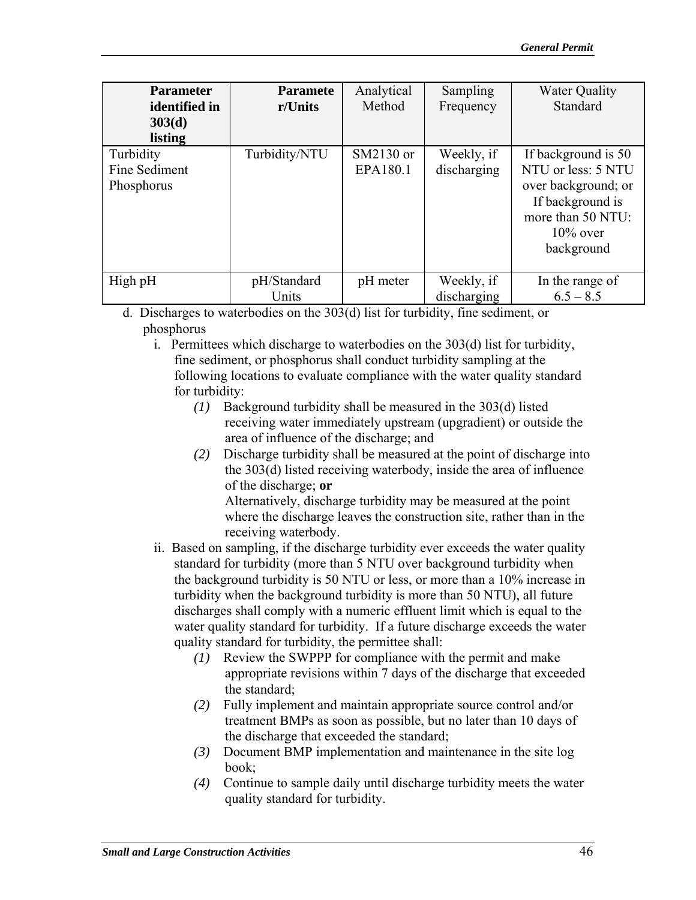| **Parameter identified in 303(d) listing** | **Parameter/Units** | Analytical Method | Sampling Frequency | Water Quality Standard |
|---|---|---|---|---|
| Turbidity<br>Fine Sediment<br>Phosphorus | Turbidity/NTU | SM2130 or EPA180.1 | Weekly, if discharging | If background is 50 NTU or less: 5 NTU over background; or If background is more than 50 NTU: 10% over background |
| High pH | pH/Standard Units | pH meter | Weekly, if discharging | In the range of 6.5 – 8.5 |

d. Discharges to waterbodies on the 303(d) list for turbidity, fine sediment, or phosphorus

i. Permittees which discharge to waterbodies on the 303(d) list for turbidity, fine sediment, or phosphorus shall conduct turbidity sampling at the following locations to evaluate compliance with the water quality standard for turbidity:

*(1)* Background turbidity shall be measured in the 303(d) listed receiving water immediately upstream (upgradient) or outside the area of influence of the discharge; and

*(2)* Discharge turbidity shall be measured at the point of discharge into the 303(d) listed receiving waterbody, inside the area of influence of the discharge; **or**
Alternatively, discharge turbidity may be measured at the point where the discharge leaves the construction site, rather than in the receiving waterbody.

ii. Based on sampling, if the discharge turbidity ever exceeds the water quality standard for turbidity (more than 5 NTU over background turbidity when the background turbidity is 50 NTU or less, or more than a 10% increase in turbidity when the background turbidity is more than 50 NTU), all future discharges shall comply with a numeric effluent limit which is equal to the water quality standard for turbidity. If a future discharge exceeds the water quality standard for turbidity, the permittee shall:

*(1)* Review the SWPPP for compliance with the permit and make appropriate revisions within 7 days of the discharge that exceeded the standard;

*(2)* Fully implement and maintain appropriate source control and/or treatment BMPs as soon as possible, but no later than 10 days of the discharge that exceeded the standard;

*(3)* Document BMP implementation and maintenance in the site log book;

*(4)* Continue to sample daily until discharge turbidity meets the water quality standard for turbidity.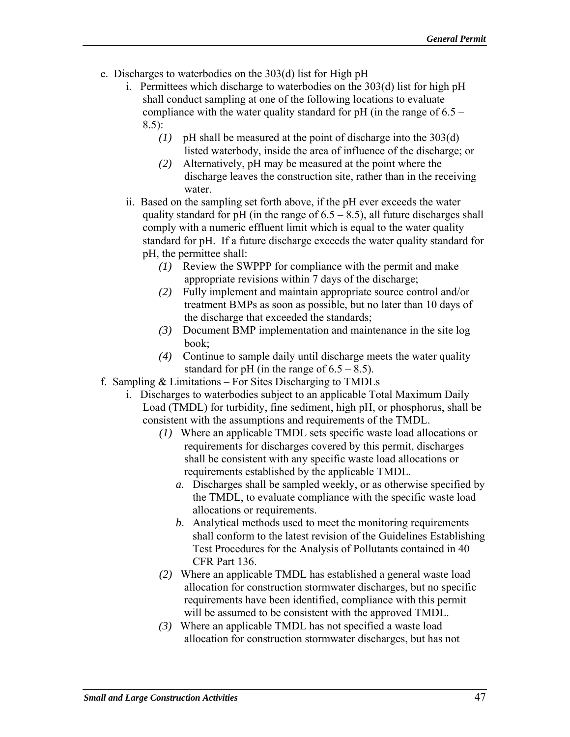e. Discharges to waterbodies on the 303(d) list for High pH

   i. Permittees which discharge to waterbodies on the 303(d) list for high pH shall conduct sampling at one of the following locations to evaluate compliance with the water quality standard for pH (in the range of 6.5 – 8.5):

      *(1)* pH shall be measured at the point of discharge into the 303(d) listed waterbody, inside the area of influence of the discharge; or

      *(2)* Alternatively, pH may be measured at the point where the discharge leaves the construction site, rather than in the receiving water.

   ii. Based on the sampling set forth above, if the pH ever exceeds the water quality standard for pH (in the range of 6.5 – 8.5), all future discharges shall comply with a numeric effluent limit which is equal to the water quality standard for pH. If a future discharge exceeds the water quality standard for pH, the permittee shall:

      *(1)* Review the SWPPP for compliance with the permit and make appropriate revisions within 7 days of the discharge;

      *(2)* Fully implement and maintain appropriate source control and/or treatment BMPs as soon as possible, but no later than 10 days of the discharge that exceeded the standards;

      *(3)* Document BMP implementation and maintenance in the site log book;

      *(4)* Continue to sample daily until discharge meets the water quality standard for pH (in the range of 6.5 – 8.5).

f. Sampling & Limitations – For Sites Discharging to TMDLs

   i. Discharges to waterbodies subject to an applicable Total Maximum Daily Load (TMDL) for turbidity, fine sediment, high pH, or phosphorus, shall be consistent with the assumptions and requirements of the TMDL.

      *(1)* Where an applicable TMDL sets specific waste load allocations or requirements for discharges covered by this permit, discharges shall be consistent with any specific waste load allocations or requirements established by the applicable TMDL.

         *a.* Discharges shall be sampled weekly, or as otherwise specified by the TMDL, to evaluate compliance with the specific waste load allocations or requirements.

         *b*. Analytical methods used to meet the monitoring requirements shall conform to the latest revision of the Guidelines Establishing Test Procedures for the Analysis of Pollutants contained in 40 CFR Part 136.

      *(2)* Where an applicable TMDL has established a general waste load allocation for construction stormwater discharges, but no specific requirements have been identified, compliance with this permit will be assumed to be consistent with the approved TMDL.

      *(3)* Where an applicable TMDL has not specified a waste load allocation for construction stormwater discharges, but has not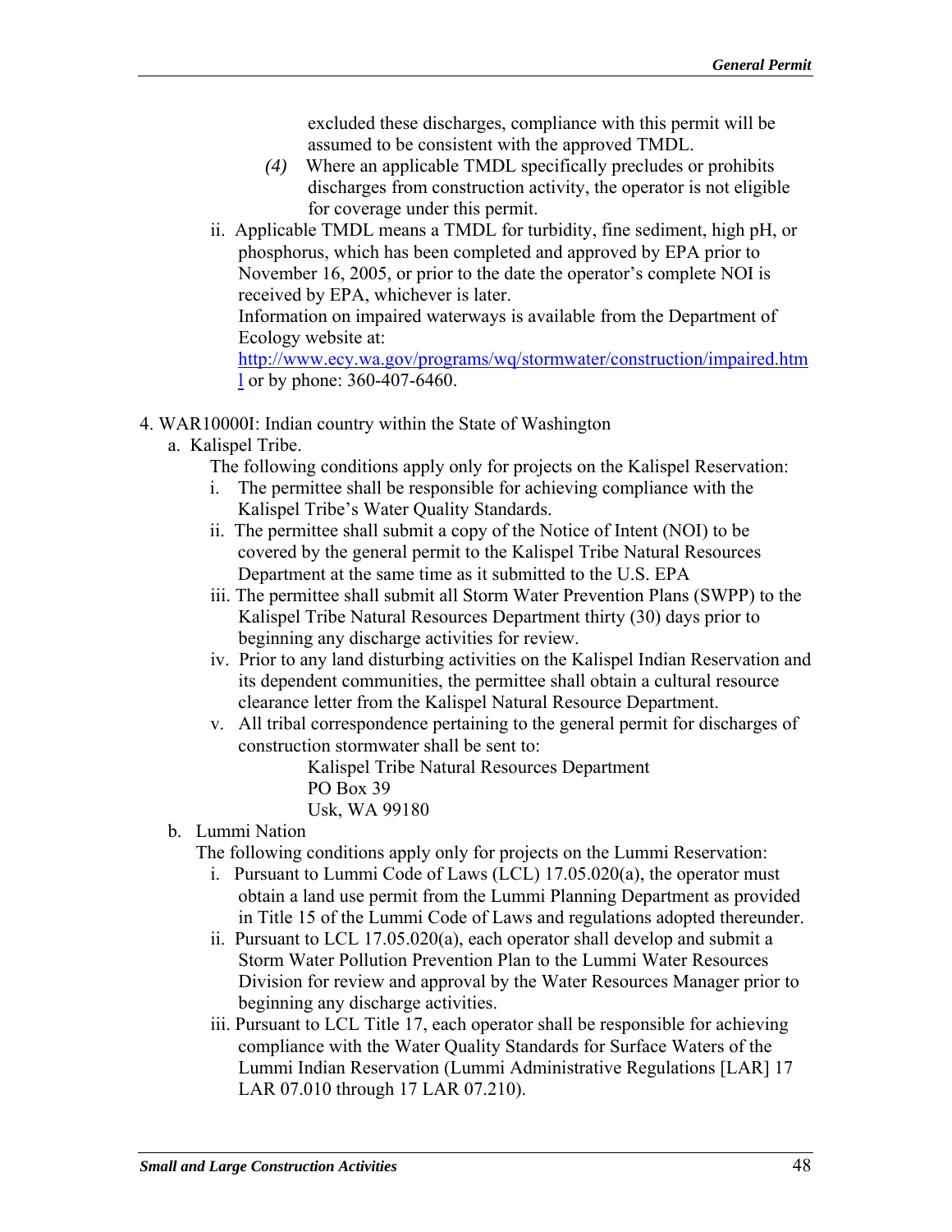excluded these discharges, compliance with this permit will be assumed to be consistent with the approved TMDL.

*(4)* Where an applicable TMDL specifically precludes or prohibits discharges from construction activity, the operator is not eligible for coverage under this permit.

ii. Applicable TMDL means a TMDL for turbidity, fine sediment, high pH, or phosphorus, which has been completed and approved by EPA prior to November 16, 2005, or prior to the date the operator's complete NOI is received by EPA, whichever is later.
Information on impaired waterways is available from the Department of Ecology website at: [http://www.ecy.wa.gov/programs/wq/stormwater/construction/impaired.html](http://www.ecy.wa.gov/programs/wq/stormwater/construction/impaired.html) or by phone: 360-407-6460.

4. WAR10000I: Indian country within the State of Washington

a. Kalispel Tribe.
The following conditions apply only for projects on the Kalispel Reservation:

i. The permittee shall be responsible for achieving compliance with the Kalispel Tribe's Water Quality Standards.

ii. The permittee shall submit a copy of the Notice of Intent (NOI) to be covered by the general permit to the Kalispel Tribe Natural Resources Department at the same time as it submitted to the U.S. EPA

iii. The permittee shall submit all Storm Water Prevention Plans (SWPP) to the Kalispel Tribe Natural Resources Department thirty (30) days prior to beginning any discharge activities for review.

iv. Prior to any land disturbing activities on the Kalispel Indian Reservation and its dependent communities, the permittee shall obtain a cultural resource clearance letter from the Kalispel Natural Resource Department.

v. All tribal correspondence pertaining to the general permit for discharges of construction stormwater shall be sent to:

Kalispel Tribe Natural Resources Department
PO Box 39
Usk, WA 99180

b. Lummi Nation
The following conditions apply only for projects on the Lummi Reservation:

i. Pursuant to Lummi Code of Laws (LCL) 17.05.020(a), the operator must obtain a land use permit from the Lummi Planning Department as provided in Title 15 of the Lummi Code of Laws and regulations adopted thereunder.

ii. Pursuant to LCL 17.05.020(a), each operator shall develop and submit a Storm Water Pollution Prevention Plan to the Lummi Water Resources Division for review and approval by the Water Resources Manager prior to beginning any discharge activities.

iii. Pursuant to LCL Title 17, each operator shall be responsible for achieving compliance with the Water Quality Standards for Surface Waters of the Lummi Indian Reservation (Lummi Administrative Regulations [LAR] 17 LAR 07.010 through 17 LAR 07.210).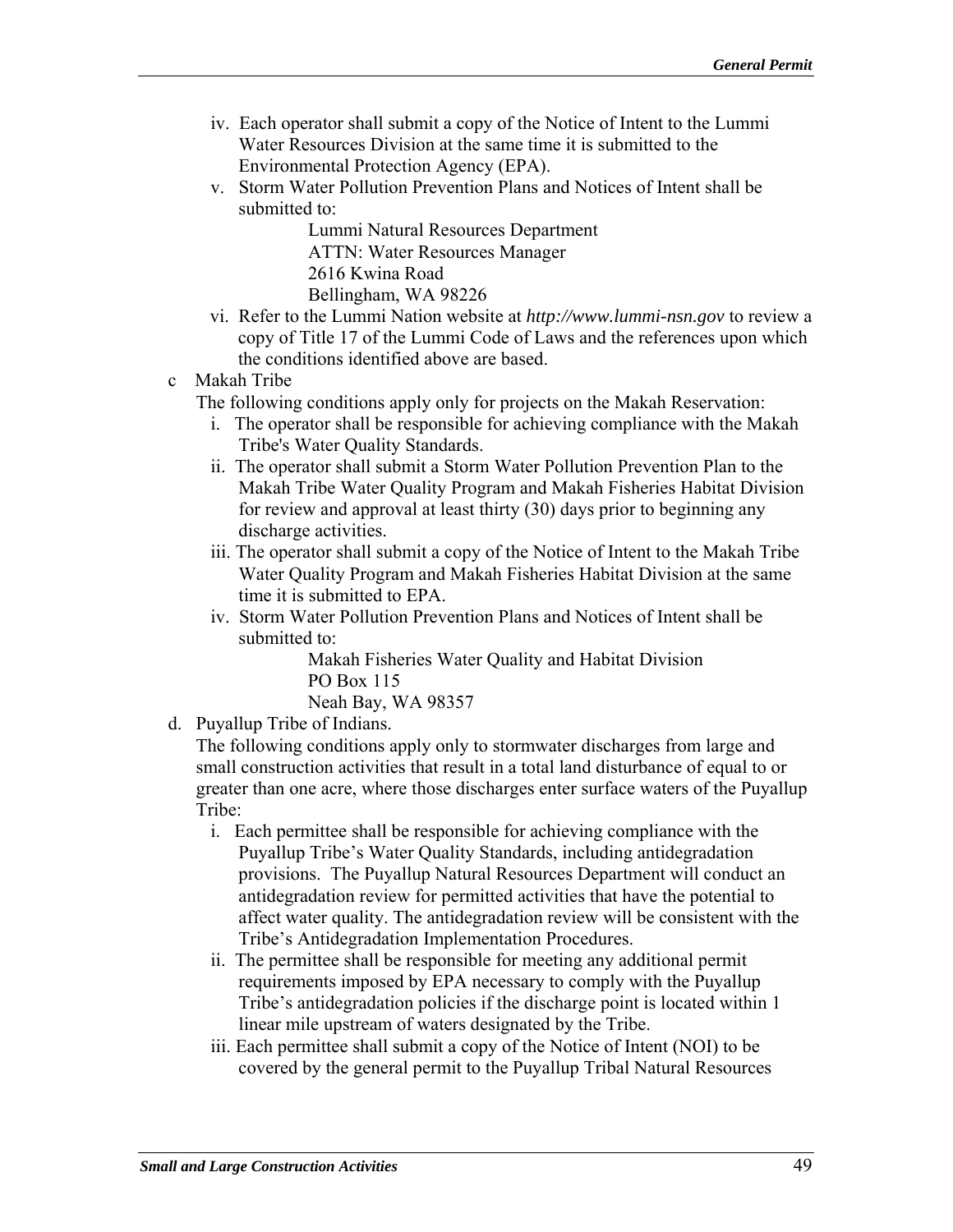iv. Each operator shall submit a copy of the Notice of Intent to the Lummi Water Resources Division at the same time it is submitted to the Environmental Protection Agency (EPA).

v. Storm Water Pollution Prevention Plans and Notices of Intent shall be submitted to:

    Lummi Natural Resources Department
    ATTN: Water Resources Manager
    2616 Kwina Road
    Bellingham, WA 98226

vi. Refer to the Lummi Nation website at *http://www.lummi-nsn.gov* to review a copy of Title 17 of the Lummi Code of Laws and the references upon which the conditions identified above are based.

c Makah Tribe

The following conditions apply only for projects on the Makah Reservation:

i. The operator shall be responsible for achieving compliance with the Makah Tribe's Water Quality Standards.

ii. The operator shall submit a Storm Water Pollution Prevention Plan to the Makah Tribe Water Quality Program and Makah Fisheries Habitat Division for review and approval at least thirty (30) days prior to beginning any discharge activities.

iii. The operator shall submit a copy of the Notice of Intent to the Makah Tribe Water Quality Program and Makah Fisheries Habitat Division at the same time it is submitted to EPA.

iv. Storm Water Pollution Prevention Plans and Notices of Intent shall be submitted to:

    Makah Fisheries Water Quality and Habitat Division
    PO Box 115
    Neah Bay, WA 98357

d. Puyallup Tribe of Indians.

The following conditions apply only to stormwater discharges from large and small construction activities that result in a total land disturbance of equal to or greater than one acre, where those discharges enter surface waters of the Puyallup Tribe:

i. Each permittee shall be responsible for achieving compliance with the Puyallup Tribe's Water Quality Standards, including antidegradation provisions. The Puyallup Natural Resources Department will conduct an antidegradation review for permitted activities that have the potential to affect water quality. The antidegradation review will be consistent with the Tribe's Antidegradation Implementation Procedures.

ii. The permittee shall be responsible for meeting any additional permit requirements imposed by EPA necessary to comply with the Puyallup Tribe's antidegradation policies if the discharge point is located within 1 linear mile upstream of waters designated by the Tribe.

iii. Each permittee shall submit a copy of the Notice of Intent (NOI) to be covered by the general permit to the Puyallup Tribal Natural Resources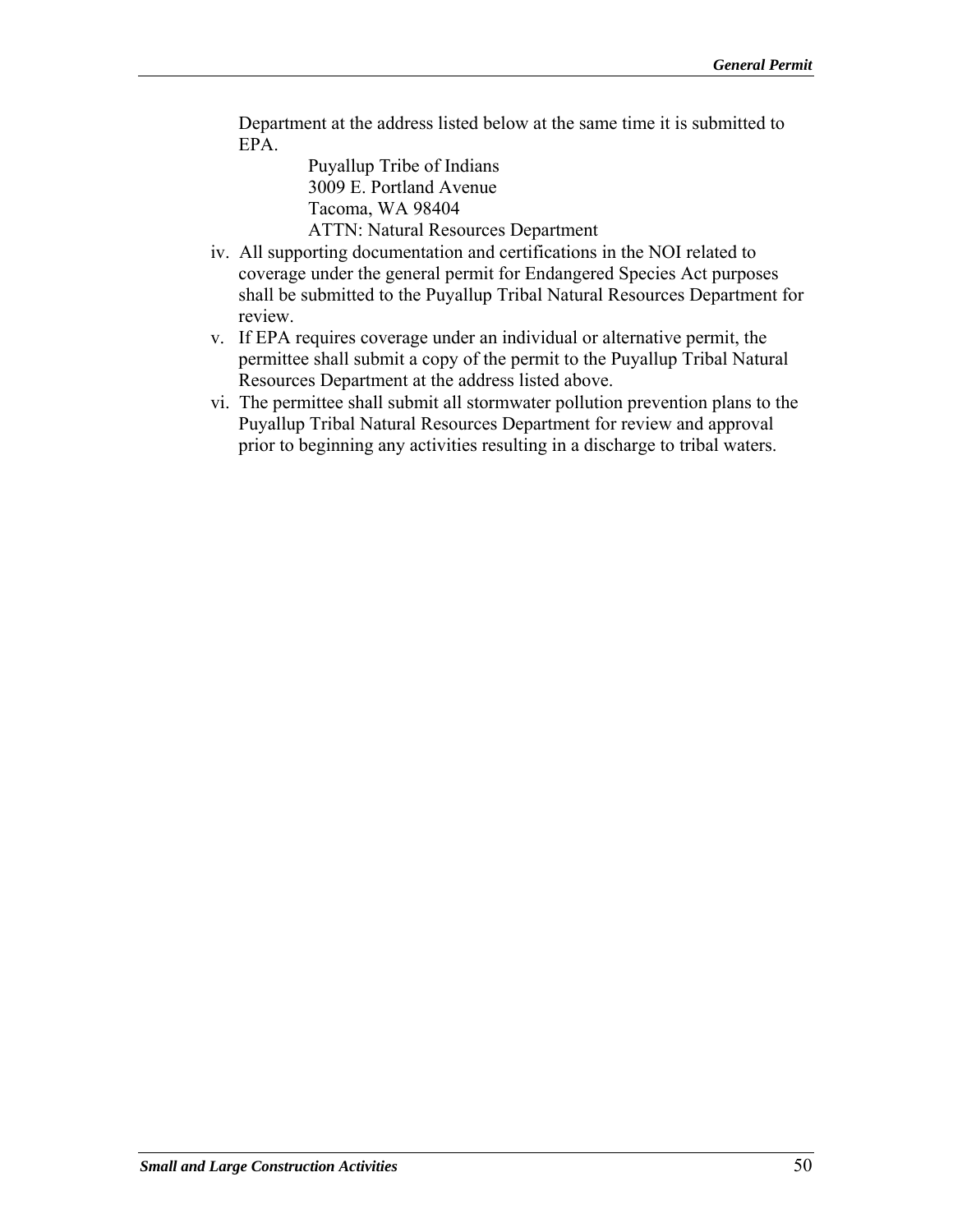Department at the address listed below at the same time it is submitted to EPA.

Puyallup Tribe of Indians
3009 E. Portland Avenue
Tacoma, WA 98404
ATTN: Natural Resources Department

iv. All supporting documentation and certifications in the NOI related to coverage under the general permit for Endangered Species Act purposes shall be submitted to the Puyallup Tribal Natural Resources Department for review.

v. If EPA requires coverage under an individual or alternative permit, the permittee shall submit a copy of the permit to the Puyallup Tribal Natural Resources Department at the address listed above.

vi. The permittee shall submit all stormwater pollution prevention plans to the Puyallup Tribal Natural Resources Department for review and approval prior to beginning any activities resulting in a discharge to tribal waters.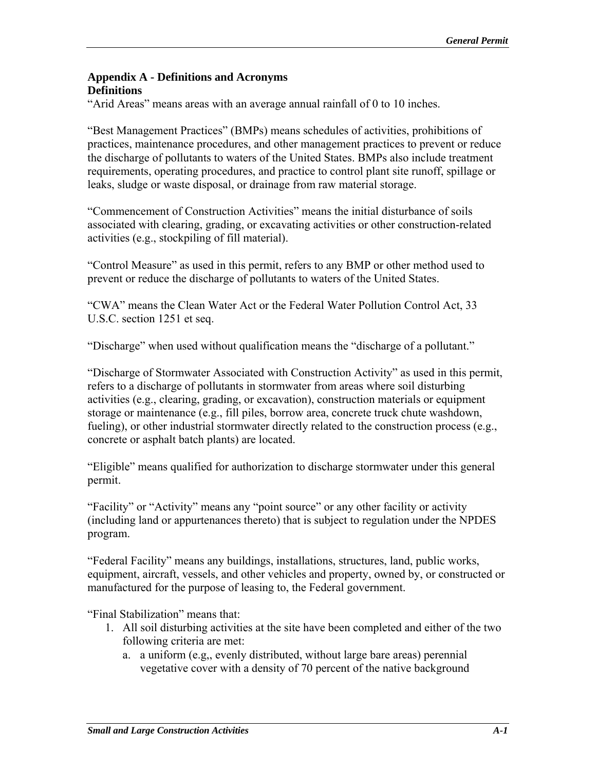## Appendix A - Definitions and Acronyms

### Definitions

"Arid Areas" means areas with an average annual rainfall of 0 to 10 inches.

"Best Management Practices" (BMPs) means schedules of activities, prohibitions of practices, maintenance procedures, and other management practices to prevent or reduce the discharge of pollutants to waters of the United States. BMPs also include treatment requirements, operating procedures, and practice to control plant site runoff, spillage or leaks, sludge or waste disposal, or drainage from raw material storage.

"Commencement of Construction Activities" means the initial disturbance of soils associated with clearing, grading, or excavating activities or other construction-related activities (e.g., stockpiling of fill material).

"Control Measure" as used in this permit, refers to any BMP or other method used to prevent or reduce the discharge of pollutants to waters of the United States.

"CWA" means the Clean Water Act or the Federal Water Pollution Control Act, 33 U.S.C. section 1251 et seq.

"Discharge" when used without qualification means the "discharge of a pollutant."

"Discharge of Stormwater Associated with Construction Activity" as used in this permit, refers to a discharge of pollutants in stormwater from areas where soil disturbing activities (e.g., clearing, grading, or excavation), construction materials or equipment storage or maintenance (e.g., fill piles, borrow area, concrete truck chute washdown, fueling), or other industrial stormwater directly related to the construction process (e.g., concrete or asphalt batch plants) are located.

"Eligible" means qualified for authorization to discharge stormwater under this general permit.

"Facility" or "Activity" means any "point source" or any other facility or activity (including land or appurtenances thereto) that is subject to regulation under the NPDES program.

"Federal Facility" means any buildings, installations, structures, land, public works, equipment, aircraft, vessels, and other vehicles and property, owned by, or constructed or manufactured for the purpose of leasing to, the Federal government.

"Final Stabilization" means that:

1. All soil disturbing activities at the site have been completed and either of the two following criteria are met:
   a. a uniform (e.g,, evenly distributed, without large bare areas) perennial vegetative cover with a density of 70 percent of the native background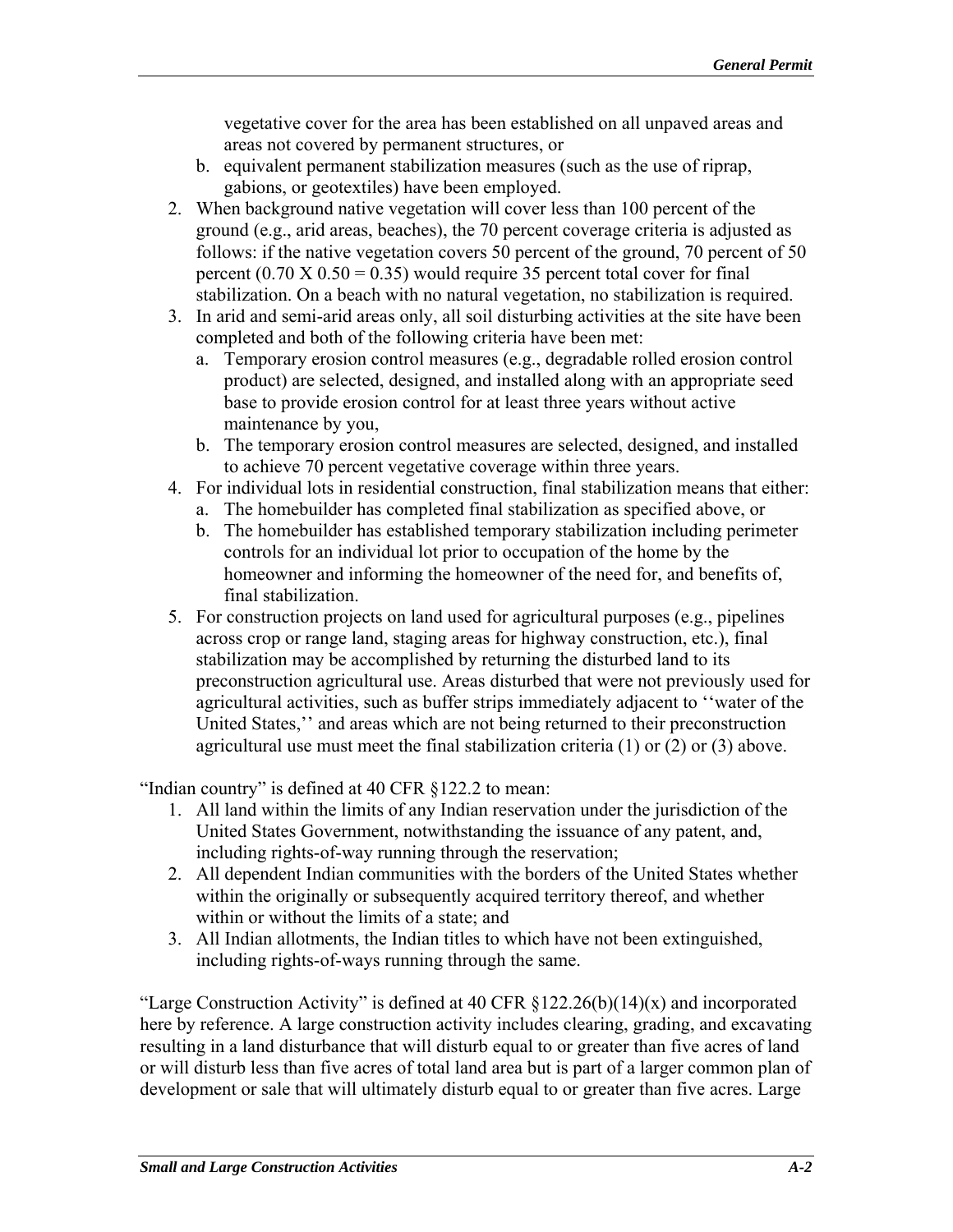vegetative cover for the area has been established on all unpaved areas and areas not covered by permanent structures, or

   b. equivalent permanent stabilization measures (such as the use of riprap, gabions, or geotextiles) have been employed.

2. When background native vegetation will cover less than 100 percent of the ground (e.g., arid areas, beaches), the 70 percent coverage criteria is adjusted as follows: if the native vegetation covers 50 percent of the ground, 70 percent of 50 percent (0.70 X 0.50 = 0.35) would require 35 percent total cover for final stabilization. On a beach with no natural vegetation, no stabilization is required.
3. In arid and semi-arid areas only, all soil disturbing activities at the site have been completed and both of the following criteria have been met:
   a. Temporary erosion control measures (e.g., degradable rolled erosion control product) are selected, designed, and installed along with an appropriate seed base to provide erosion control for at least three years without active maintenance by you,
   b. The temporary erosion control measures are selected, designed, and installed to achieve 70 percent vegetative coverage within three years.
4. For individual lots in residential construction, final stabilization means that either:
   a. The homebuilder has completed final stabilization as specified above, or
   b. The homebuilder has established temporary stabilization including perimeter controls for an individual lot prior to occupation of the home by the homeowner and informing the homeowner of the need for, and benefits of, final stabilization.
5. For construction projects on land used for agricultural purposes (e.g., pipelines across crop or range land, staging areas for highway construction, etc.), final stabilization may be accomplished by returning the disturbed land to its preconstruction agricultural use. Areas disturbed that were not previously used for agricultural activities, such as buffer strips immediately adjacent to ''water of the United States,'' and areas which are not being returned to their preconstruction agricultural use must meet the final stabilization criteria (1) or (2) or (3) above.

"Indian country" is defined at 40 CFR §122.2 to mean:

1. All land within the limits of any Indian reservation under the jurisdiction of the United States Government, notwithstanding the issuance of any patent, and, including rights-of-way running through the reservation;
2. All dependent Indian communities with the borders of the United States whether within the originally or subsequently acquired territory thereof, and whether within or without the limits of a state; and
3. All Indian allotments, the Indian titles to which have not been extinguished, including rights-of-ways running through the same.

"Large Construction Activity" is defined at 40 CFR §122.26(b)(14)(x) and incorporated here by reference. A large construction activity includes clearing, grading, and excavating resulting in a land disturbance that will disturb equal to or greater than five acres of land or will disturb less than five acres of total land area but is part of a larger common plan of development or sale that will ultimately disturb equal to or greater than five acres. Large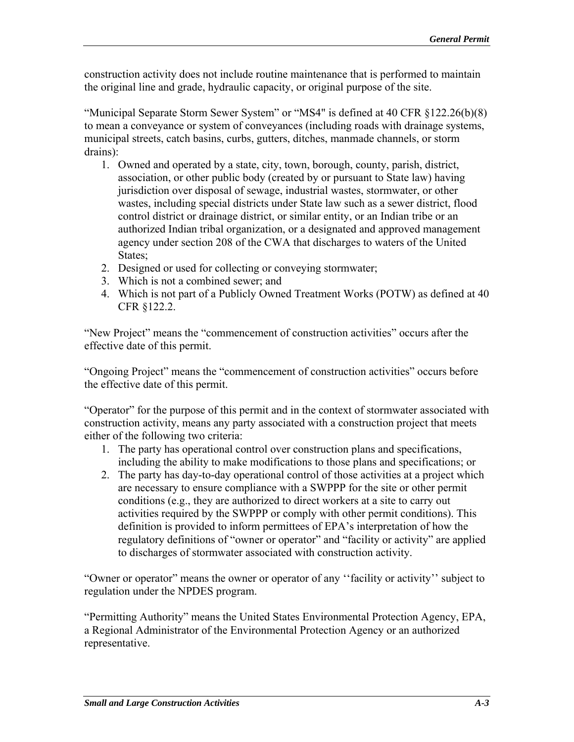construction activity does not include routine maintenance that is performed to maintain the original line and grade, hydraulic capacity, or original purpose of the site.

"Municipal Separate Storm Sewer System" or "MS4" is defined at 40 CFR §122.26(b)(8) to mean a conveyance or system of conveyances (including roads with drainage systems, municipal streets, catch basins, curbs, gutters, ditches, manmade channels, or storm drains):

1. Owned and operated by a state, city, town, borough, county, parish, district, association, or other public body (created by or pursuant to State law) having jurisdiction over disposal of sewage, industrial wastes, stormwater, or other wastes, including special districts under State law such as a sewer district, flood control district or drainage district, or similar entity, or an Indian tribe or an authorized Indian tribal organization, or a designated and approved management agency under section 208 of the CWA that discharges to waters of the United States;
2. Designed or used for collecting or conveying stormwater;
3. Which is not a combined sewer; and
4. Which is not part of a Publicly Owned Treatment Works (POTW) as defined at 40 CFR §122.2.

"New Project" means the "commencement of construction activities" occurs after the effective date of this permit.

"Ongoing Project" means the "commencement of construction activities" occurs before the effective date of this permit.

"Operator" for the purpose of this permit and in the context of stormwater associated with construction activity, means any party associated with a construction project that meets either of the following two criteria:

1. The party has operational control over construction plans and specifications, including the ability to make modifications to those plans and specifications; or
2. The party has day-to-day operational control of those activities at a project which are necessary to ensure compliance with a SWPPP for the site or other permit conditions (e.g., they are authorized to direct workers at a site to carry out activities required by the SWPPP or comply with other permit conditions). This definition is provided to inform permittees of EPA's interpretation of how the regulatory definitions of "owner or operator" and "facility or activity" are applied to discharges of stormwater associated with construction activity.

"Owner or operator" means the owner or operator of any ''facility or activity'' subject to regulation under the NPDES program.

"Permitting Authority" means the United States Environmental Protection Agency, EPA, a Regional Administrator of the Environmental Protection Agency or an authorized representative.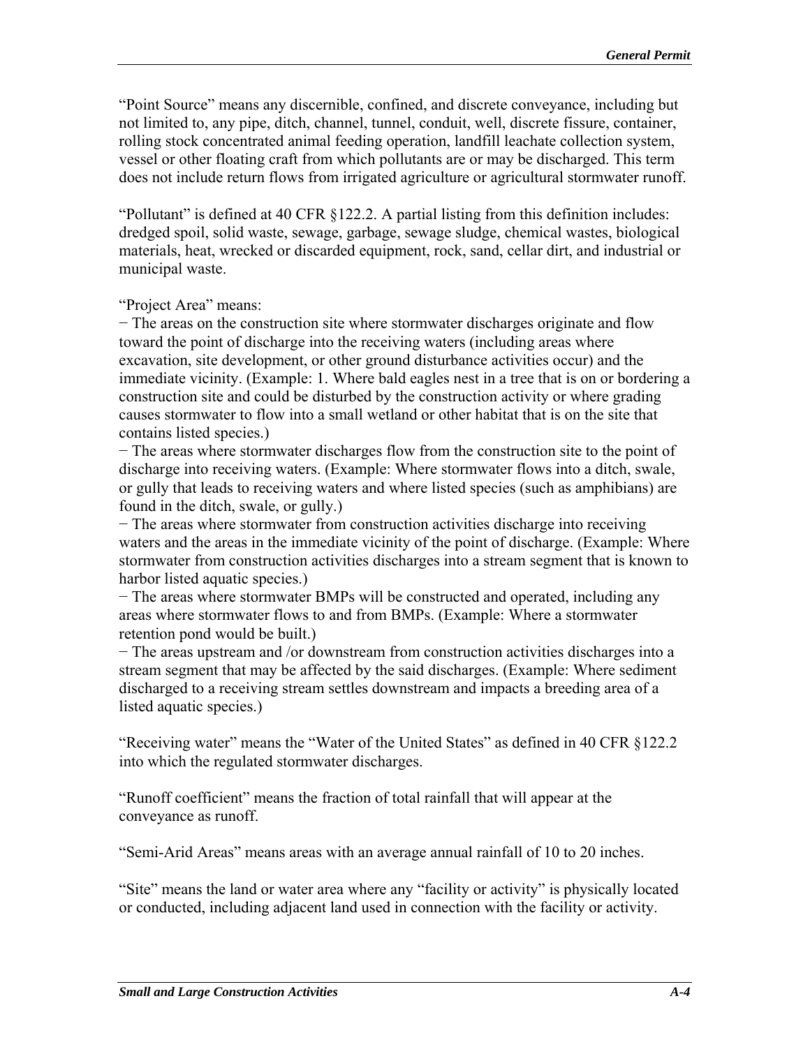"Point Source" means any discernible, confined, and discrete conveyance, including but not limited to, any pipe, ditch, channel, tunnel, conduit, well, discrete fissure, container, rolling stock concentrated animal feeding operation, landfill leachate collection system, vessel or other floating craft from which pollutants are or may be discharged. This term does not include return flows from irrigated agriculture or agricultural stormwater runoff.

"Pollutant" is defined at 40 CFR §122.2. A partial listing from this definition includes: dredged spoil, solid waste, sewage, garbage, sewage sludge, chemical wastes, biological materials, heat, wrecked or discarded equipment, rock, sand, cellar dirt, and industrial or municipal waste.

"Project Area" means:

− The areas on the construction site where stormwater discharges originate and flow toward the point of discharge into the receiving waters (including areas where excavation, site development, or other ground disturbance activities occur) and the immediate vicinity. (Example: 1. Where bald eagles nest in a tree that is on or bordering a construction site and could be disturbed by the construction activity or where grading causes stormwater to flow into a small wetland or other habitat that is on the site that contains listed species.)

− The areas where stormwater discharges flow from the construction site to the point of discharge into receiving waters. (Example: Where stormwater flows into a ditch, swale, or gully that leads to receiving waters and where listed species (such as amphibians) are found in the ditch, swale, or gully.)

− The areas where stormwater from construction activities discharge into receiving waters and the areas in the immediate vicinity of the point of discharge. (Example: Where stormwater from construction activities discharges into a stream segment that is known to harbor listed aquatic species.)

− The areas where stormwater BMPs will be constructed and operated, including any areas where stormwater flows to and from BMPs. (Example: Where a stormwater retention pond would be built.)

− The areas upstream and /or downstream from construction activities discharges into a stream segment that may be affected by the said discharges. (Example: Where sediment discharged to a receiving stream settles downstream and impacts a breeding area of a listed aquatic species.)

"Receiving water" means the "Water of the United States" as defined in 40 CFR §122.2 into which the regulated stormwater discharges.

"Runoff coefficient" means the fraction of total rainfall that will appear at the conveyance as runoff.

"Semi-Arid Areas" means areas with an average annual rainfall of 10 to 20 inches.

"Site" means the land or water area where any "facility or activity" is physically located or conducted, including adjacent land used in connection with the facility or activity.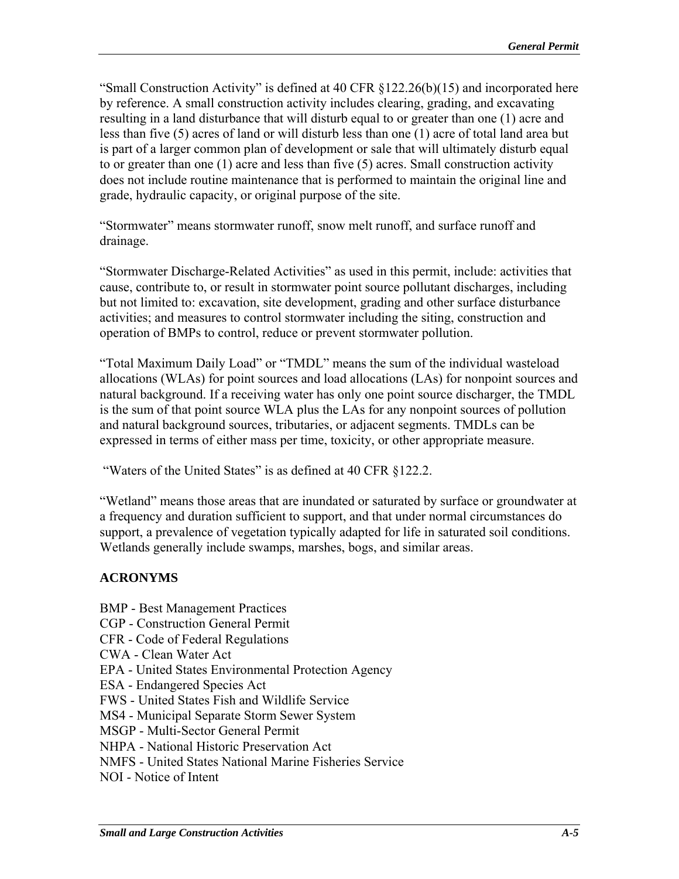"Small Construction Activity" is defined at 40 CFR §122.26(b)(15) and incorporated here by reference. A small construction activity includes clearing, grading, and excavating resulting in a land disturbance that will disturb equal to or greater than one (1) acre and less than five (5) acres of land or will disturb less than one (1) acre of total land area but is part of a larger common plan of development or sale that will ultimately disturb equal to or greater than one (1) acre and less than five (5) acres. Small construction activity does not include routine maintenance that is performed to maintain the original line and grade, hydraulic capacity, or original purpose of the site.

"Stormwater" means stormwater runoff, snow melt runoff, and surface runoff and drainage.

"Stormwater Discharge-Related Activities" as used in this permit, include: activities that cause, contribute to, or result in stormwater point source pollutant discharges, including but not limited to: excavation, site development, grading and other surface disturbance activities; and measures to control stormwater including the siting, construction and operation of BMPs to control, reduce or prevent stormwater pollution.

"Total Maximum Daily Load" or "TMDL" means the sum of the individual wasteload allocations (WLAs) for point sources and load allocations (LAs) for nonpoint sources and natural background. If a receiving water has only one point source discharger, the TMDL is the sum of that point source WLA plus the LAs for any nonpoint sources of pollution and natural background sources, tributaries, or adjacent segments. TMDLs can be expressed in terms of either mass per time, toxicity, or other appropriate measure.

"Waters of the United States" is as defined at 40 CFR §122.2.

"Wetland" means those areas that are inundated or saturated by surface or groundwater at a frequency and duration sufficient to support, and that under normal circumstances do support, a prevalence of vegetation typically adapted for life in saturated soil conditions. Wetlands generally include swamps, marshes, bogs, and similar areas.

## ACRONYMS

BMP - Best Management Practices
CGP - Construction General Permit
CFR - Code of Federal Regulations
CWA - Clean Water Act
EPA - United States Environmental Protection Agency
ESA - Endangered Species Act
FWS - United States Fish and Wildlife Service
MS4 - Municipal Separate Storm Sewer System
MSGP - Multi-Sector General Permit
NHPA - National Historic Preservation Act
NMFS - United States National Marine Fisheries Service
NOI - Notice of Intent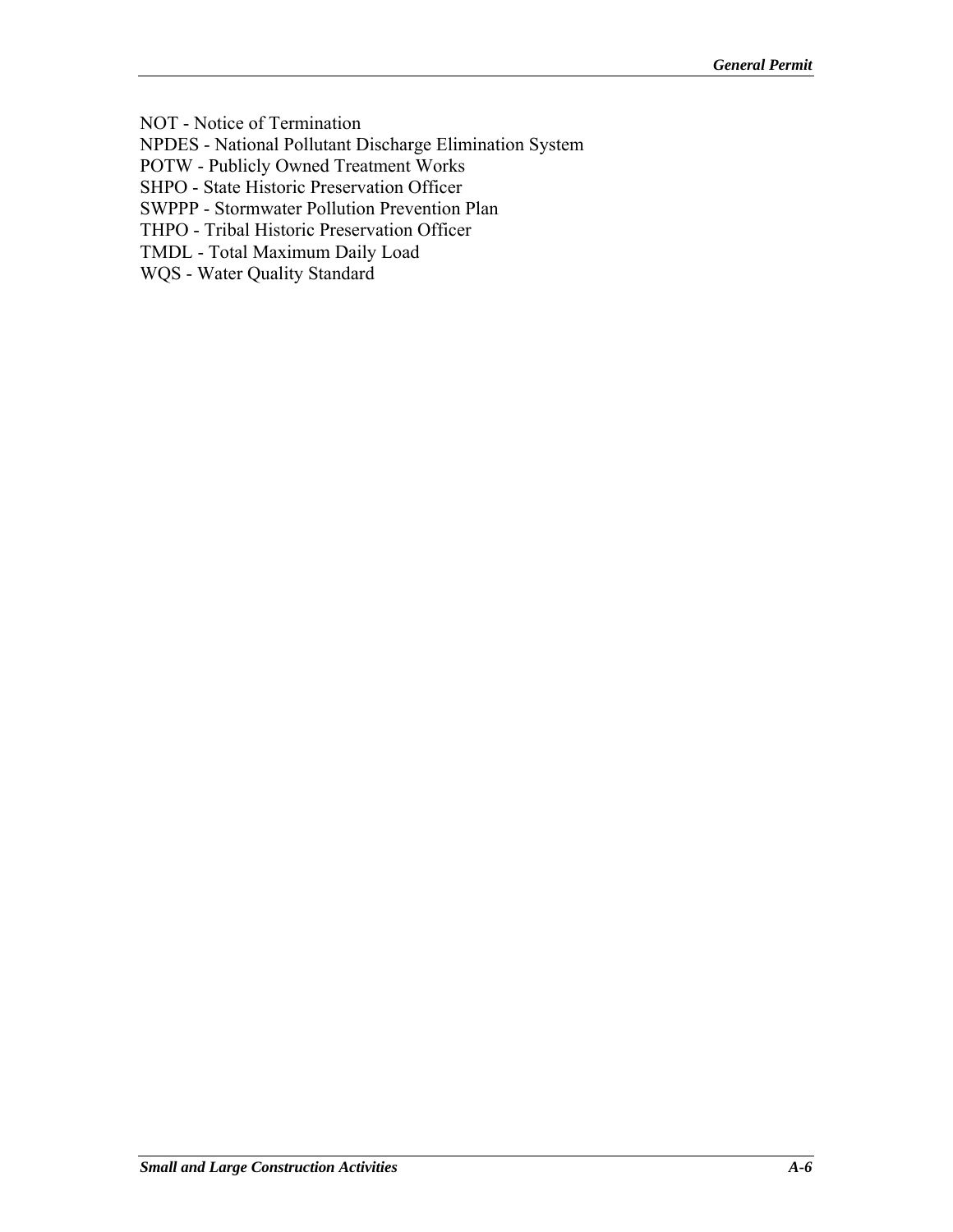NOT - Notice of Termination
NPDES - National Pollutant Discharge Elimination System
POTW - Publicly Owned Treatment Works
SHPO - State Historic Preservation Officer
SWPPP - Stormwater Pollution Prevention Plan
THPO - Tribal Historic Preservation Officer
TMDL - Total Maximum Daily Load
WQS - Water Quality Standard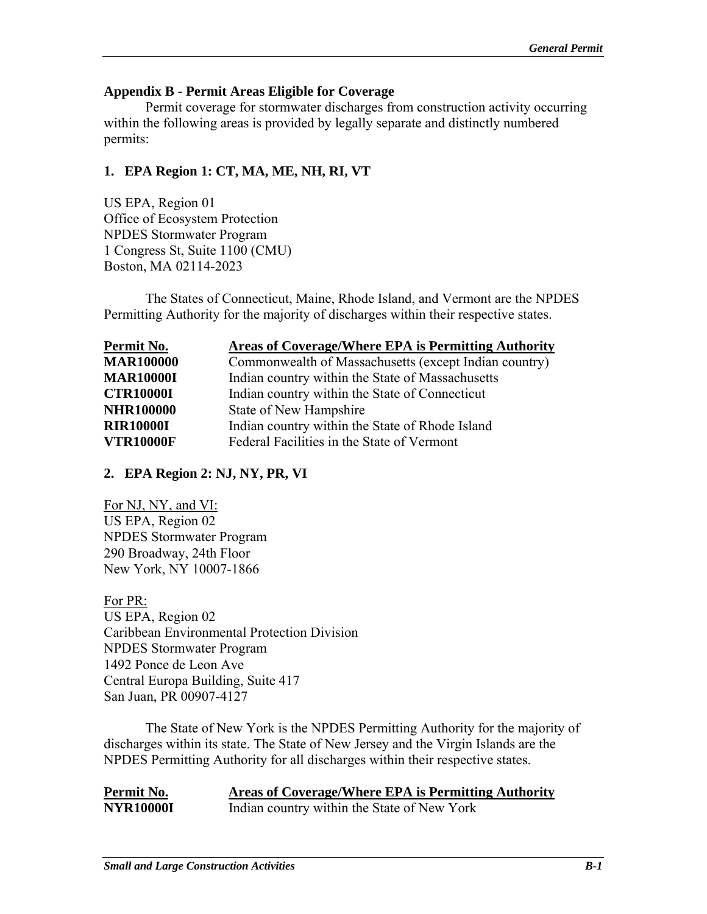## Appendix B - Permit Areas Eligible for Coverage

Permit coverage for stormwater discharges from construction activity occurring within the following areas is provided by legally separate and distinctly numbered permits:

### 1. EPA Region 1: CT, MA, ME, NH, RI, VT

US EPA, Region 01
Office of Ecosystem Protection
NPDES Stormwater Program
1 Congress St, Suite 1100 (CMU)
Boston, MA 02114-2023

The States of Connecticut, Maine, Rhode Island, and Vermont are the NPDES Permitting Authority for the majority of discharges within their respective states.

| Permit No. | Areas of Coverage/Where EPA is Permitting Authority |
|---|---|
| **MAR100000** | Commonwealth of Massachusetts (except Indian country) |
| **MAR10000I** | Indian country within the State of Massachusetts |
| **CTR10000I** | Indian country within the State of Connecticut |
| **NHR100000** | State of New Hampshire |
| **RIR10000I** | Indian country within the State of Rhode Island |
| **VTR10000F** | Federal Facilities in the State of Vermont |

### 2. EPA Region 2: NJ, NY, PR, VI

For NJ, NY, and VI:
US EPA, Region 02
NPDES Stormwater Program
290 Broadway, 24th Floor
New York, NY 10007-1866

For PR:
US EPA, Region 02
Caribbean Environmental Protection Division
NPDES Stormwater Program
1492 Ponce de Leon Ave
Central Europa Building, Suite 417
San Juan, PR 00907-4127

The State of New York is the NPDES Permitting Authority for the majority of discharges within its state. The State of New Jersey and the Virgin Islands are the NPDES Permitting Authority for all discharges within their respective states.

| Permit No. | Areas of Coverage/Where EPA is Permitting Authority |
|---|---|
| **NYR10000I** | Indian country within the State of New York |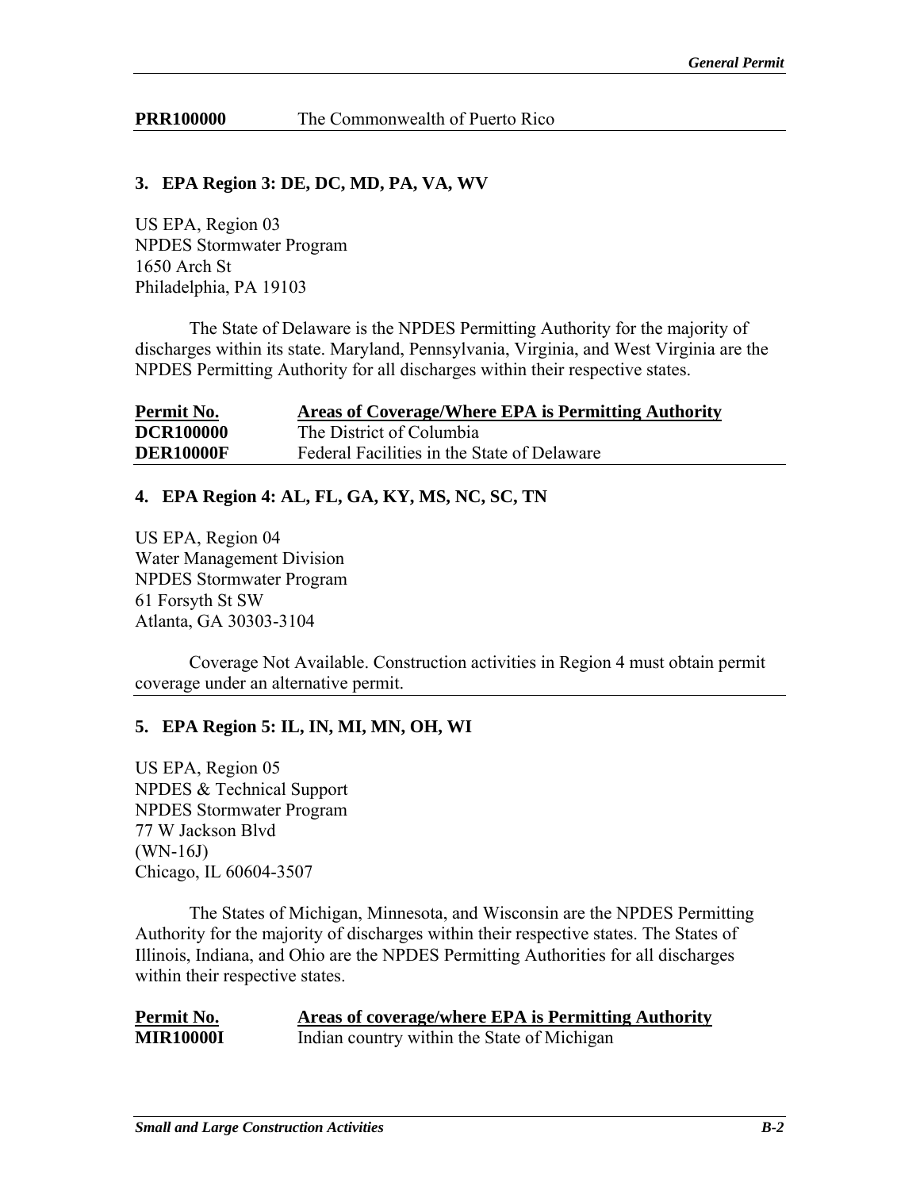| | |
|---|---|
| **PRR100000** | The Commonwealth of Puerto Rico |

### 3. EPA Region 3: DE, DC, MD, PA, VA, WV

US EPA, Region 03
NPDES Stormwater Program
1650 Arch St
Philadelphia, PA 19103

The State of Delaware is the NPDES Permitting Authority for the majority of discharges within its state. Maryland, Pennsylvania, Virginia, and West Virginia are the NPDES Permitting Authority for all discharges within their respective states.

| Permit No. | Areas of Coverage/Where EPA is Permitting Authority |
|---|---|
| **DCR100000** | The District of Columbia |
| **DER10000F** | Federal Facilities in the State of Delaware |

### 4. EPA Region 4: AL, FL, GA, KY, MS, NC, SC, TN

US EPA, Region 04
Water Management Division
NPDES Stormwater Program
61 Forsyth St SW
Atlanta, GA 30303-3104

Coverage Not Available. Construction activities in Region 4 must obtain permit coverage under an alternative permit.

### 5. EPA Region 5: IL, IN, MI, MN, OH, WI

US EPA, Region 05
NPDES & Technical Support
NPDES Stormwater Program
77 W Jackson Blvd
(WN-16J)
Chicago, IL 60604-3507

The States of Michigan, Minnesota, and Wisconsin are the NPDES Permitting Authority for the majority of discharges within their respective states. The States of Illinois, Indiana, and Ohio are the NPDES Permitting Authorities for all discharges within their respective states.

| Permit No. | Areas of coverage/where EPA is Permitting Authority |
|---|---|
| **MIR10000I** | Indian country within the State of Michigan |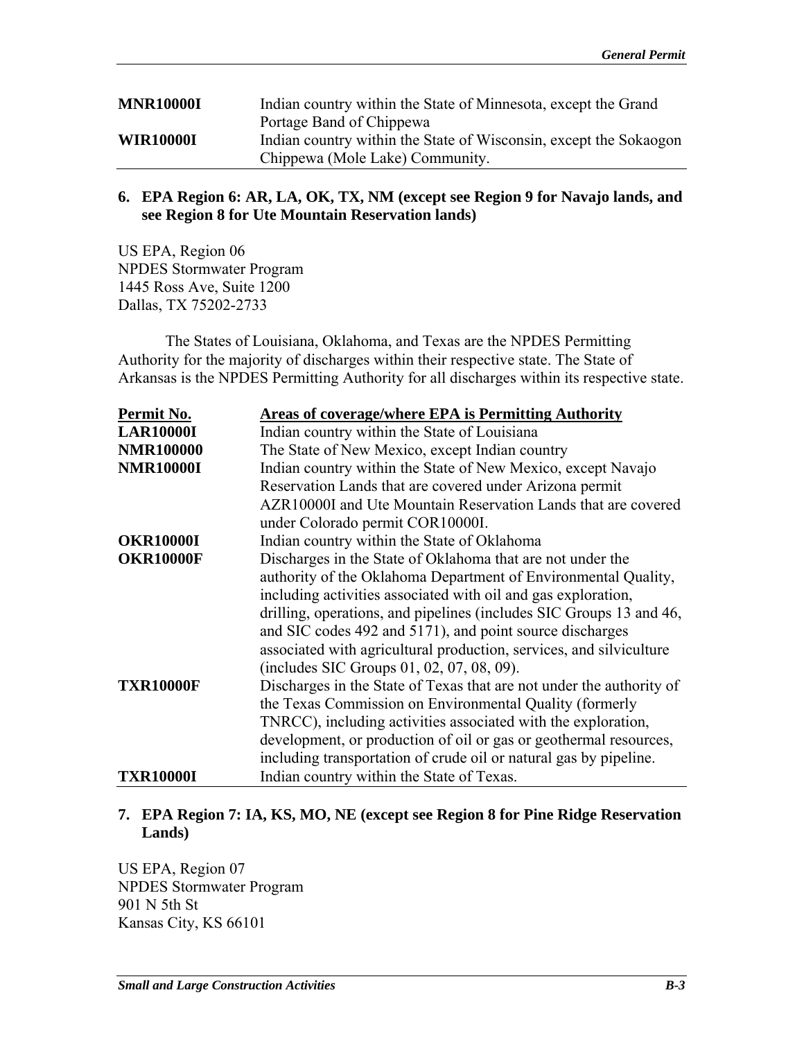| | |
|---|---|
| **MNR10000I** | Indian country within the State of Minnesota, except the Grand Portage Band of Chippewa |
| **WIR10000I** | Indian country within the State of Wisconsin, except the Sokaogon Chippewa (Mole Lake) Community. |

### 6. EPA Region 6: AR, LA, OK, TX, NM (except see Region 9 for Navajo lands, and see Region 8 for Ute Mountain Reservation lands)

US EPA, Region 06
NPDES Stormwater Program
1445 Ross Ave, Suite 1200
Dallas, TX 75202-2733

The States of Louisiana, Oklahoma, and Texas are the NPDES Permitting Authority for the majority of discharges within their respective state. The State of Arkansas is the NPDES Permitting Authority for all discharges within its respective state.

| Permit No. | Areas of coverage/where EPA is Permitting Authority |
|---|---|
| **LAR10000I** | Indian country within the State of Louisiana |
| **NMR100000** | The State of New Mexico, except Indian country |
| **NMR10000I** | Indian country within the State of New Mexico, except Navajo Reservation Lands that are covered under Arizona permit AZR10000I and Ute Mountain Reservation Lands that are covered under Colorado permit COR10000I. |
| **OKR10000I** | Indian country within the State of Oklahoma |
| **OKR10000F** | Discharges in the State of Oklahoma that are not under the authority of the Oklahoma Department of Environmental Quality, including activities associated with oil and gas exploration, drilling, operations, and pipelines (includes SIC Groups 13 and 46, and SIC codes 492 and 5171), and point source discharges associated with agricultural production, services, and silviculture (includes SIC Groups 01, 02, 07, 08, 09). |
| **TXR10000F** | Discharges in the State of Texas that are not under the authority of the Texas Commission on Environmental Quality (formerly TNRCC), including activities associated with the exploration, development, or production of oil or gas or geothermal resources, including transportation of crude oil or natural gas by pipeline. |
| **TXR10000I** | Indian country within the State of Texas. |

### 7. EPA Region 7: IA, KS, MO, NE (except see Region 8 for Pine Ridge Reservation Lands)

US EPA, Region 07
NPDES Stormwater Program
901 N 5th St
Kansas City, KS 66101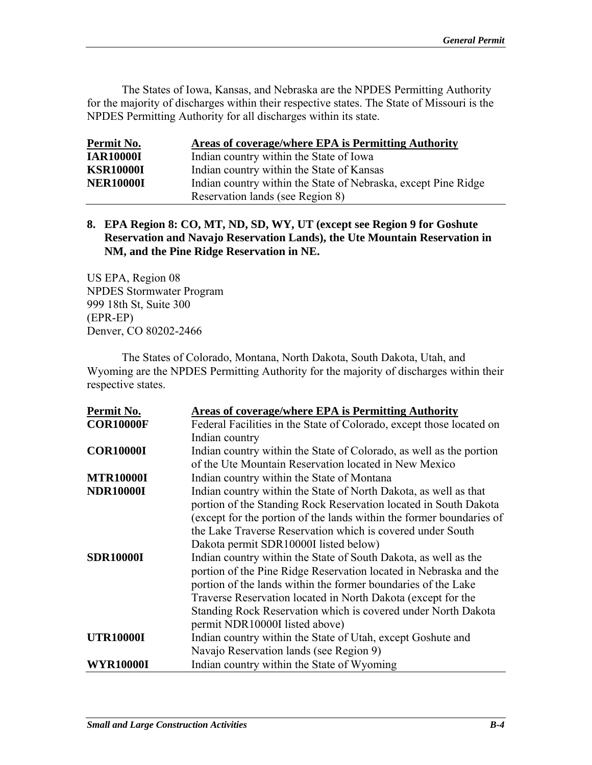The States of Iowa, Kansas, and Nebraska are the NPDES Permitting Authority for the majority of discharges within their respective states. The State of Missouri is the NPDES Permitting Authority for all discharges within its state.

| Permit No. | Areas of coverage/where EPA is Permitting Authority |
|---|---|
| **IAR10000I** | Indian country within the State of Iowa |
| **KSR10000I** | Indian country within the State of Kansas |
| **NER10000I** | Indian country within the State of Nebraska, except Pine Ridge Reservation lands (see Region 8) |

**8. EPA Region 8: CO, MT, ND, SD, WY, UT (except see Region 9 for Goshute Reservation and Navajo Reservation Lands), the Ute Mountain Reservation in NM, and the Pine Ridge Reservation in NE.**

US EPA, Region 08
NPDES Stormwater Program
999 18th St, Suite 300
(EPR-EP)
Denver, CO 80202-2466

The States of Colorado, Montana, North Dakota, South Dakota, Utah, and Wyoming are the NPDES Permitting Authority for the majority of discharges within their respective states.

| Permit No. | Areas of coverage/where EPA is Permitting Authority |
|---|---|
| **COR10000F** | Federal Facilities in the State of Colorado, except those located on Indian country |
| **COR10000I** | Indian country within the State of Colorado, as well as the portion of the Ute Mountain Reservation located in New Mexico |
| **MTR10000I** | Indian country within the State of Montana |
| **NDR10000I** | Indian country within the State of North Dakota, as well as that portion of the Standing Rock Reservation located in South Dakota (except for the portion of the lands within the former boundaries of the Lake Traverse Reservation which is covered under South Dakota permit SDR10000I listed below) |
| **SDR10000I** | Indian country within the State of South Dakota, as well as the portion of the Pine Ridge Reservation located in Nebraska and the portion of the lands within the former boundaries of the Lake Traverse Reservation located in North Dakota (except for the Standing Rock Reservation which is covered under North Dakota permit NDR10000I listed above) |
| **UTR10000I** | Indian country within the State of Utah, except Goshute and Navajo Reservation lands (see Region 9) |
| **WYR10000I** | Indian country within the State of Wyoming |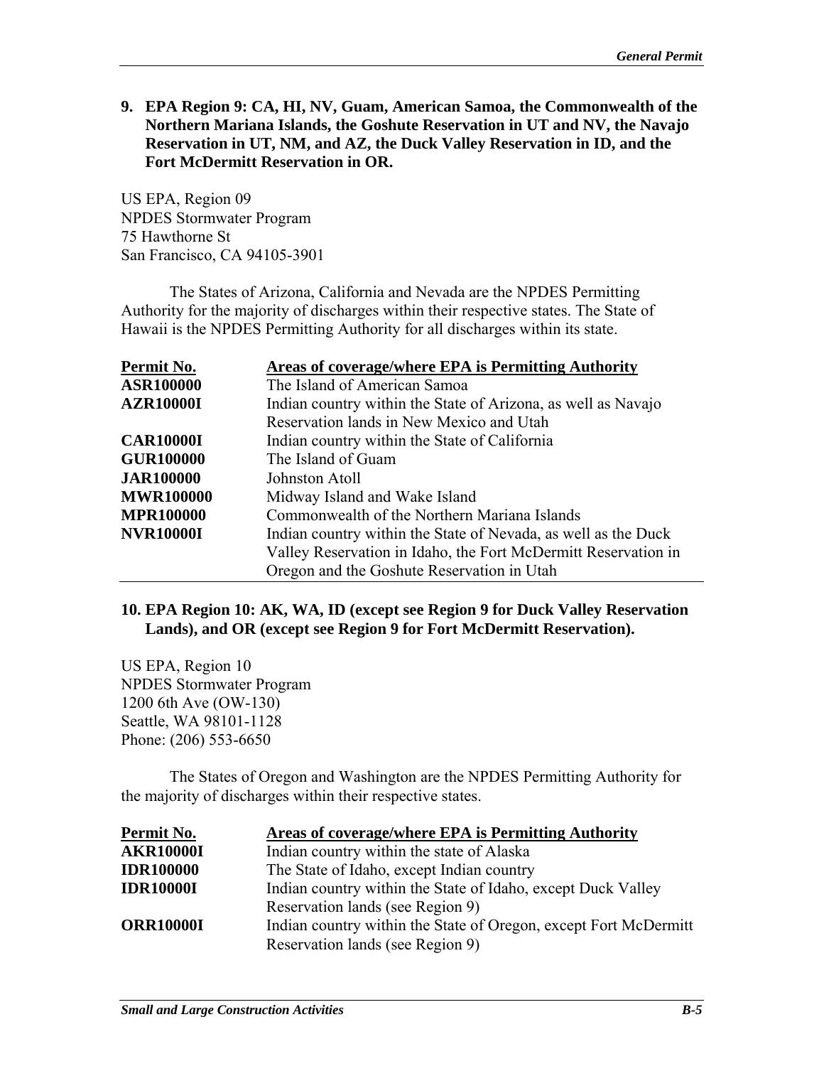**9. EPA Region 9: CA, HI, NV, Guam, American Samoa, the Commonwealth of the Northern Mariana Islands, the Goshute Reservation in UT and NV, the Navajo Reservation in UT, NM, and AZ, the Duck Valley Reservation in ID, and the Fort McDermitt Reservation in OR.**

US EPA, Region 09
NPDES Stormwater Program
75 Hawthorne St
San Francisco, CA 94105-3901

The States of Arizona, California and Nevada are the NPDES Permitting Authority for the majority of discharges within their respective states. The State of Hawaii is the NPDES Permitting Authority for all discharges within its state.

| Permit No. | Areas of coverage/where EPA is Permitting Authority |
|---|---|
| **ASR100000** | The Island of American Samoa |
| **AZR10000I** | Indian country within the State of Arizona, as well as Navajo Reservation lands in New Mexico and Utah |
| **CAR10000I** | Indian country within the State of California |
| **GUR100000** | The Island of Guam |
| **JAR100000** | Johnston Atoll |
| **MWR100000** | Midway Island and Wake Island |
| **MPR100000** | Commonwealth of the Northern Mariana Islands |
| **NVR10000I** | Indian country within the State of Nevada, as well as the Duck Valley Reservation in Idaho, the Fort McDermitt Reservation in Oregon and the Goshute Reservation in Utah |

**10. EPA Region 10: AK, WA, ID (except see Region 9 for Duck Valley Reservation Lands), and OR (except see Region 9 for Fort McDermitt Reservation).**

US EPA, Region 10
NPDES Stormwater Program
1200 6th Ave (OW-130)
Seattle, WA 98101-1128
Phone: (206) 553-6650

The States of Oregon and Washington are the NPDES Permitting Authority for the majority of discharges within their respective states.

| Permit No. | Areas of coverage/where EPA is Permitting Authority |
|---|---|
| **AKR10000I** | Indian country within the state of Alaska |
| **IDR100000** | The State of Idaho, except Indian country |
| **IDR10000I** | Indian country within the State of Idaho, except Duck Valley Reservation lands (see Region 9) |
| **ORR10000I** | Indian country within the State of Oregon, except Fort McDermitt Reservation lands (see Region 9) |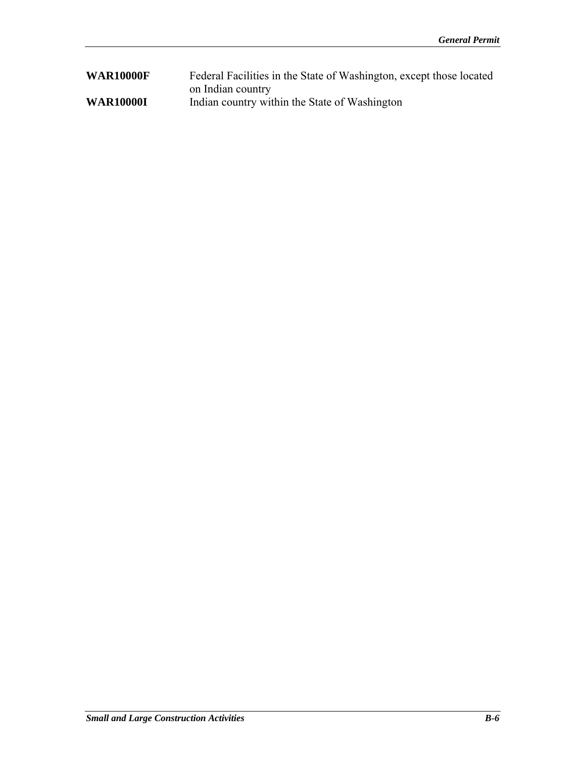| | |
|---|---|
| **WAR10000F** | Federal Facilities in the State of Washington, except those located on Indian country |
| **WAR10000I** | Indian country within the State of Washington |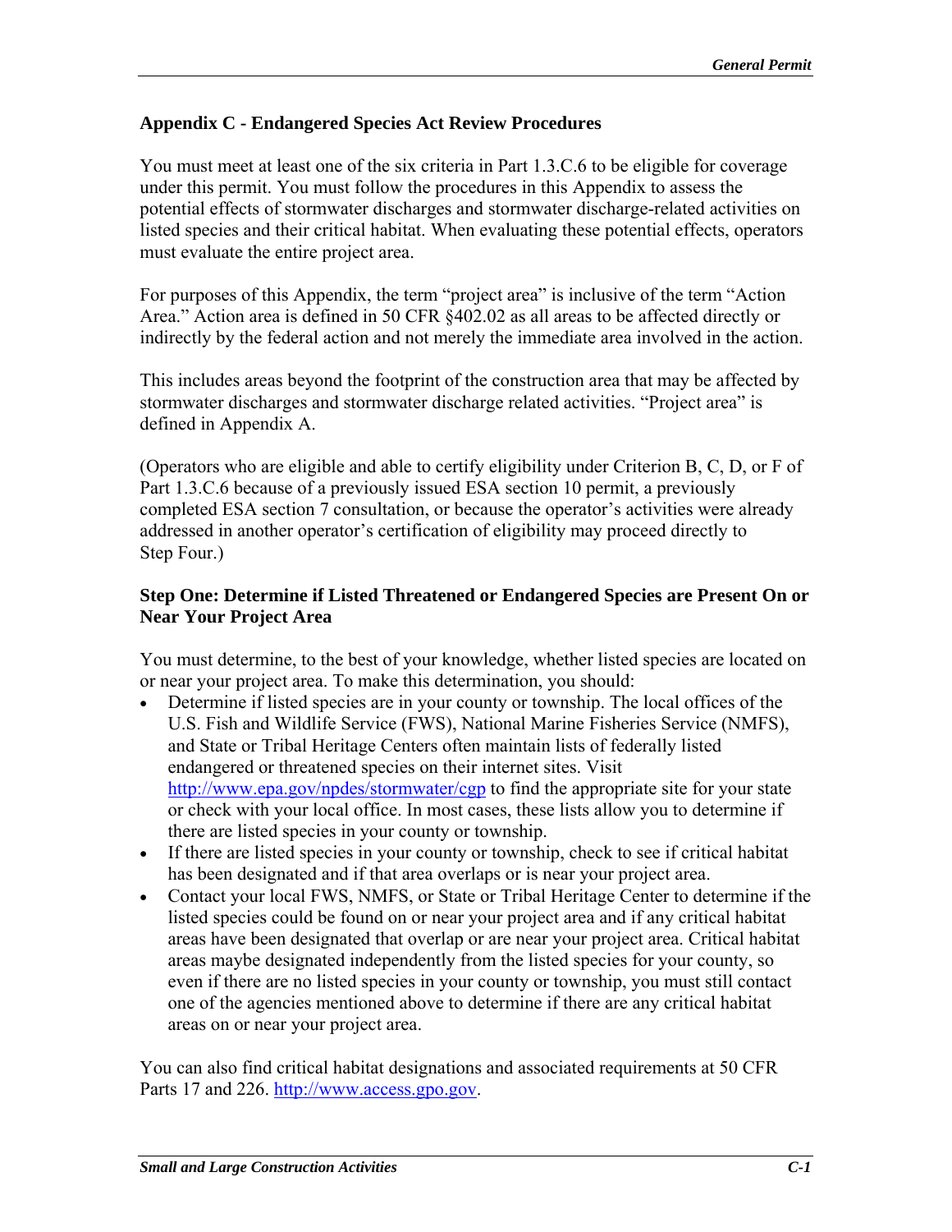## Appendix C - Endangered Species Act Review Procedures

You must meet at least one of the six criteria in Part 1.3.C.6 to be eligible for coverage under this permit. You must follow the procedures in this Appendix to assess the potential effects of stormwater discharges and stormwater discharge-related activities on listed species and their critical habitat. When evaluating these potential effects, operators must evaluate the entire project area.

For purposes of this Appendix, the term "project area" is inclusive of the term "Action Area." Action area is defined in 50 CFR §402.02 as all areas to be affected directly or indirectly by the federal action and not merely the immediate area involved in the action.

This includes areas beyond the footprint of the construction area that may be affected by stormwater discharges and stormwater discharge related activities. "Project area" is defined in Appendix A.

(Operators who are eligible and able to certify eligibility under Criterion B, C, D, or F of Part 1.3.C.6 because of a previously issued ESA section 10 permit, a previously completed ESA section 7 consultation, or because the operator's activities were already addressed in another operator's certification of eligibility may proceed directly to Step Four.)

### Step One: Determine if Listed Threatened or Endangered Species are Present On or Near Your Project Area

You must determine, to the best of your knowledge, whether listed species are located on or near your project area. To make this determination, you should:

- Determine if listed species are in your county or township. The local offices of the U.S. Fish and Wildlife Service (FWS), National Marine Fisheries Service (NMFS), and State or Tribal Heritage Centers often maintain lists of federally listed endangered or threatened species on their internet sites. Visit [http://www.epa.gov/npdes/stormwater/cgp](http://www.epa.gov/npdes/stormwater/cgp) to find the appropriate site for your state or check with your local office. In most cases, these lists allow you to determine if there are listed species in your county or township.
- If there are listed species in your county or township, check to see if critical habitat has been designated and if that area overlaps or is near your project area.
- Contact your local FWS, NMFS, or State or Tribal Heritage Center to determine if the listed species could be found on or near your project area and if any critical habitat areas have been designated that overlap or are near your project area. Critical habitat areas maybe designated independently from the listed species for your county, so even if there are no listed species in your county or township, you must still contact one of the agencies mentioned above to determine if there are any critical habitat areas on or near your project area.

You can also find critical habitat designations and associated requirements at 50 CFR Parts 17 and 226. [http://www.access.gpo.gov](http://www.access.gpo.gov).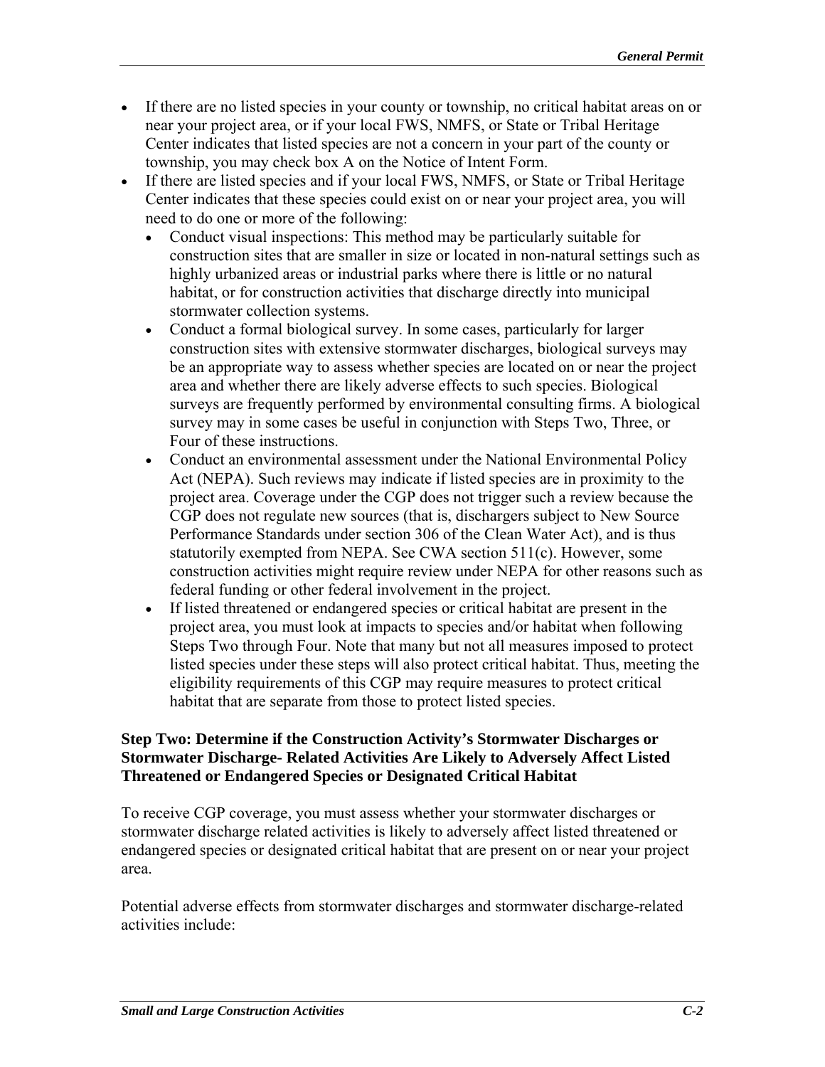- If there are no listed species in your county or township, no critical habitat areas on or near your project area, or if your local FWS, NMFS, or State or Tribal Heritage Center indicates that listed species are not a concern in your part of the county or township, you may check box A on the Notice of Intent Form.
- If there are listed species and if your local FWS, NMFS, or State or Tribal Heritage Center indicates that these species could exist on or near your project area, you will need to do one or more of the following:
  - Conduct visual inspections: This method may be particularly suitable for construction sites that are smaller in size or located in non-natural settings such as highly urbanized areas or industrial parks where there is little or no natural habitat, or for construction activities that discharge directly into municipal stormwater collection systems.
  - Conduct a formal biological survey. In some cases, particularly for larger construction sites with extensive stormwater discharges, biological surveys may be an appropriate way to assess whether species are located on or near the project area and whether there are likely adverse effects to such species. Biological surveys are frequently performed by environmental consulting firms. A biological survey may in some cases be useful in conjunction with Steps Two, Three, or Four of these instructions.
  - Conduct an environmental assessment under the National Environmental Policy Act (NEPA). Such reviews may indicate if listed species are in proximity to the project area. Coverage under the CGP does not trigger such a review because the CGP does not regulate new sources (that is, dischargers subject to New Source Performance Standards under section 306 of the Clean Water Act), and is thus statutorily exempted from NEPA. See CWA section 511(c). However, some construction activities might require review under NEPA for other reasons such as federal funding or other federal involvement in the project.
  - If listed threatened or endangered species or critical habitat are present in the project area, you must look at impacts to species and/or habitat when following Steps Two through Four. Note that many but not all measures imposed to protect listed species under these steps will also protect critical habitat. Thus, meeting the eligibility requirements of this CGP may require measures to protect critical habitat that are separate from those to protect listed species.

**Step Two: Determine if the Construction Activity's Stormwater Discharges or Stormwater Discharge- Related Activities Are Likely to Adversely Affect Listed Threatened or Endangered Species or Designated Critical Habitat**

To receive CGP coverage, you must assess whether your stormwater discharges or stormwater discharge related activities is likely to adversely affect listed threatened or endangered species or designated critical habitat that are present on or near your project area.

Potential adverse effects from stormwater discharges and stormwater discharge-related activities include: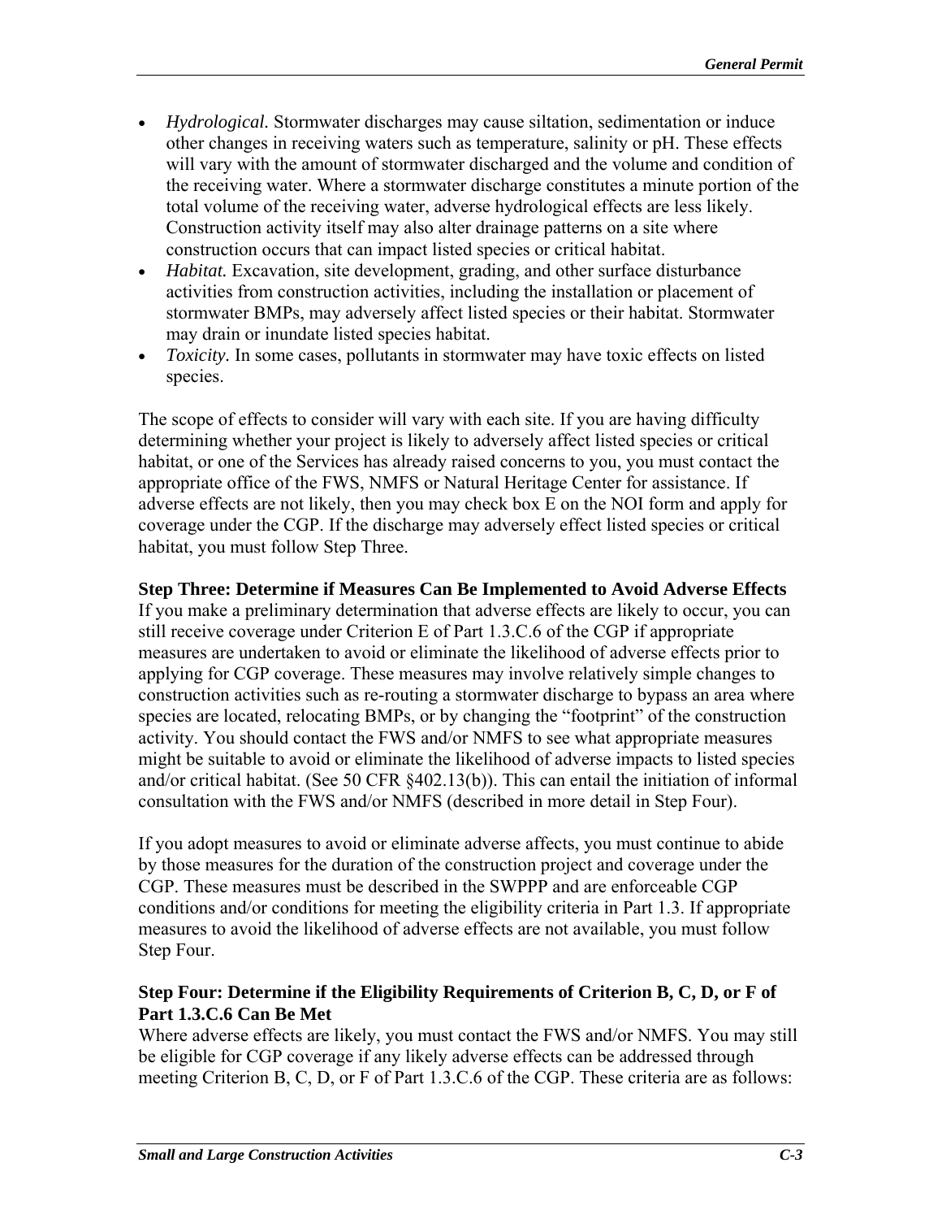- *Hydrological.* Stormwater discharges may cause siltation, sedimentation or induce other changes in receiving waters such as temperature, salinity or pH. These effects will vary with the amount of stormwater discharged and the volume and condition of the receiving water. Where a stormwater discharge constitutes a minute portion of the total volume of the receiving water, adverse hydrological effects are less likely. Construction activity itself may also alter drainage patterns on a site where construction occurs that can impact listed species or critical habitat.
- *Habitat.* Excavation, site development, grading, and other surface disturbance activities from construction activities, including the installation or placement of stormwater BMPs, may adversely affect listed species or their habitat. Stormwater may drain or inundate listed species habitat.
- *Toxicity.* In some cases, pollutants in stormwater may have toxic effects on listed species.

The scope of effects to consider will vary with each site. If you are having difficulty determining whether your project is likely to adversely affect listed species or critical habitat, or one of the Services has already raised concerns to you, you must contact the appropriate office of the FWS, NMFS or Natural Heritage Center for assistance. If adverse effects are not likely, then you may check box E on the NOI form and apply for coverage under the CGP. If the discharge may adversely effect listed species or critical habitat, you must follow Step Three.

**Step Three: Determine if Measures Can Be Implemented to Avoid Adverse Effects**
If you make a preliminary determination that adverse effects are likely to occur, you can still receive coverage under Criterion E of Part 1.3.C.6 of the CGP if appropriate measures are undertaken to avoid or eliminate the likelihood of adverse effects prior to applying for CGP coverage. These measures may involve relatively simple changes to construction activities such as re-routing a stormwater discharge to bypass an area where species are located, relocating BMPs, or by changing the "footprint" of the construction activity. You should contact the FWS and/or NMFS to see what appropriate measures might be suitable to avoid or eliminate the likelihood of adverse impacts to listed species and/or critical habitat. (See 50 CFR §402.13(b)). This can entail the initiation of informal consultation with the FWS and/or NMFS (described in more detail in Step Four).

If you adopt measures to avoid or eliminate adverse affects, you must continue to abide by those measures for the duration of the construction project and coverage under the CGP. These measures must be described in the SWPPP and are enforceable CGP conditions and/or conditions for meeting the eligibility criteria in Part 1.3. If appropriate measures to avoid the likelihood of adverse effects are not available, you must follow Step Four.

**Step Four: Determine if the Eligibility Requirements of Criterion B, C, D, or F of Part 1.3.C.6 Can Be Met**
Where adverse effects are likely, you must contact the FWS and/or NMFS. You may still be eligible for CGP coverage if any likely adverse effects can be addressed through meeting Criterion B, C, D, or F of Part 1.3.C.6 of the CGP. These criteria are as follows: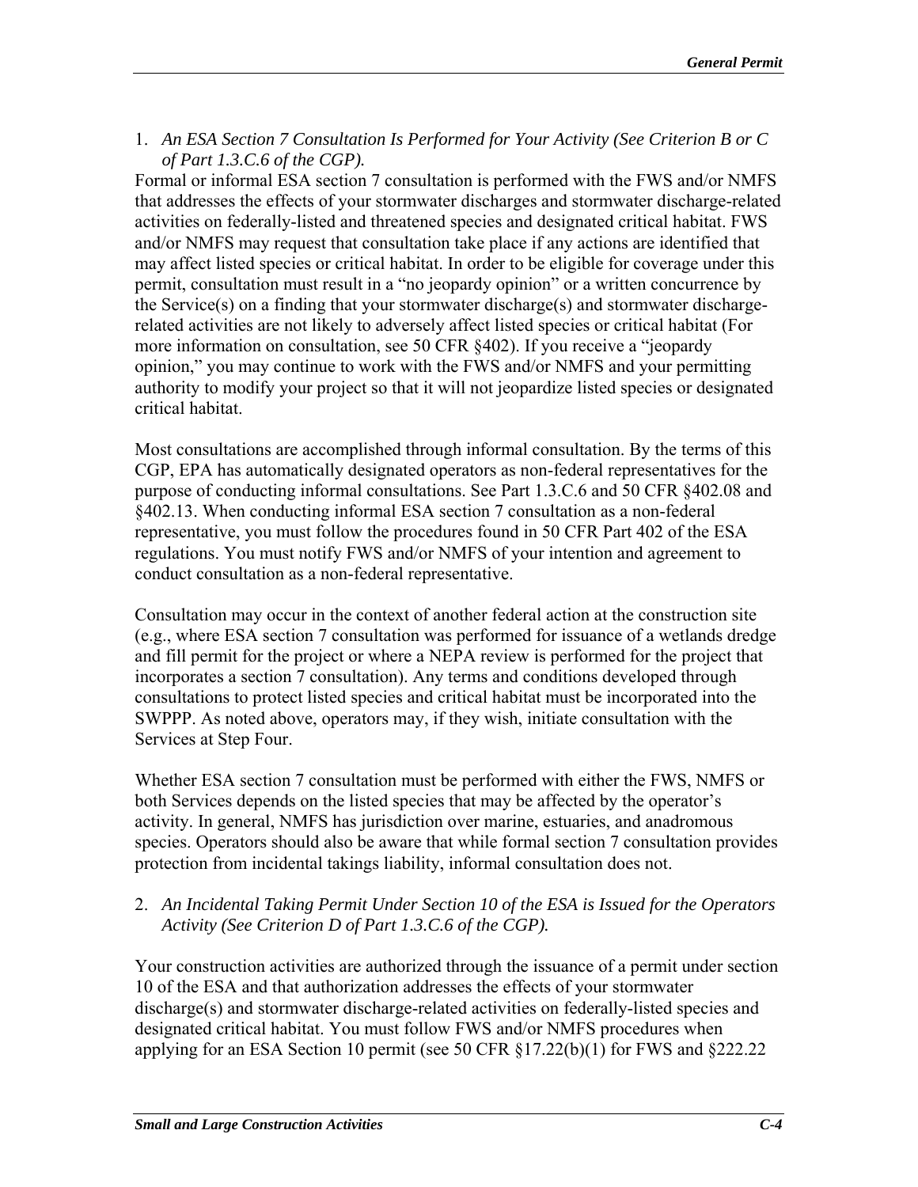1. *An ESA Section 7 Consultation Is Performed for Your Activity (See Criterion B or C of Part 1.3.C.6 of the CGP).*

Formal or informal ESA section 7 consultation is performed with the FWS and/or NMFS that addresses the effects of your stormwater discharges and stormwater discharge-related activities on federally-listed and threatened species and designated critical habitat. FWS and/or NMFS may request that consultation take place if any actions are identified that may affect listed species or critical habitat. In order to be eligible for coverage under this permit, consultation must result in a "no jeopardy opinion" or a written concurrence by the Service(s) on a finding that your stormwater discharge(s) and stormwater discharge-related activities are not likely to adversely affect listed species or critical habitat (For more information on consultation, see 50 CFR §402). If you receive a "jeopardy opinion," you may continue to work with the FWS and/or NMFS and your permitting authority to modify your project so that it will not jeopardize listed species or designated critical habitat.

Most consultations are accomplished through informal consultation. By the terms of this CGP, EPA has automatically designated operators as non-federal representatives for the purpose of conducting informal consultations. See Part 1.3.C.6 and 50 CFR §402.08 and §402.13. When conducting informal ESA section 7 consultation as a non-federal representative, you must follow the procedures found in 50 CFR Part 402 of the ESA regulations. You must notify FWS and/or NMFS of your intention and agreement to conduct consultation as a non-federal representative.

Consultation may occur in the context of another federal action at the construction site (e.g., where ESA section 7 consultation was performed for issuance of a wetlands dredge and fill permit for the project or where a NEPA review is performed for the project that incorporates a section 7 consultation). Any terms and conditions developed through consultations to protect listed species and critical habitat must be incorporated into the SWPPP. As noted above, operators may, if they wish, initiate consultation with the Services at Step Four.

Whether ESA section 7 consultation must be performed with either the FWS, NMFS or both Services depends on the listed species that may be affected by the operator's activity. In general, NMFS has jurisdiction over marine, estuaries, and anadromous species. Operators should also be aware that while formal section 7 consultation provides protection from incidental takings liability, informal consultation does not.

2. *An Incidental Taking Permit Under Section 10 of the ESA is Issued for the Operators Activity (See Criterion D of Part 1.3.C.6 of the CGP).*

Your construction activities are authorized through the issuance of a permit under section 10 of the ESA and that authorization addresses the effects of your stormwater discharge(s) and stormwater discharge-related activities on federally-listed species and designated critical habitat. You must follow FWS and/or NMFS procedures when applying for an ESA Section 10 permit (see 50 CFR §17.22(b)(1) for FWS and §222.22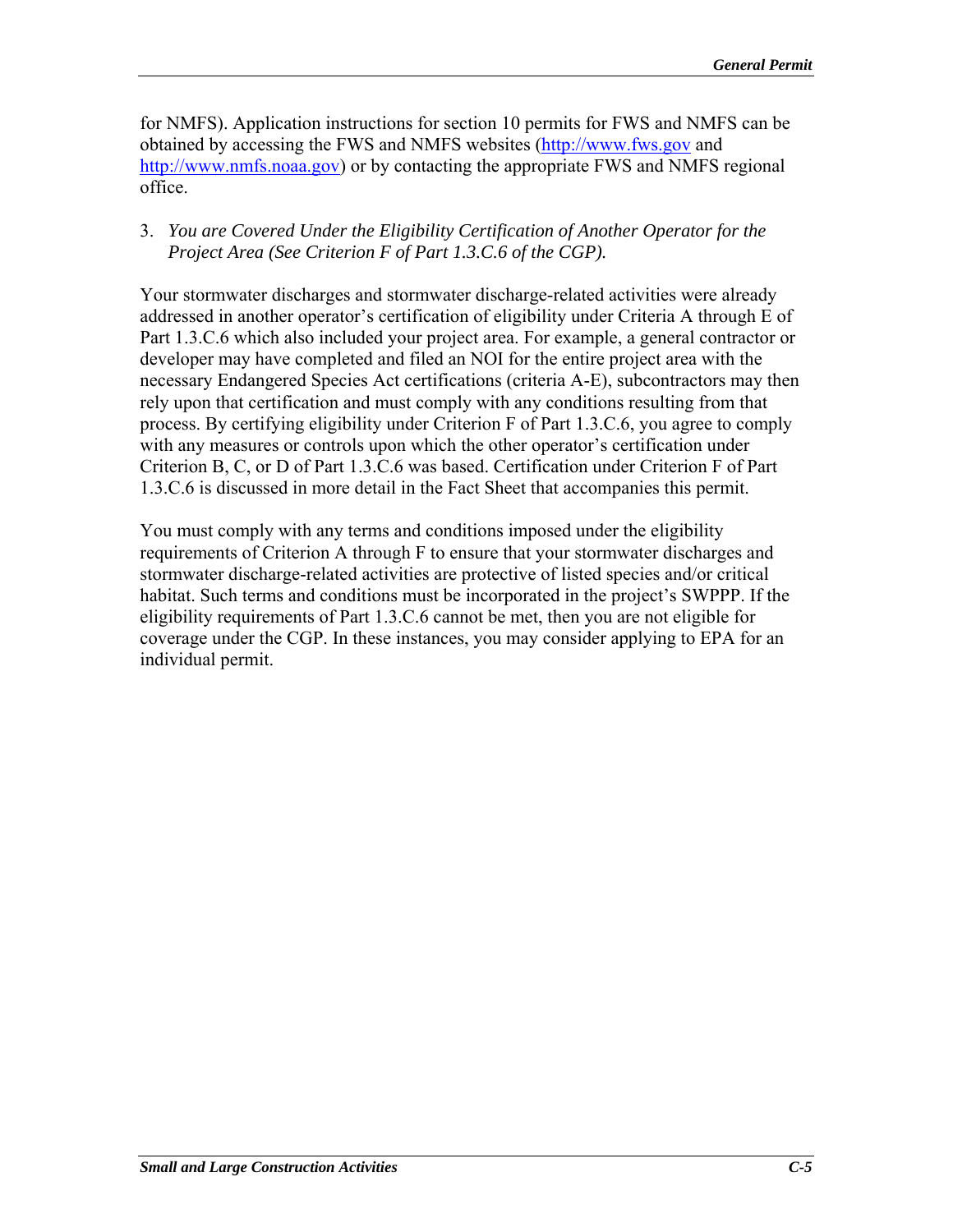for NMFS). Application instructions for section 10 permits for FWS and NMFS can be obtained by accessing the FWS and NMFS websites (http://www.fws.gov and http://www.nmfs.noaa.gov) or by contacting the appropriate FWS and NMFS regional office.

3. *You are Covered Under the Eligibility Certification of Another Operator for the Project Area (See Criterion F of Part 1.3.C.6 of the CGP).*

Your stormwater discharges and stormwater discharge-related activities were already addressed in another operator's certification of eligibility under Criteria A through E of Part 1.3.C.6 which also included your project area. For example, a general contractor or developer may have completed and filed an NOI for the entire project area with the necessary Endangered Species Act certifications (criteria A-E), subcontractors may then rely upon that certification and must comply with any conditions resulting from that process. By certifying eligibility under Criterion F of Part 1.3.C.6, you agree to comply with any measures or controls upon which the other operator's certification under Criterion B, C, or D of Part 1.3.C.6 was based. Certification under Criterion F of Part 1.3.C.6 is discussed in more detail in the Fact Sheet that accompanies this permit.

You must comply with any terms and conditions imposed under the eligibility requirements of Criterion A through F to ensure that your stormwater discharges and stormwater discharge-related activities are protective of listed species and/or critical habitat. Such terms and conditions must be incorporated in the project's SWPPP. If the eligibility requirements of Part 1.3.C.6 cannot be met, then you are not eligible for coverage under the CGP. In these instances, you may consider applying to EPA for an individual permit.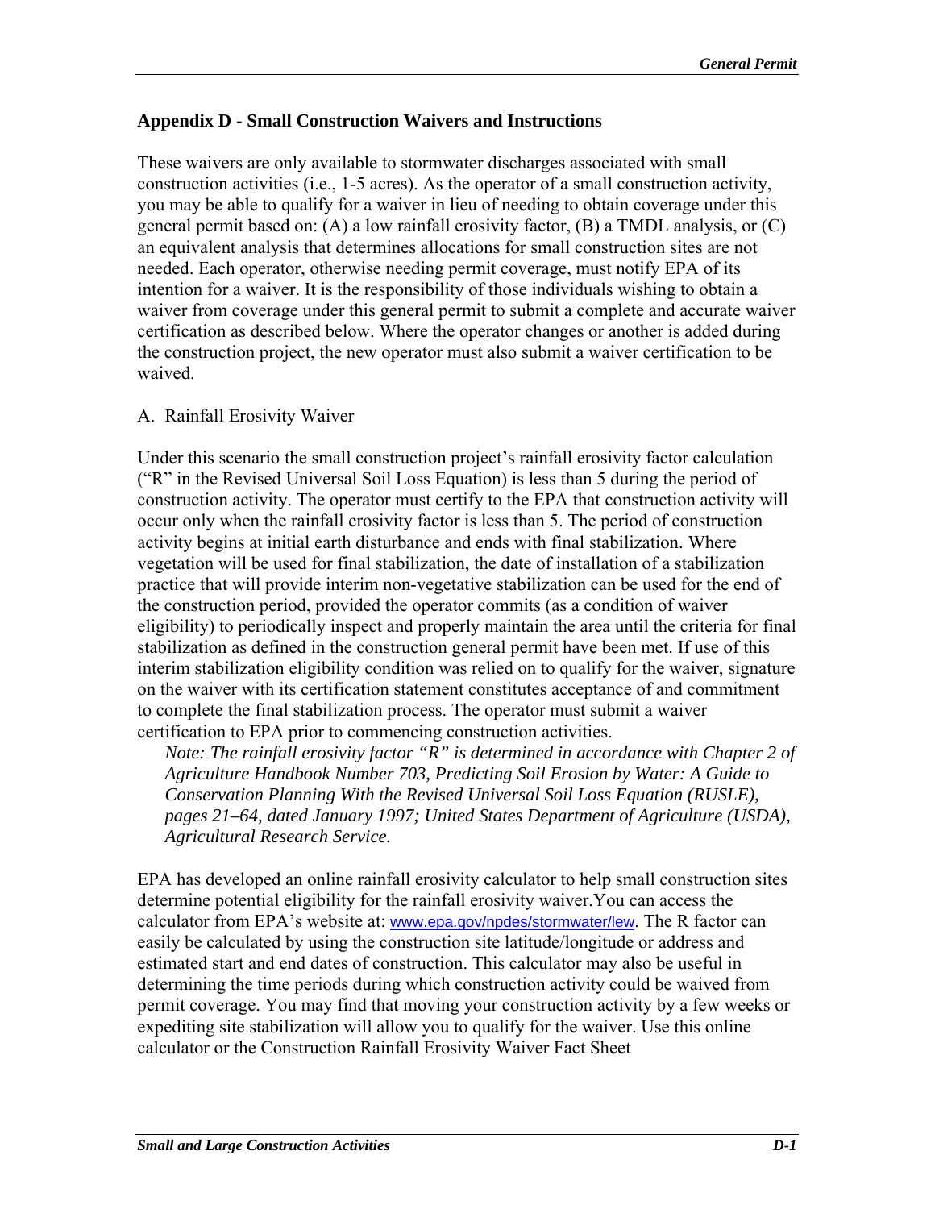## Appendix D - Small Construction Waivers and Instructions

These waivers are only available to stormwater discharges associated with small construction activities (i.e., 1-5 acres). As the operator of a small construction activity, you may be able to qualify for a waiver in lieu of needing to obtain coverage under this general permit based on: (A) a low rainfall erosivity factor, (B) a TMDL analysis, or (C) an equivalent analysis that determines allocations for small construction sites are not needed. Each operator, otherwise needing permit coverage, must notify EPA of its intention for a waiver. It is the responsibility of those individuals wishing to obtain a waiver from coverage under this general permit to submit a complete and accurate waiver certification as described below. Where the operator changes or another is added during the construction project, the new operator must also submit a waiver certification to be waived.

A. Rainfall Erosivity Waiver

Under this scenario the small construction project's rainfall erosivity factor calculation ("R" in the Revised Universal Soil Loss Equation) is less than 5 during the period of construction activity. The operator must certify to the EPA that construction activity will occur only when the rainfall erosivity factor is less than 5. The period of construction activity begins at initial earth disturbance and ends with final stabilization. Where vegetation will be used for final stabilization, the date of installation of a stabilization practice that will provide interim non-vegetative stabilization can be used for the end of the construction period, provided the operator commits (as a condition of waiver eligibility) to periodically inspect and properly maintain the area until the criteria for final stabilization as defined in the construction general permit have been met. If use of this interim stabilization eligibility condition was relied on to qualify for the waiver, signature on the waiver with its certification statement constitutes acceptance of and commitment to complete the final stabilization process. The operator must submit a waiver certification to EPA prior to commencing construction activities.

*Note: The rainfall erosivity factor "R" is determined in accordance with Chapter 2 of Agriculture Handbook Number 703, Predicting Soil Erosion by Water: A Guide to Conservation Planning With the Revised Universal Soil Loss Equation (RUSLE), pages 21–64, dated January 1997; United States Department of Agriculture (USDA), Agricultural Research Service.*

EPA has developed an online rainfall erosivity calculator to help small construction sites determine potential eligibility for the rainfall erosivity waiver.You can access the calculator from EPA's website at: www.epa.gov/npdes/stormwater/lew. The R factor can easily be calculated by using the construction site latitude/longitude or address and estimated start and end dates of construction. This calculator may also be useful in determining the time periods during which construction activity could be waived from permit coverage. You may find that moving your construction activity by a few weeks or expediting site stabilization will allow you to qualify for the waiver. Use this online calculator or the Construction Rainfall Erosivity Waiver Fact Sheet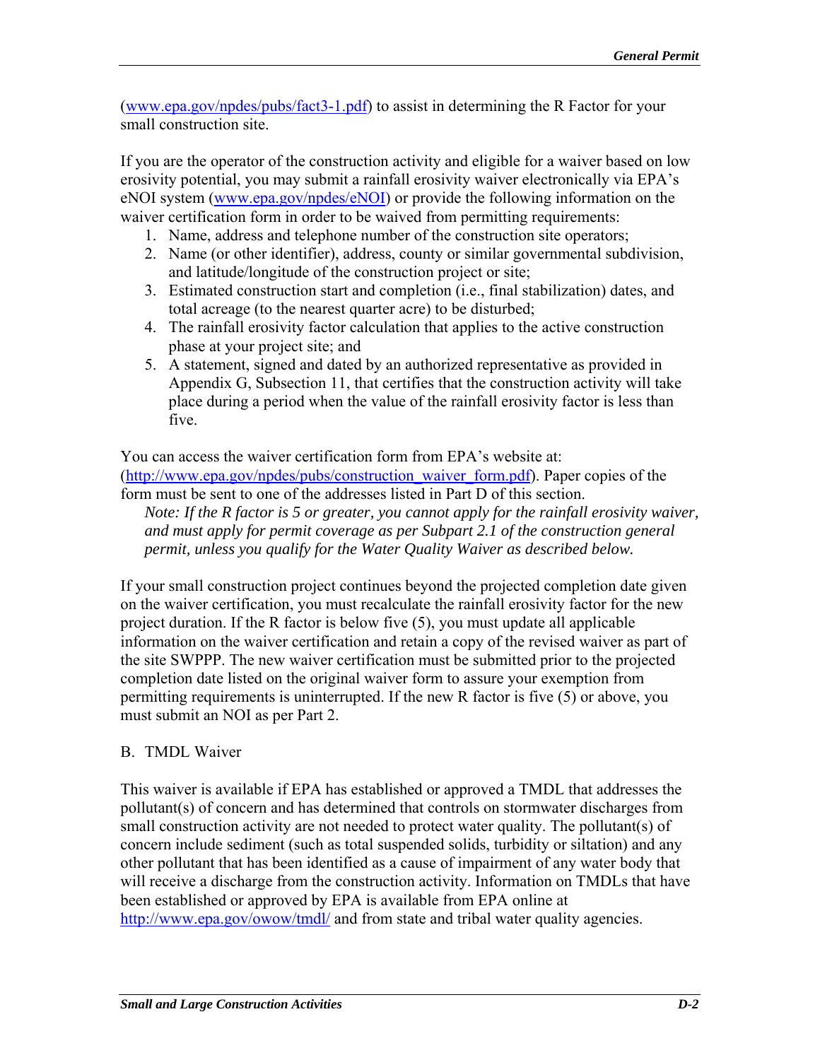(www.epa.gov/npdes/pubs/fact3-1.pdf) to assist in determining the R Factor for your small construction site.

If you are the operator of the construction activity and eligible for a waiver based on low erosivity potential, you may submit a rainfall erosivity waiver electronically via EPA's eNOI system (www.epa.gov/npdes/eNOI) or provide the following information on the waiver certification form in order to be waived from permitting requirements:

1. Name, address and telephone number of the construction site operators;
2. Name (or other identifier), address, county or similar governmental subdivision, and latitude/longitude of the construction project or site;
3. Estimated construction start and completion (i.e., final stabilization) dates, and total acreage (to the nearest quarter acre) to be disturbed;
4. The rainfall erosivity factor calculation that applies to the active construction phase at your project site; and
5. A statement, signed and dated by an authorized representative as provided in Appendix G, Subsection 11, that certifies that the construction activity will take place during a period when the value of the rainfall erosivity factor is less than five.

You can access the waiver certification form from EPA's website at: (http://www.epa.gov/npdes/pubs/construction_waiver_form.pdf). Paper copies of the form must be sent to one of the addresses listed in Part D of this section.

> *Note: If the R factor is 5 or greater, you cannot apply for the rainfall erosivity waiver, and must apply for permit coverage as per Subpart 2.1 of the construction general permit, unless you qualify for the Water Quality Waiver as described below.*

If your small construction project continues beyond the projected completion date given on the waiver certification, you must recalculate the rainfall erosivity factor for the new project duration. If the R factor is below five (5), you must update all applicable information on the waiver certification and retain a copy of the revised waiver as part of the site SWPPP. The new waiver certification must be submitted prior to the projected completion date listed on the original waiver form to assure your exemption from permitting requirements is uninterrupted. If the new R factor is five (5) or above, you must submit an NOI as per Part 2.

B. TMDL Waiver

This waiver is available if EPA has established or approved a TMDL that addresses the pollutant(s) of concern and has determined that controls on stormwater discharges from small construction activity are not needed to protect water quality. The pollutant(s) of concern include sediment (such as total suspended solids, turbidity or siltation) and any other pollutant that has been identified as a cause of impairment of any water body that will receive a discharge from the construction activity. Information on TMDLs that have been established or approved by EPA is available from EPA online at http://www.epa.gov/owow/tmdl/ and from state and tribal water quality agencies.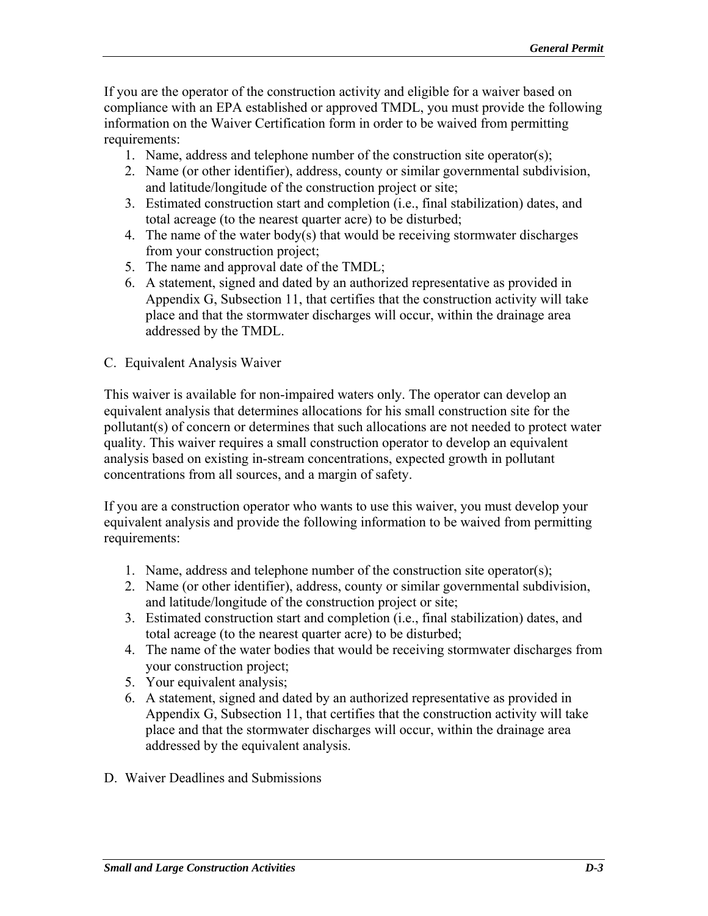If you are the operator of the construction activity and eligible for a waiver based on compliance with an EPA established or approved TMDL, you must provide the following information on the Waiver Certification form in order to be waived from permitting requirements:

1. Name, address and telephone number of the construction site operator(s);
2. Name (or other identifier), address, county or similar governmental subdivision, and latitude/longitude of the construction project or site;
3. Estimated construction start and completion (i.e., final stabilization) dates, and total acreage (to the nearest quarter acre) to be disturbed;
4. The name of the water body(s) that would be receiving stormwater discharges from your construction project;
5. The name and approval date of the TMDL;
6. A statement, signed and dated by an authorized representative as provided in Appendix G, Subsection 11, that certifies that the construction activity will take place and that the stormwater discharges will occur, within the drainage area addressed by the TMDL.

C. Equivalent Analysis Waiver

This waiver is available for non-impaired waters only. The operator can develop an equivalent analysis that determines allocations for his small construction site for the pollutant(s) of concern or determines that such allocations are not needed to protect water quality. This waiver requires a small construction operator to develop an equivalent analysis based on existing in-stream concentrations, expected growth in pollutant concentrations from all sources, and a margin of safety.

If you are a construction operator who wants to use this waiver, you must develop your equivalent analysis and provide the following information to be waived from permitting requirements:

1. Name, address and telephone number of the construction site operator(s);
2. Name (or other identifier), address, county or similar governmental subdivision, and latitude/longitude of the construction project or site;
3. Estimated construction start and completion (i.e., final stabilization) dates, and total acreage (to the nearest quarter acre) to be disturbed;
4. The name of the water bodies that would be receiving stormwater discharges from your construction project;
5. Your equivalent analysis;
6. A statement, signed and dated by an authorized representative as provided in Appendix G, Subsection 11, that certifies that the construction activity will take place and that the stormwater discharges will occur, within the drainage area addressed by the equivalent analysis.

D. Waiver Deadlines and Submissions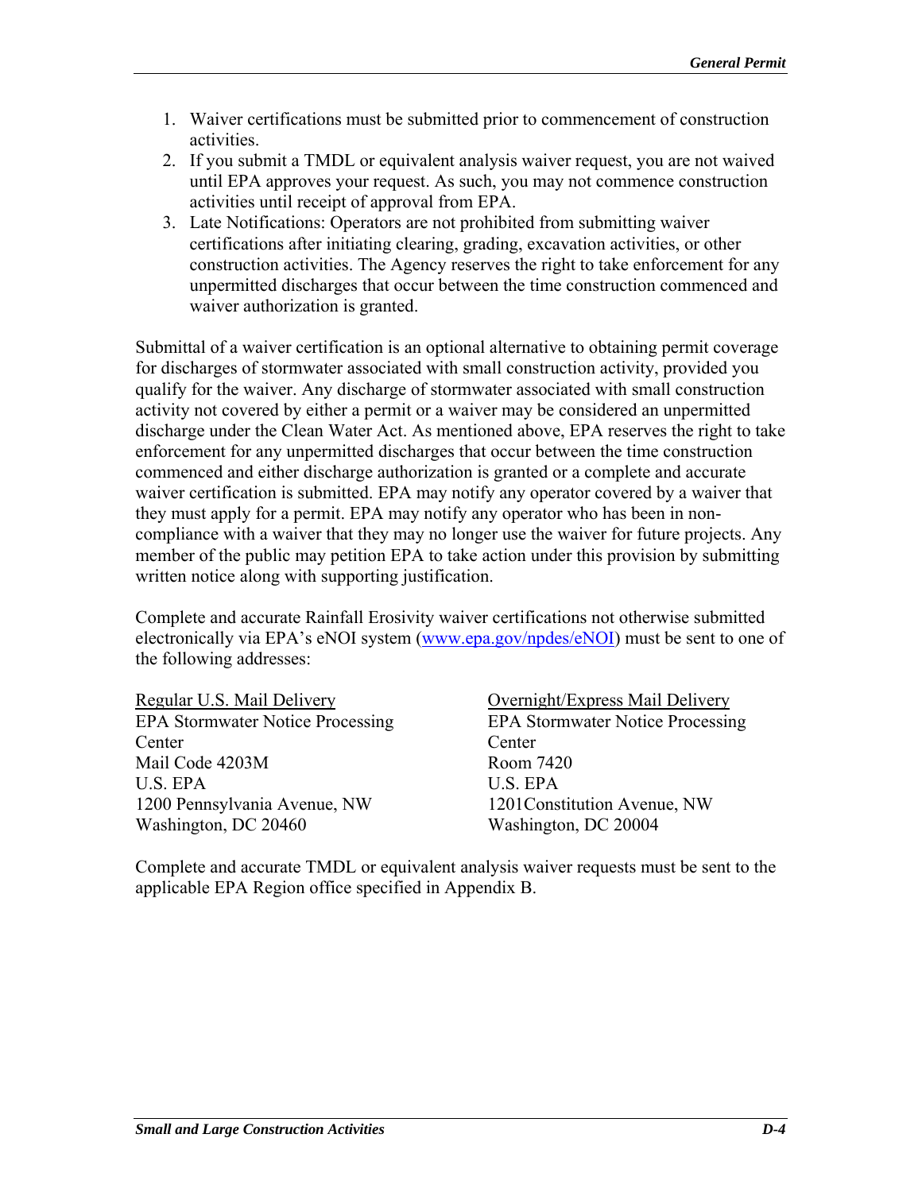1. Waiver certifications must be submitted prior to commencement of construction activities.
2. If you submit a TMDL or equivalent analysis waiver request, you are not waived until EPA approves your request. As such, you may not commence construction activities until receipt of approval from EPA.
3. Late Notifications: Operators are not prohibited from submitting waiver certifications after initiating clearing, grading, excavation activities, or other construction activities. The Agency reserves the right to take enforcement for any unpermitted discharges that occur between the time construction commenced and waiver authorization is granted.

Submittal of a waiver certification is an optional alternative to obtaining permit coverage for discharges of stormwater associated with small construction activity, provided you qualify for the waiver. Any discharge of stormwater associated with small construction activity not covered by either a permit or a waiver may be considered an unpermitted discharge under the Clean Water Act. As mentioned above, EPA reserves the right to take enforcement for any unpermitted discharges that occur between the time construction commenced and either discharge authorization is granted or a complete and accurate waiver certification is submitted. EPA may notify any operator covered by a waiver that they must apply for a permit. EPA may notify any operator who has been in non-compliance with a waiver that they may no longer use the waiver for future projects. Any member of the public may petition EPA to take action under this provision by submitting written notice along with supporting justification.

Complete and accurate Rainfall Erosivity waiver certifications not otherwise submitted electronically via EPA's eNOI system ([www.epa.gov/npdes/eNOI](http://www.epa.gov/npdes/eNOI)) must be sent to one of the following addresses:

<u>Regular U.S. Mail Delivery</u>
EPA Stormwater Notice Processing Center
Mail Code 4203M
U.S. EPA
1200 Pennsylvania Avenue, NW
Washington, DC 20460

<u>Overnight/Express Mail Delivery</u>
EPA Stormwater Notice Processing Center
Room 7420
U.S. EPA
1201Constitution Avenue, NW
Washington, DC 20004

Complete and accurate TMDL or equivalent analysis waiver requests must be sent to the applicable EPA Region office specified in Appendix B.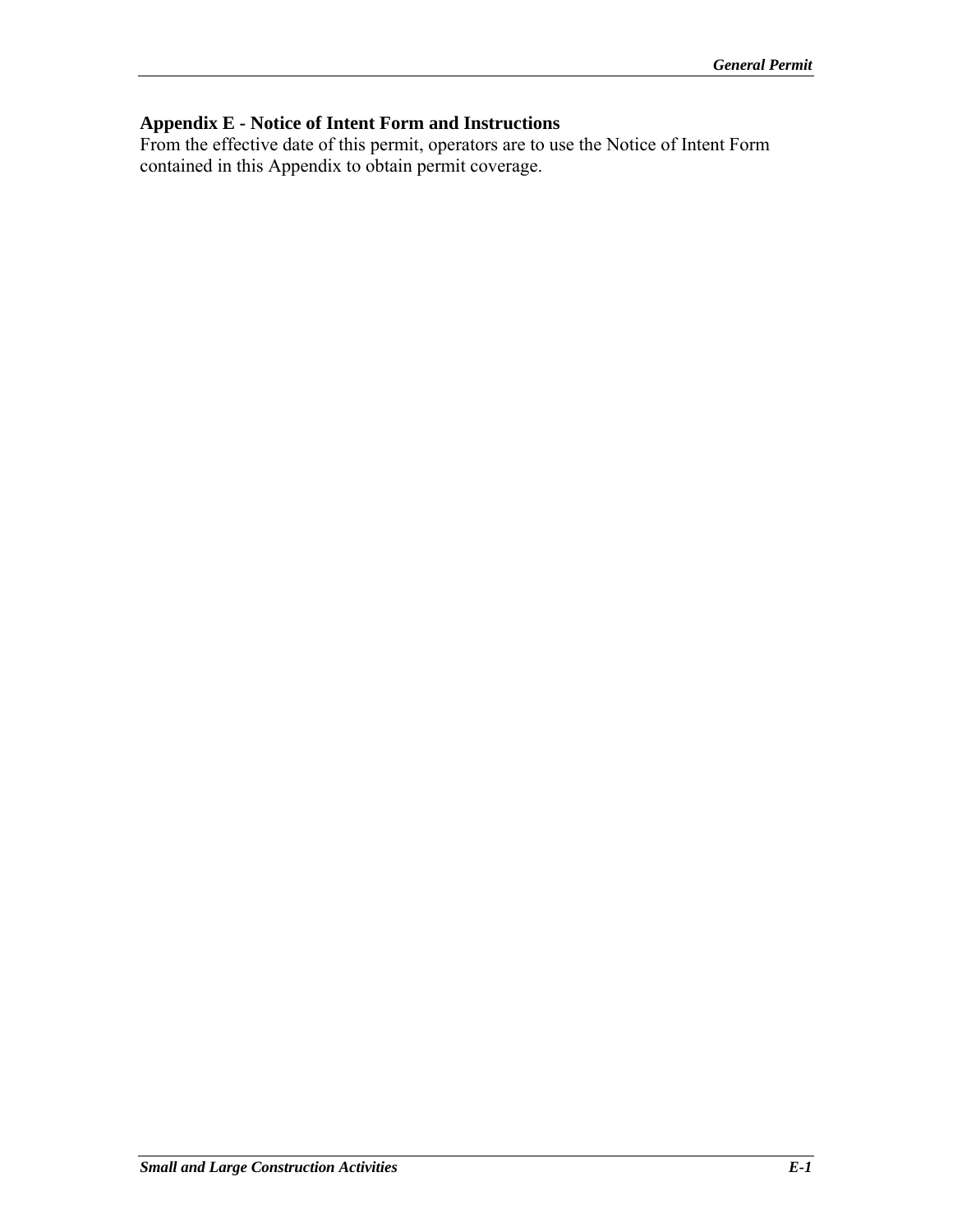## Appendix E - Notice of Intent Form and Instructions

From the effective date of this permit, operators are to use the Notice of Intent Form contained in this Appendix to obtain permit coverage.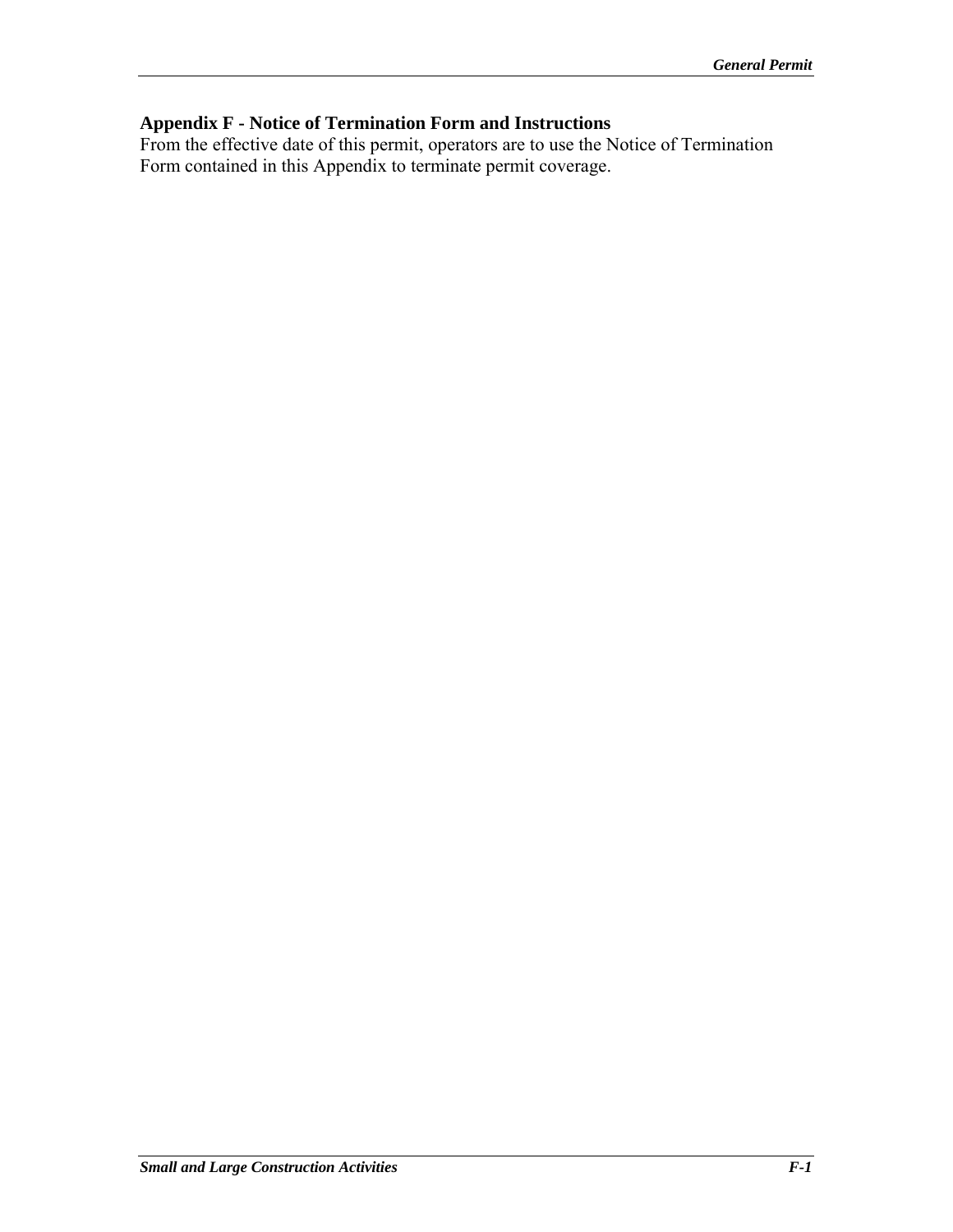## Appendix F - Notice of Termination Form and Instructions

From the effective date of this permit, operators are to use the Notice of Termination Form contained in this Appendix to terminate permit coverage.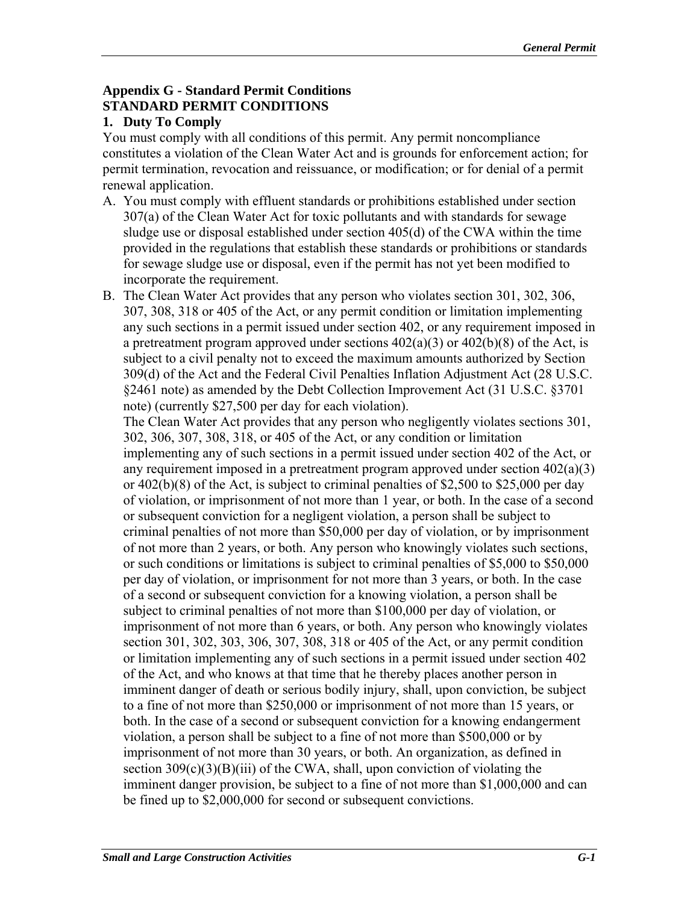## Appendix G - Standard Permit Conditions

## STANDARD PERMIT CONDITIONS

### 1. Duty To Comply

You must comply with all conditions of this permit. Any permit noncompliance constitutes a violation of the Clean Water Act and is grounds for enforcement action; for permit termination, revocation and reissuance, or modification; or for denial of a permit renewal application.

A. You must comply with effluent standards or prohibitions established under section 307(a) of the Clean Water Act for toxic pollutants and with standards for sewage sludge use or disposal established under section 405(d) of the CWA within the time provided in the regulations that establish these standards or prohibitions or standards for sewage sludge use or disposal, even if the permit has not yet been modified to incorporate the requirement.

B. The Clean Water Act provides that any person who violates section 301, 302, 306, 307, 308, 318 or 405 of the Act, or any permit condition or limitation implementing any such sections in a permit issued under section 402, or any requirement imposed in a pretreatment program approved under sections 402(a)(3) or 402(b)(8) of the Act, is subject to a civil penalty not to exceed the maximum amounts authorized by Section 309(d) of the Act and the Federal Civil Penalties Inflation Adjustment Act (28 U.S.C. §2461 note) as amended by the Debt Collection Improvement Act (31 U.S.C. §3701 note) (currently $27,500 per day for each violation).

   The Clean Water Act provides that any person who negligently violates sections 301, 302, 306, 307, 308, 318, or 405 of the Act, or any condition or limitation implementing any of such sections in a permit issued under section 402 of the Act, or any requirement imposed in a pretreatment program approved under section 402(a)(3) or 402(b)(8) of the Act, is subject to criminal penalties of $2,500 to $25,000 per day of violation, or imprisonment of not more than 1 year, or both. In the case of a second or subsequent conviction for a negligent violation, a person shall be subject to criminal penalties of not more than $50,000 per day of violation, or by imprisonment of not more than 2 years, or both. Any person who knowingly violates such sections, or such conditions or limitations is subject to criminal penalties of $5,000 to $50,000 per day of violation, or imprisonment for not more than 3 years, or both. In the case of a second or subsequent conviction for a knowing violation, a person shall be subject to criminal penalties of not more than $100,000 per day of violation, or imprisonment of not more than 6 years, or both. Any person who knowingly violates section 301, 302, 303, 306, 307, 308, 318 or 405 of the Act, or any permit condition or limitation implementing any of such sections in a permit issued under section 402 of the Act, and who knows at that time that he thereby places another person in imminent danger of death or serious bodily injury, shall, upon conviction, be subject to a fine of not more than $250,000 or imprisonment of not more than 15 years, or both. In the case of a second or subsequent conviction for a knowing endangerment violation, a person shall be subject to a fine of not more than $500,000 or by imprisonment of not more than 30 years, or both. An organization, as defined in section 309(c)(3)(B)(iii) of the CWA, shall, upon conviction of violating the imminent danger provision, be subject to a fine of not more than $1,000,000 and can be fined up to $2,000,000 for second or subsequent convictions.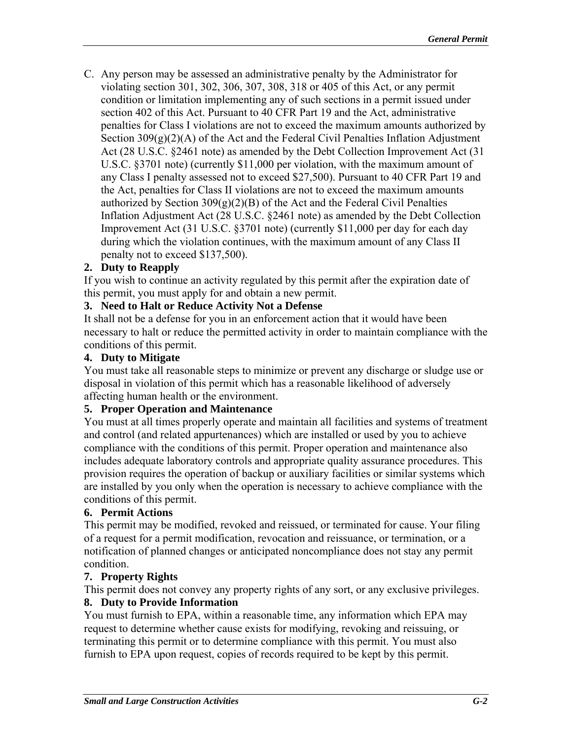C. Any person may be assessed an administrative penalty by the Administrator for violating section 301, 302, 306, 307, 308, 318 or 405 of this Act, or any permit condition or limitation implementing any of such sections in a permit issued under section 402 of this Act. Pursuant to 40 CFR Part 19 and the Act, administrative penalties for Class I violations are not to exceed the maximum amounts authorized by Section 309(g)(2)(A) of the Act and the Federal Civil Penalties Inflation Adjustment Act (28 U.S.C. §2461 note) as amended by the Debt Collection Improvement Act (31 U.S.C. §3701 note) (currently $11,000 per violation, with the maximum amount of any Class I penalty assessed not to exceed $27,500). Pursuant to 40 CFR Part 19 and the Act, penalties for Class II violations are not to exceed the maximum amounts authorized by Section 309(g)(2)(B) of the Act and the Federal Civil Penalties Inflation Adjustment Act (28 U.S.C. §2461 note) as amended by the Debt Collection Improvement Act (31 U.S.C. §3701 note) (currently $11,000 per day for each day during which the violation continues, with the maximum amount of any Class II penalty not to exceed $137,500).

**2. Duty to Reapply**

If you wish to continue an activity regulated by this permit after the expiration date of this permit, you must apply for and obtain a new permit.

**3. Need to Halt or Reduce Activity Not a Defense**

It shall not be a defense for you in an enforcement action that it would have been necessary to halt or reduce the permitted activity in order to maintain compliance with the conditions of this permit.

**4. Duty to Mitigate**

You must take all reasonable steps to minimize or prevent any discharge or sludge use or disposal in violation of this permit which has a reasonable likelihood of adversely affecting human health or the environment.

**5. Proper Operation and Maintenance**

You must at all times properly operate and maintain all facilities and systems of treatment and control (and related appurtenances) which are installed or used by you to achieve compliance with the conditions of this permit. Proper operation and maintenance also includes adequate laboratory controls and appropriate quality assurance procedures. This provision requires the operation of backup or auxiliary facilities or similar systems which are installed by you only when the operation is necessary to achieve compliance with the conditions of this permit.

**6. Permit Actions**

This permit may be modified, revoked and reissued, or terminated for cause. Your filing of a request for a permit modification, revocation and reissuance, or termination, or a notification of planned changes or anticipated noncompliance does not stay any permit condition.

**7. Property Rights**

This permit does not convey any property rights of any sort, or any exclusive privileges.

**8. Duty to Provide Information**

You must furnish to EPA, within a reasonable time, any information which EPA may request to determine whether cause exists for modifying, revoking and reissuing, or terminating this permit or to determine compliance with this permit. You must also furnish to EPA upon request, copies of records required to be kept by this permit.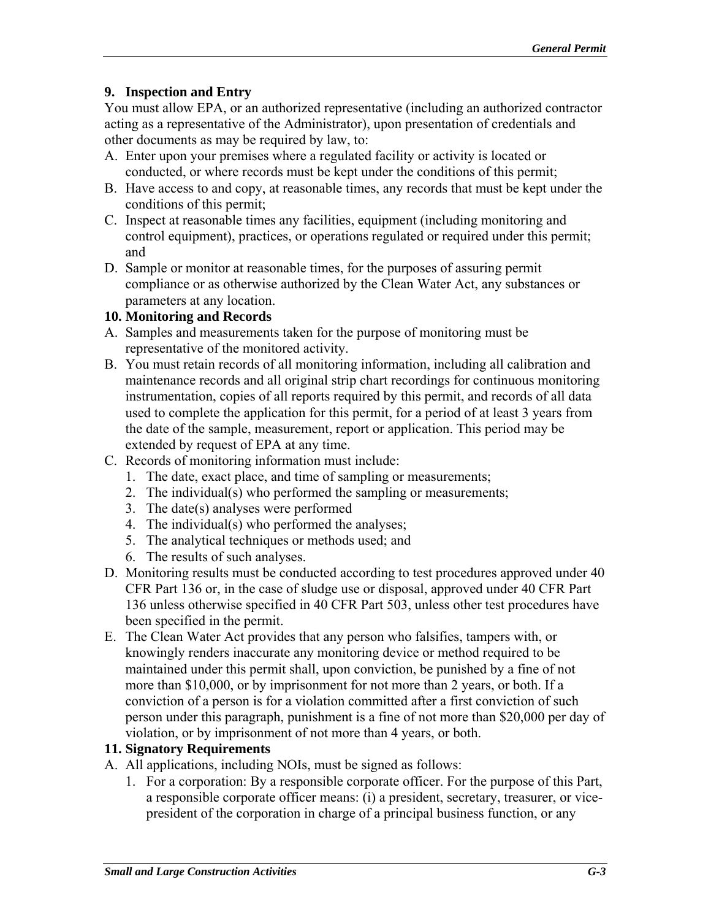### 9. Inspection and Entry

You must allow EPA, or an authorized representative (including an authorized contractor acting as a representative of the Administrator), upon presentation of credentials and other documents as may be required by law, to:

A. Enter upon your premises where a regulated facility or activity is located or conducted, or where records must be kept under the conditions of this permit;
B. Have access to and copy, at reasonable times, any records that must be kept under the conditions of this permit;
C. Inspect at reasonable times any facilities, equipment (including monitoring and control equipment), practices, or operations regulated or required under this permit; and
D. Sample or monitor at reasonable times, for the purposes of assuring permit compliance or as otherwise authorized by the Clean Water Act, any substances or parameters at any location.

### 10. Monitoring and Records

A. Samples and measurements taken for the purpose of monitoring must be representative of the monitored activity.
B. You must retain records of all monitoring information, including all calibration and maintenance records and all original strip chart recordings for continuous monitoring instrumentation, copies of all reports required by this permit, and records of all data used to complete the application for this permit, for a period of at least 3 years from the date of the sample, measurement, report or application. This period may be extended by request of EPA at any time.
C. Records of monitoring information must include:
   1. The date, exact place, and time of sampling or measurements;
   2. The individual(s) who performed the sampling or measurements;
   3. The date(s) analyses were performed
   4. The individual(s) who performed the analyses;
   5. The analytical techniques or methods used; and
   6. The results of such analyses.
D. Monitoring results must be conducted according to test procedures approved under 40 CFR Part 136 or, in the case of sludge use or disposal, approved under 40 CFR Part 136 unless otherwise specified in 40 CFR Part 503, unless other test procedures have been specified in the permit.
E. The Clean Water Act provides that any person who falsifies, tampers with, or knowingly renders inaccurate any monitoring device or method required to be maintained under this permit shall, upon conviction, be punished by a fine of not more than $10,000, or by imprisonment for not more than 2 years, or both. If a conviction of a person is for a violation committed after a first conviction of such person under this paragraph, punishment is a fine of not more than $20,000 per day of violation, or by imprisonment of not more than 4 years, or both.

### 11. Signatory Requirements

A. All applications, including NOIs, must be signed as follows:
   1. For a corporation: By a responsible corporate officer. For the purpose of this Part, a responsible corporate officer means: (i) a president, secretary, treasurer, or vice-president of the corporation in charge of a principal business function, or any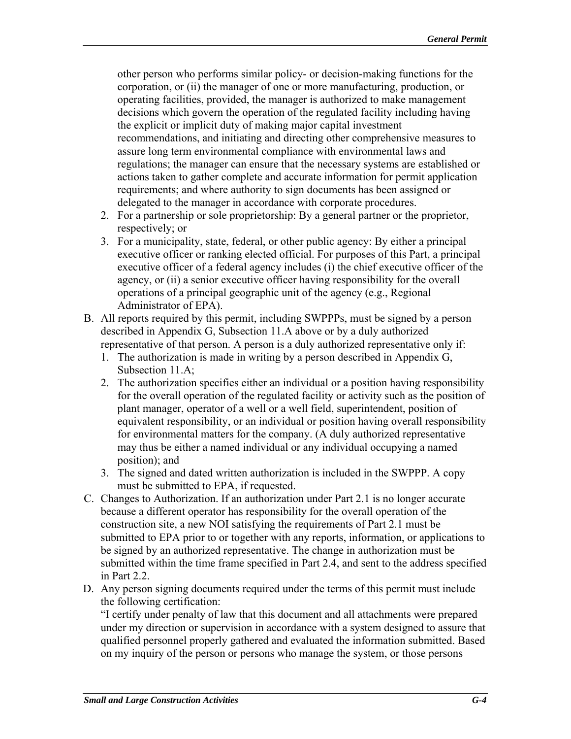other person who performs similar policy- or decision-making functions for the corporation, or (ii) the manager of one or more manufacturing, production, or operating facilities, provided, the manager is authorized to make management decisions which govern the operation of the regulated facility including having the explicit or implicit duty of making major capital investment recommendations, and initiating and directing other comprehensive measures to assure long term environmental compliance with environmental laws and regulations; the manager can ensure that the necessary systems are established or actions taken to gather complete and accurate information for permit application requirements; and where authority to sign documents has been assigned or delegated to the manager in accordance with corporate procedures.

2. For a partnership or sole proprietorship: By a general partner or the proprietor, respectively; or
3. For a municipality, state, federal, or other public agency: By either a principal executive officer or ranking elected official. For purposes of this Part, a principal executive officer of a federal agency includes (i) the chief executive officer of the agency, or (ii) a senior executive officer having responsibility for the overall operations of a principal geographic unit of the agency (e.g., Regional Administrator of EPA).

B. All reports required by this permit, including SWPPPs, must be signed by a person described in Appendix G, Subsection 11.A above or by a duly authorized representative of that person. A person is a duly authorized representative only if:
   1. The authorization is made in writing by a person described in Appendix G, Subsection 11.A;
   2. The authorization specifies either an individual or a position having responsibility for the overall operation of the regulated facility or activity such as the position of plant manager, operator of a well or a well field, superintendent, position of equivalent responsibility, or an individual or position having overall responsibility for environmental matters for the company. (A duly authorized representative may thus be either a named individual or any individual occupying a named position); and
   3. The signed and dated written authorization is included in the SWPPP. A copy must be submitted to EPA, if requested.

C. Changes to Authorization. If an authorization under Part 2.1 is no longer accurate because a different operator has responsibility for the overall operation of the construction site, a new NOI satisfying the requirements of Part 2.1 must be submitted to EPA prior to or together with any reports, information, or applications to be signed by an authorized representative. The change in authorization must be submitted within the time frame specified in Part 2.4, and sent to the address specified in Part 2.2.

D. Any person signing documents required under the terms of this permit must include the following certification:
   "I certify under penalty of law that this document and all attachments were prepared under my direction or supervision in accordance with a system designed to assure that qualified personnel properly gathered and evaluated the information submitted. Based on my inquiry of the person or persons who manage the system, or those persons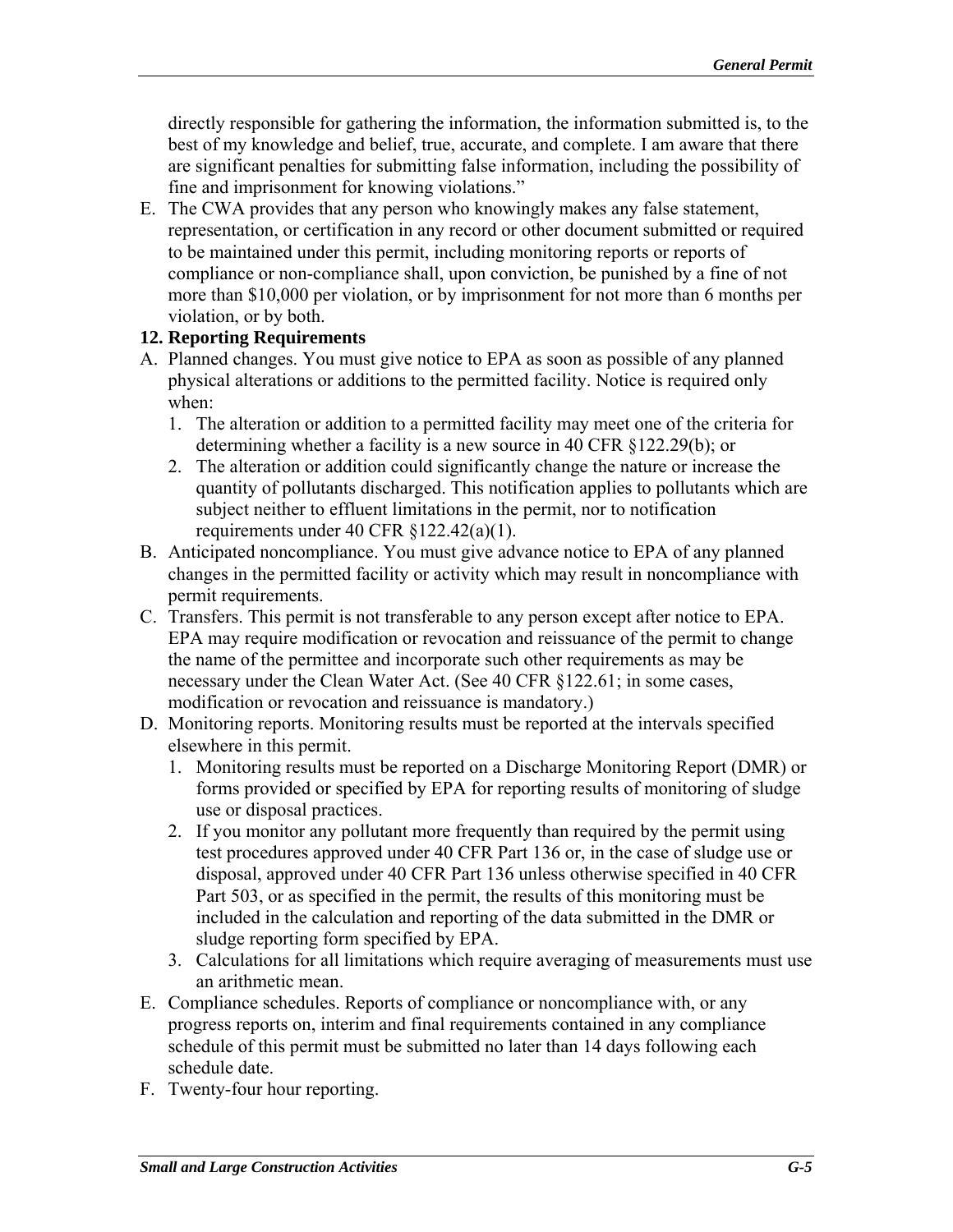directly responsible for gathering the information, the information submitted is, to the best of my knowledge and belief, true, accurate, and complete. I am aware that there are significant penalties for submitting false information, including the possibility of fine and imprisonment for knowing violations."

E. The CWA provides that any person who knowingly makes any false statement, representation, or certification in any record or other document submitted or required to be maintained under this permit, including monitoring reports or reports of compliance or non-compliance shall, upon conviction, be punished by a fine of not more than $10,000 per violation, or by imprisonment for not more than 6 months per violation, or by both.

**12. Reporting Requirements**

A. Planned changes. You must give notice to EPA as soon as possible of any planned physical alterations or additions to the permitted facility. Notice is required only when:
   1. The alteration or addition to a permitted facility may meet one of the criteria for determining whether a facility is a new source in 40 CFR §122.29(b); or
   2. The alteration or addition could significantly change the nature or increase the quantity of pollutants discharged. This notification applies to pollutants which are subject neither to effluent limitations in the permit, nor to notification requirements under 40 CFR §122.42(a)(1).

B. Anticipated noncompliance. You must give advance notice to EPA of any planned changes in the permitted facility or activity which may result in noncompliance with permit requirements.

C. Transfers. This permit is not transferable to any person except after notice to EPA. EPA may require modification or revocation and reissuance of the permit to change the name of the permittee and incorporate such other requirements as may be necessary under the Clean Water Act. (See 40 CFR §122.61; in some cases, modification or revocation and reissuance is mandatory.)

D. Monitoring reports. Monitoring results must be reported at the intervals specified elsewhere in this permit.
   1. Monitoring results must be reported on a Discharge Monitoring Report (DMR) or forms provided or specified by EPA for reporting results of monitoring of sludge use or disposal practices.
   2. If you monitor any pollutant more frequently than required by the permit using test procedures approved under 40 CFR Part 136 or, in the case of sludge use or disposal, approved under 40 CFR Part 136 unless otherwise specified in 40 CFR Part 503, or as specified in the permit, the results of this monitoring must be included in the calculation and reporting of the data submitted in the DMR or sludge reporting form specified by EPA.
   3. Calculations for all limitations which require averaging of measurements must use an arithmetic mean.

E. Compliance schedules. Reports of compliance or noncompliance with, or any progress reports on, interim and final requirements contained in any compliance schedule of this permit must be submitted no later than 14 days following each schedule date.

F. Twenty-four hour reporting.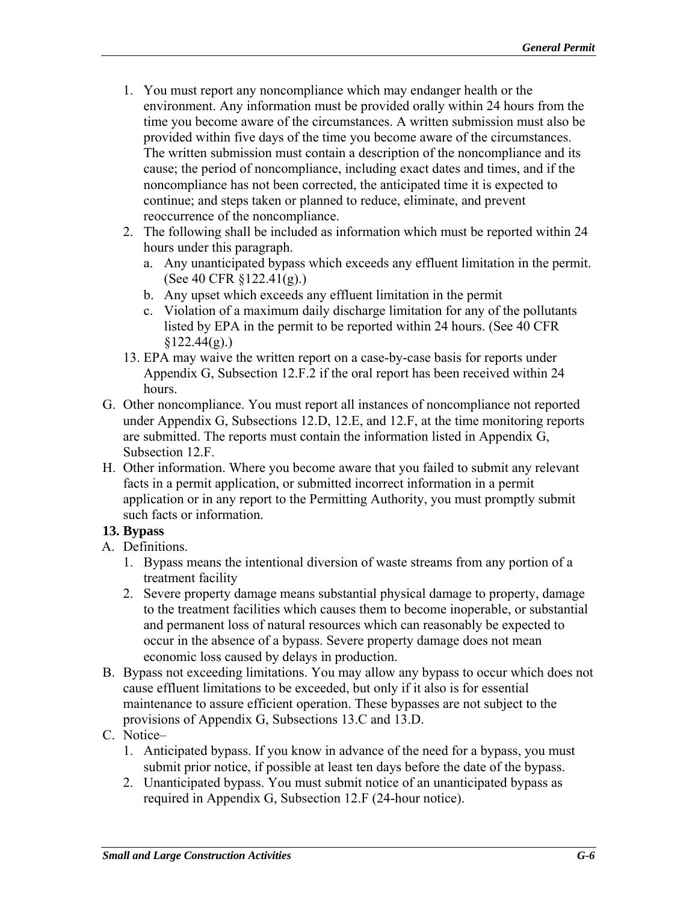1. You must report any noncompliance which may endanger health or the environment. Any information must be provided orally within 24 hours from the time you become aware of the circumstances. A written submission must also be provided within five days of the time you become aware of the circumstances. The written submission must contain a description of the noncompliance and its cause; the period of noncompliance, including exact dates and times, and if the noncompliance has not been corrected, the anticipated time it is expected to continue; and steps taken or planned to reduce, eliminate, and prevent reoccurrence of the noncompliance.
2. The following shall be included as information which must be reported within 24 hours under this paragraph.
   a. Any unanticipated bypass which exceeds any effluent limitation in the permit. (See 40 CFR §122.41(g).)
   b. Any upset which exceeds any effluent limitation in the permit
   c. Violation of a maximum daily discharge limitation for any of the pollutants listed by EPA in the permit to be reported within 24 hours. (See 40 CFR §122.44(g).)
13. EPA may waive the written report on a case-by-case basis for reports under Appendix G, Subsection 12.F.2 if the oral report has been received within 24 hours.

G. Other noncompliance. You must report all instances of noncompliance not reported under Appendix G, Subsections 12.D, 12.E, and 12.F, at the time monitoring reports are submitted. The reports must contain the information listed in Appendix G, Subsection 12.F.

H. Other information. Where you become aware that you failed to submit any relevant facts in a permit application, or submitted incorrect information in a permit application or in any report to the Permitting Authority, you must promptly submit such facts or information.

**13. Bypass**

A. Definitions.
   1. Bypass means the intentional diversion of waste streams from any portion of a treatment facility
   2. Severe property damage means substantial physical damage to property, damage to the treatment facilities which causes them to become inoperable, or substantial and permanent loss of natural resources which can reasonably be expected to occur in the absence of a bypass. Severe property damage does not mean economic loss caused by delays in production.

B. Bypass not exceeding limitations. You may allow any bypass to occur which does not cause effluent limitations to be exceeded, but only if it also is for essential maintenance to assure efficient operation. These bypasses are not subject to the provisions of Appendix G, Subsections 13.C and 13.D.

C. Notice–
   1. Anticipated bypass. If you know in advance of the need for a bypass, you must submit prior notice, if possible at least ten days before the date of the bypass.
   2. Unanticipated bypass. You must submit notice of an unanticipated bypass as required in Appendix G, Subsection 12.F (24-hour notice).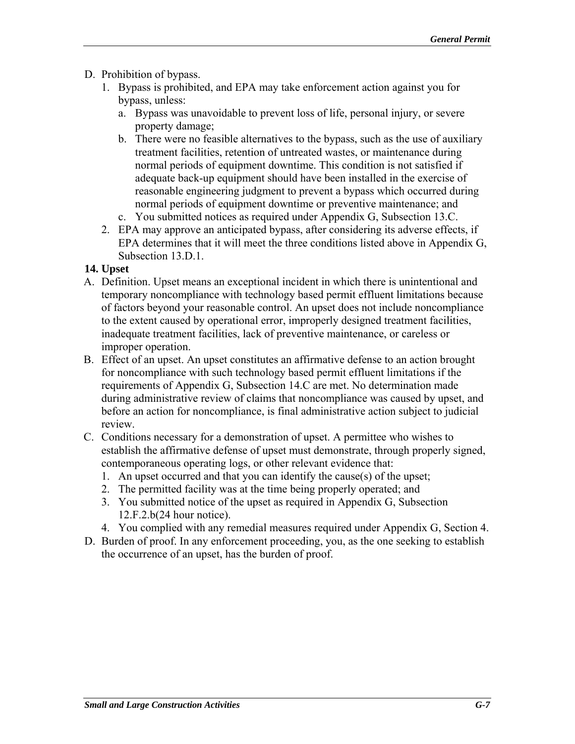D. Prohibition of bypass.
    1. Bypass is prohibited, and EPA may take enforcement action against you for bypass, unless:
        a. Bypass was unavoidable to prevent loss of life, personal injury, or severe property damage;
        b. There were no feasible alternatives to the bypass, such as the use of auxiliary treatment facilities, retention of untreated wastes, or maintenance during normal periods of equipment downtime. This condition is not satisfied if adequate back-up equipment should have been installed in the exercise of reasonable engineering judgment to prevent a bypass which occurred during normal periods of equipment downtime or preventive maintenance; and
        c. You submitted notices as required under Appendix G, Subsection 13.C.
    2. EPA may approve an anticipated bypass, after considering its adverse effects, if EPA determines that it will meet the three conditions listed above in Appendix G, Subsection 13.D.1.

**14. Upset**

A. Definition. Upset means an exceptional incident in which there is unintentional and temporary noncompliance with technology based permit effluent limitations because of factors beyond your reasonable control. An upset does not include noncompliance to the extent caused by operational error, improperly designed treatment facilities, inadequate treatment facilities, lack of preventive maintenance, or careless or improper operation.

B. Effect of an upset. An upset constitutes an affirmative defense to an action brought for noncompliance with such technology based permit effluent limitations if the requirements of Appendix G, Subsection 14.C are met. No determination made during administrative review of claims that noncompliance was caused by upset, and before an action for noncompliance, is final administrative action subject to judicial review.

C. Conditions necessary for a demonstration of upset. A permittee who wishes to establish the affirmative defense of upset must demonstrate, through properly signed, contemporaneous operating logs, or other relevant evidence that:
    1. An upset occurred and that you can identify the cause(s) of the upset;
    2. The permitted facility was at the time being properly operated; and
    3. You submitted notice of the upset as required in Appendix G, Subsection 12.F.2.b(24 hour notice).
    4. You complied with any remedial measures required under Appendix G, Section 4.

D. Burden of proof. In any enforcement proceeding, you, as the one seeking to establish the occurrence of an upset, has the burden of proof.